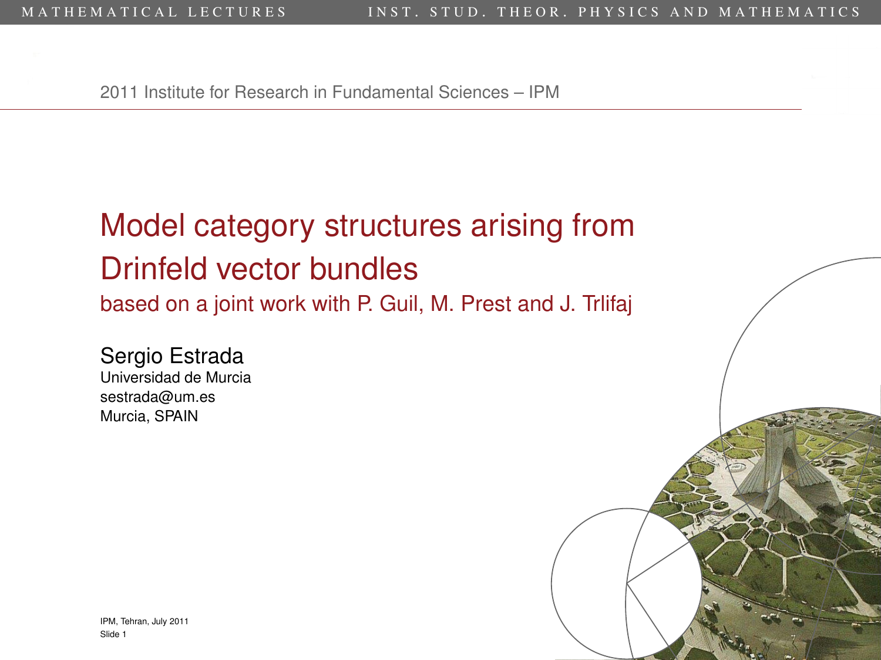2011 Institute for Research in Fundamental Sciences – IPM

# Model category structures arising from Drinfeld vector bundles

## based on a joint work with P. Guil, M. Prest and J. Trlifaj

**Sergio Estrada**
Universidad de Murcia
sestrada@um.es
Murcia, SPAIN

IPM, Tehran, July 2011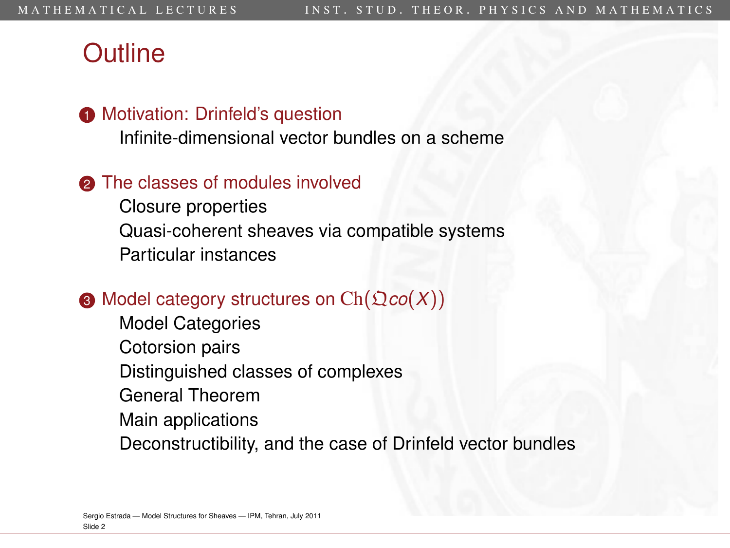# Outline

1. Motivation: Drinfeld's question
   - Infinite-dimensional vector bundles on a scheme

2. The classes of modules involved
   - Closure properties
   - Quasi-coherent sheaves via compatible systems
   - Particular instances

3. Model category structures on $\mathrm{Ch}(\mathfrak{Q}co(X))$
   - Model Categories
   - Cotorsion pairs
   - Distinguished classes of complexes
   - General Theorem
   - Main applications
   - Deconstructibility, and the case of Drinfeld vector bundles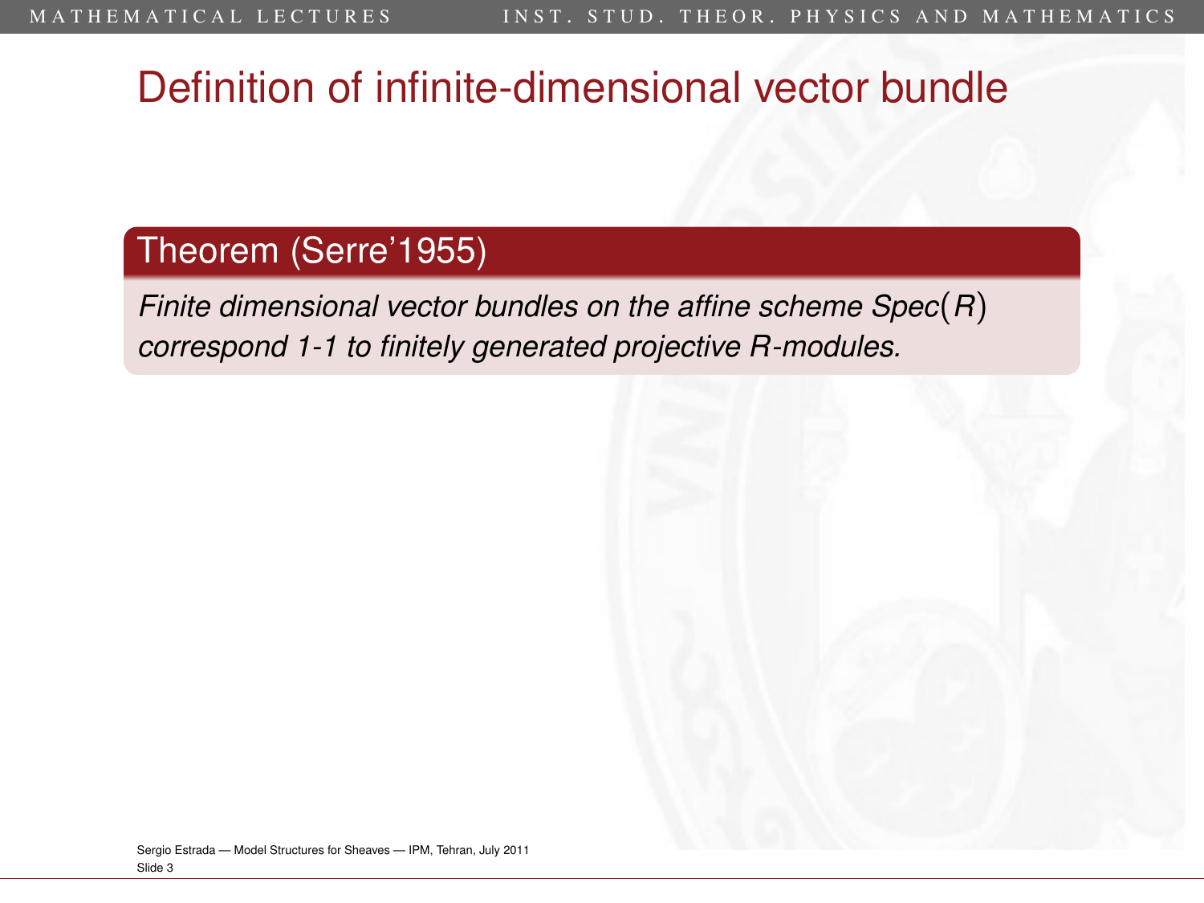# Definition of infinite-dimensional vector bundle

**Theorem (Serre'1955)**

*Finite dimensional vector bundles on the affine scheme* $Spec(R)$ *correspond 1-1 to finitely generated projective* $R$*-modules.*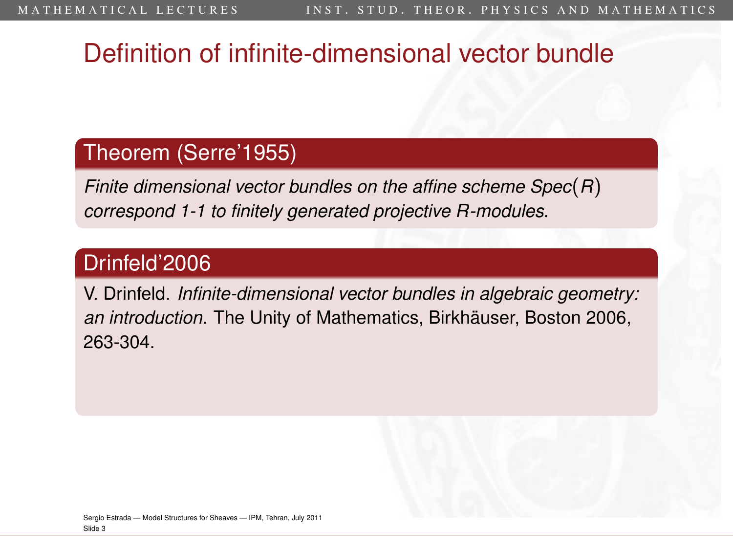# Definition of infinite-dimensional vector bundle

## Theorem (Serre'1955)

*Finite dimensional vector bundles on the affine scheme Spec$(R)$ correspond 1-1 to finitely generated projective $R$-modules.*

## Drinfeld'2006

V. Drinfeld. *Infinite-dimensional vector bundles in algebraic geometry: an introduction.* The Unity of Mathematics, Birkhäuser, Boston 2006, 263-304.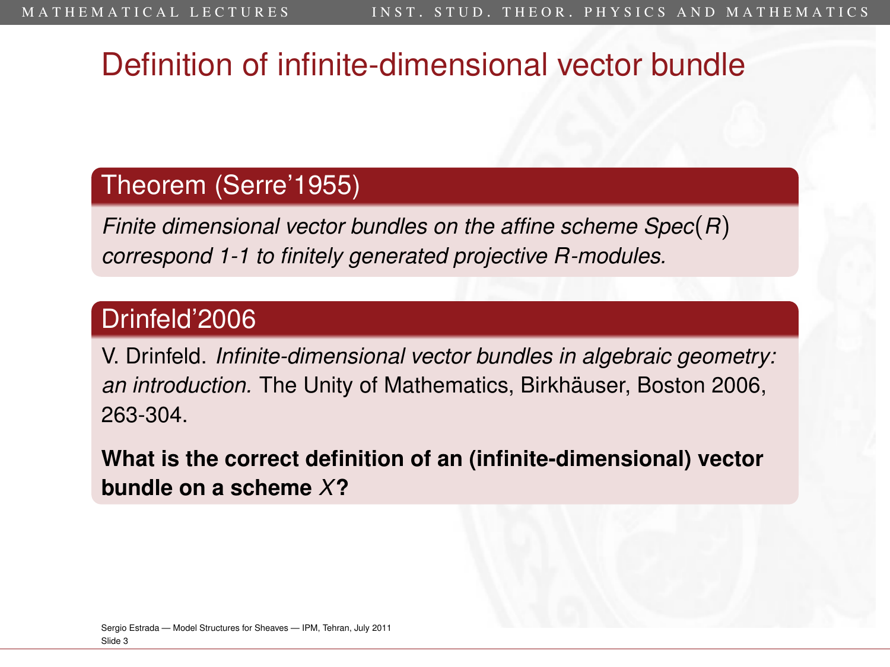# Definition of infinite-dimensional vector bundle

## Theorem (Serre'1955)

*Finite dimensional vector bundles on the affine scheme Spec$(R)$ correspond 1-1 to finitely generated projective $R$-modules.*

## Drinfeld'2006

V. Drinfeld. *Infinite-dimensional vector bundles in algebraic geometry: an introduction.* The Unity of Mathematics, Birkhäuser, Boston 2006, 263-304.

**What is the correct definition of an (infinite-dimensional) vector bundle on a scheme $X$?**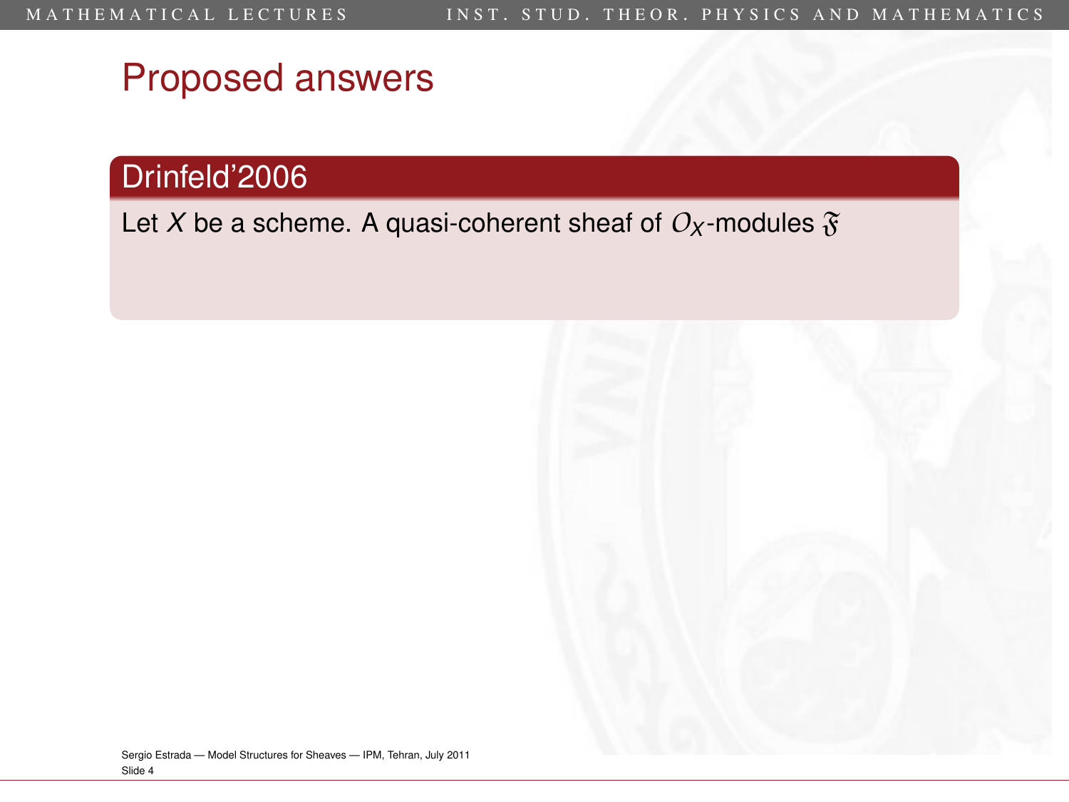# Proposed answers

## Drinfeld'2006

Let $X$ be a scheme. A quasi-coherent sheaf of $O_X$-modules $\mathfrak{F}$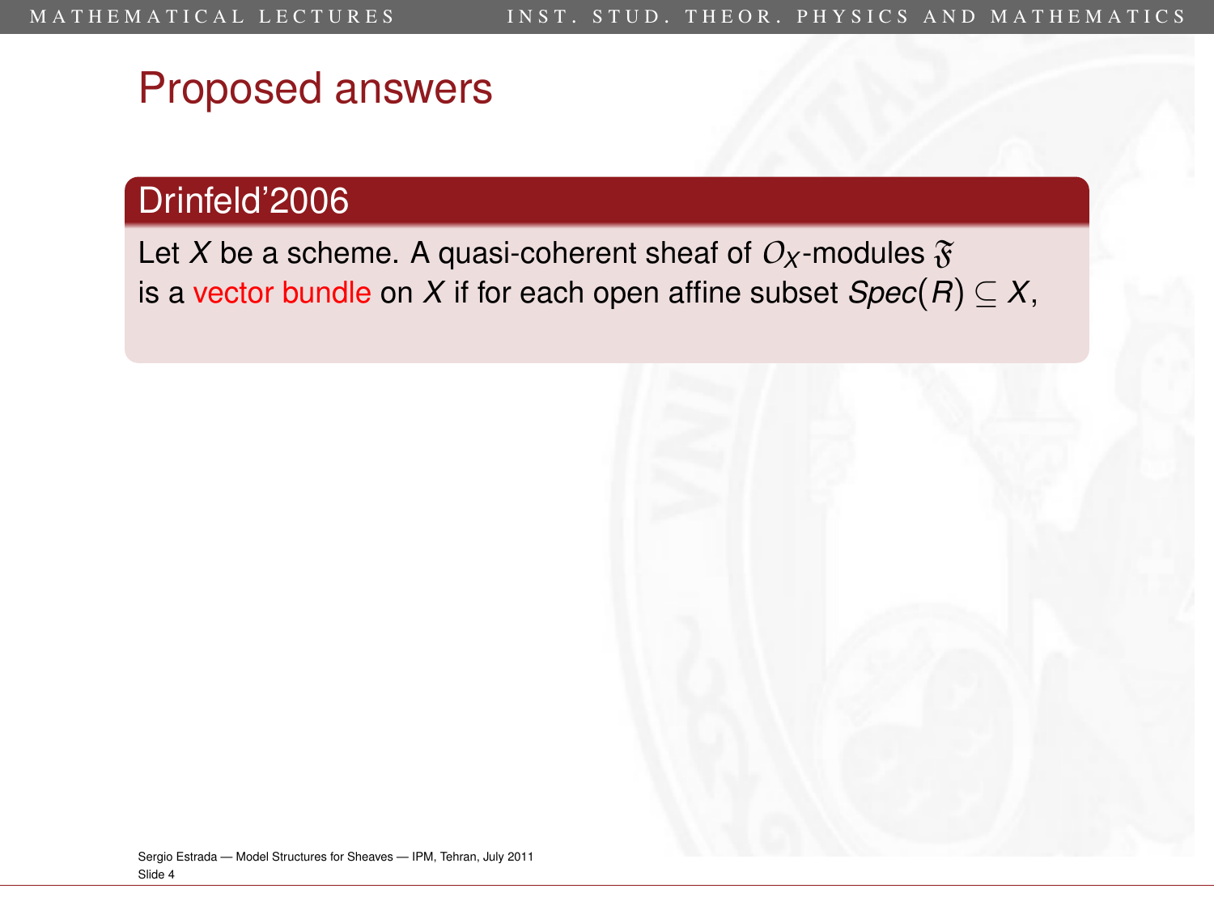# Proposed answers

## Drinfeld'2006

Let $X$ be a scheme. A quasi-coherent sheaf of $O_X$-modules $\mathfrak{F}$ is a vector bundle on $X$ if for each open affine subset $Spec(R) \subseteq X$,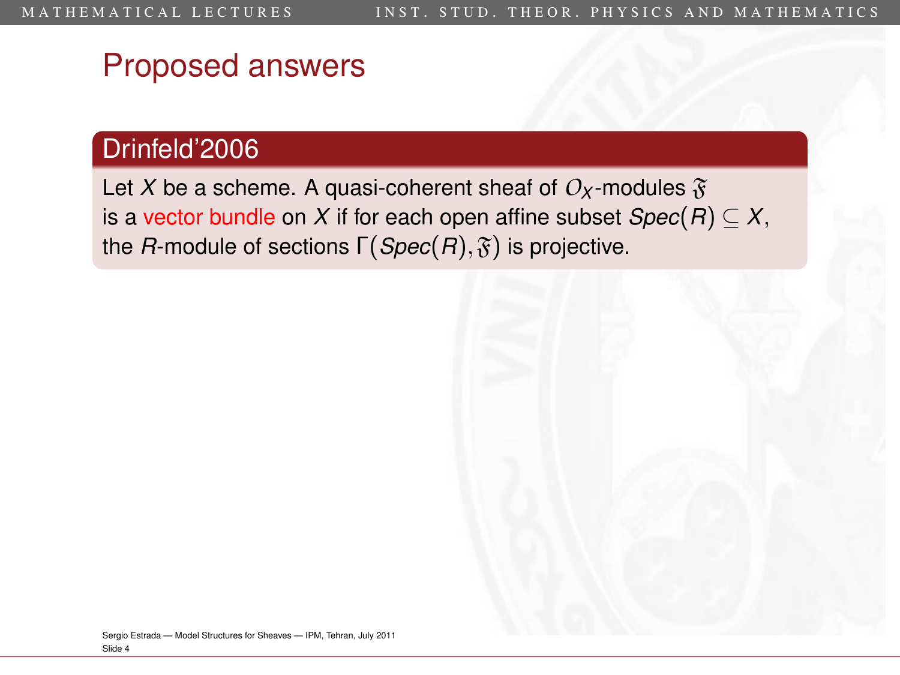# Proposed answers

**Drinfeld'2006**

Let $X$ be a scheme. A quasi-coherent sheaf of $O_X$-modules $\mathfrak{F}$ is a vector bundle on $X$ if for each open affine subset $Spec(R) \subseteq X$, the $R$-module of sections $\Gamma(Spec(R), \mathfrak{F})$ is projective.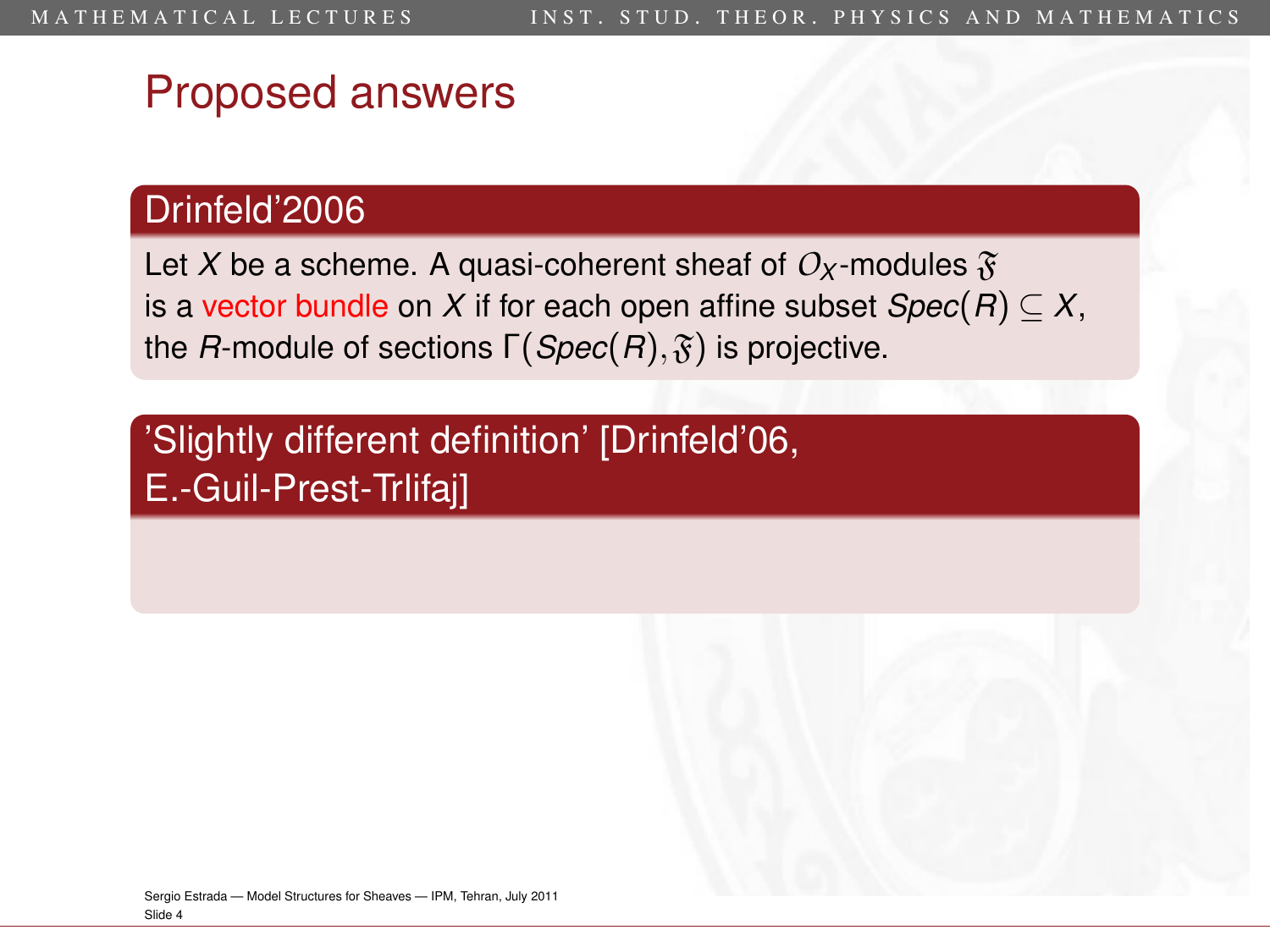# Proposed answers

### Drinfeld'2006

Let $X$ be a scheme. A quasi-coherent sheaf of $O_X$-modules $\mathfrak{F}$ is a vector bundle on $X$ if for each open affine subset $Spec(R) \subseteq X$, the $R$-module of sections $\Gamma(Spec(R), \mathfrak{F})$ is projective.

### 'Slightly different definition' [Drinfeld'06, E.-Guil-Prest-Trlifaj]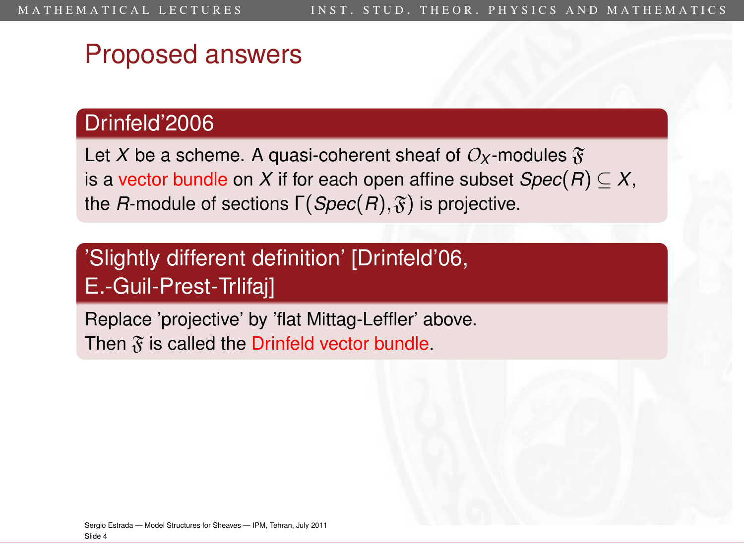# Proposed answers

## Drinfeld'2006

Let $X$ be a scheme. A quasi-coherent sheaf of $\mathcal{O}_X$-modules $\mathfrak{F}$ is a vector bundle on $X$ if for each open affine subset $Spec(R) \subseteq X$, the $R$-module of sections $\Gamma(Spec(R), \mathfrak{F})$ is projective.

## 'Slightly different definition' [Drinfeld'06, E.-Guil-Prest-Trlifaj]

Replace 'projective' by 'flat Mittag-Leffler' above.
Then $\mathfrak{F}$ is called the Drinfeld vector bundle.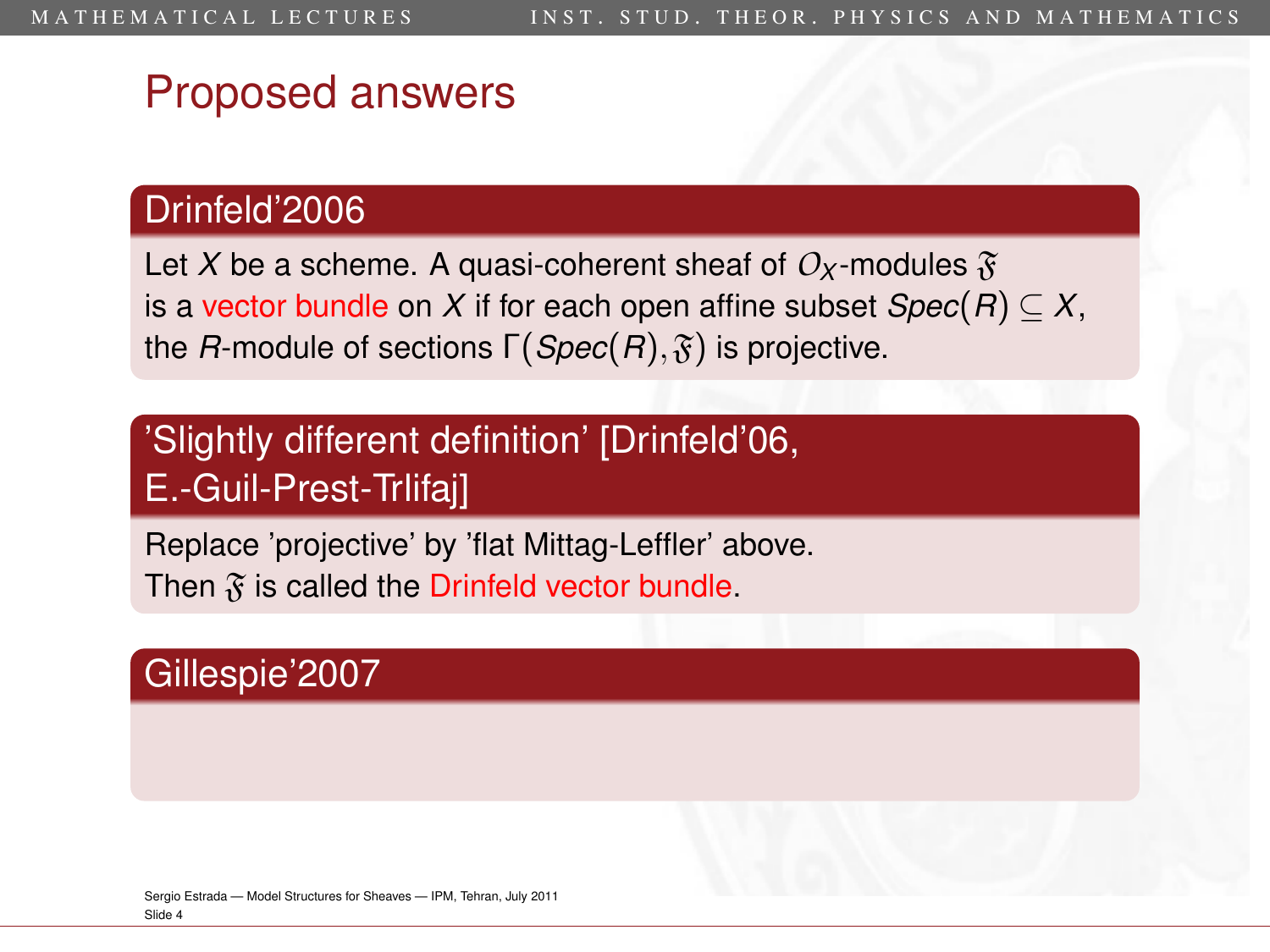# Proposed answers

## Drinfeld'2006

Let $X$ be a scheme. A quasi-coherent sheaf of $\mathcal{O}_X$-modules $\mathfrak{F}$ is a vector bundle on $X$ if for each open affine subset $Spec(R) \subseteq X$, the $R$-module of sections $\Gamma(Spec(R), \mathfrak{F})$ is projective.

## 'Slightly different definition' [Drinfeld'06, E.-Guil-Prest-Trlifaj]

Replace 'projective' by 'flat Mittag-Leffler' above.
Then $\mathfrak{F}$ is called the Drinfeld vector bundle.

## Gillespie'2007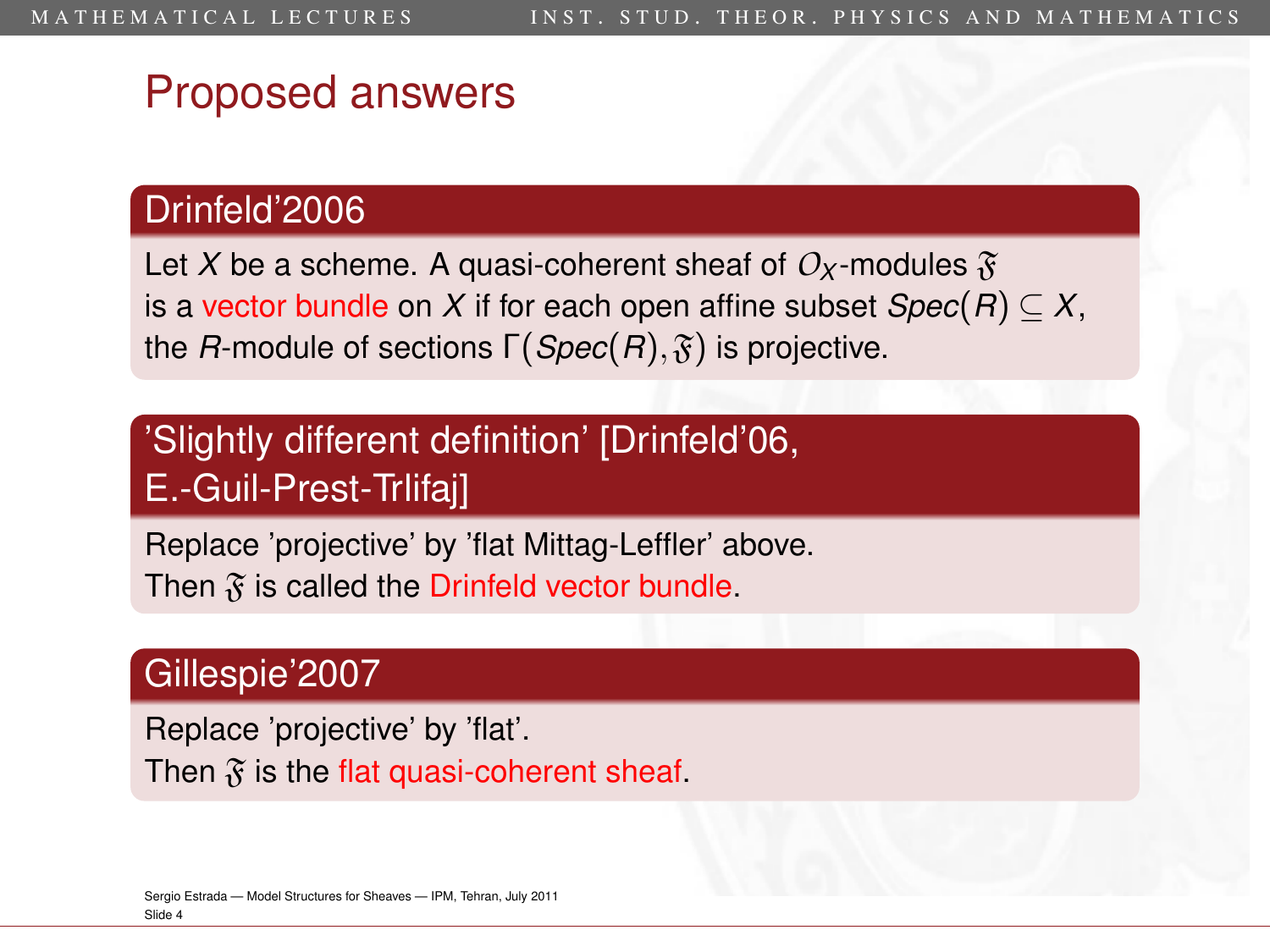# Proposed answers

### Drinfeld'2006

Let $X$ be a scheme. A quasi-coherent sheaf of $\mathcal{O}_X$-modules $\mathfrak{F}$ is a vector bundle on $X$ if for each open affine subset $Spec(R) \subseteq X$, the $R$-module of sections $\Gamma(Spec(R), \mathfrak{F})$ is projective.

### 'Slightly different definition' [Drinfeld'06, E.-Guil-Prest-Trlifaj]

Replace 'projective' by 'flat Mittag-Leffler' above.
Then $\mathfrak{F}$ is called the Drinfeld vector bundle.

### Gillespie'2007

Replace 'projective' by 'flat'.
Then $\mathfrak{F}$ is the flat quasi-coherent sheaf.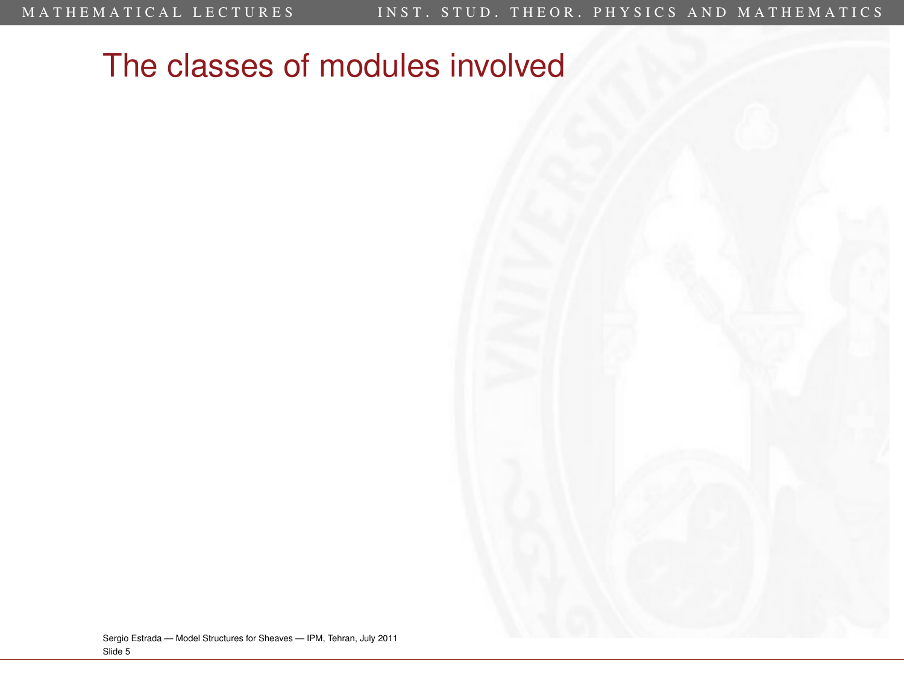# The classes of modules involved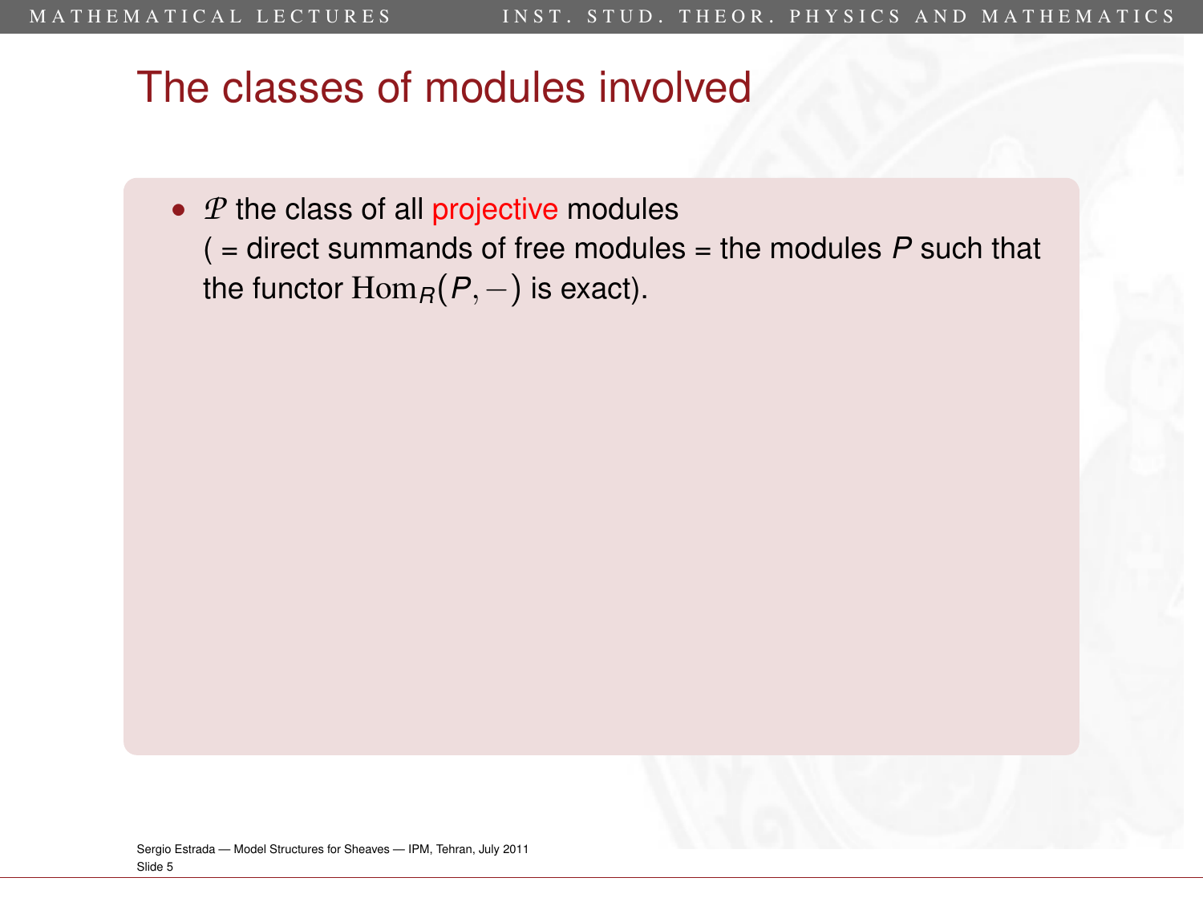# The classes of modules involved

- $\mathcal{P}$ the class of all projective modules
  ( = direct summands of free modules = the modules $P$ such that the functor $\mathrm{Hom}_R(P, -)$ is exact).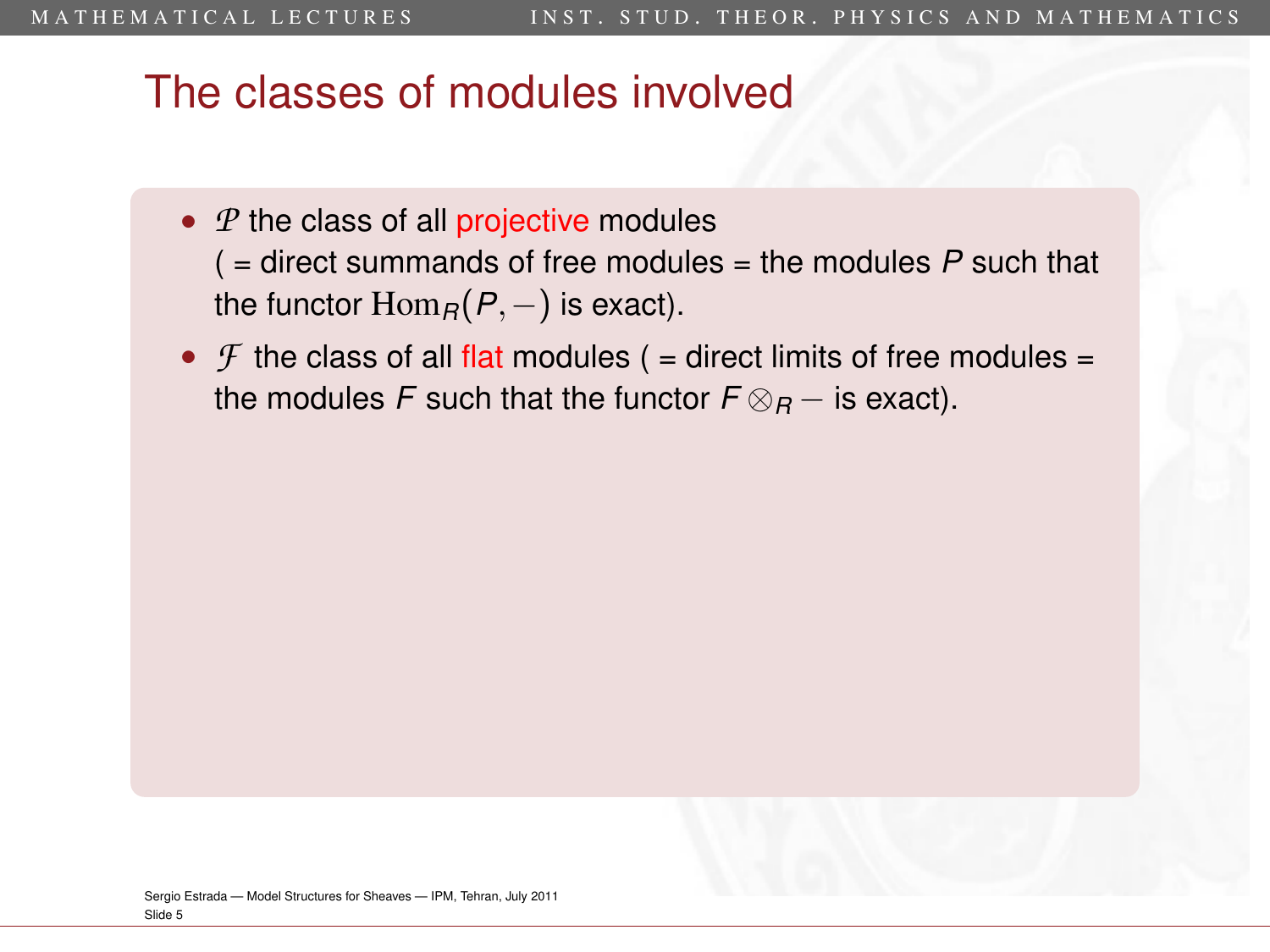# The classes of modules involved

- $\mathcal{P}$ the class of all projective modules ( = direct summands of free modules = the modules $P$ such that the functor $\mathrm{Hom}_R(P, -)$ is exact).
- $\mathcal{F}$ the class of all flat modules ( = direct limits of free modules = the modules $F$ such that the functor $F \otimes_R -$ is exact).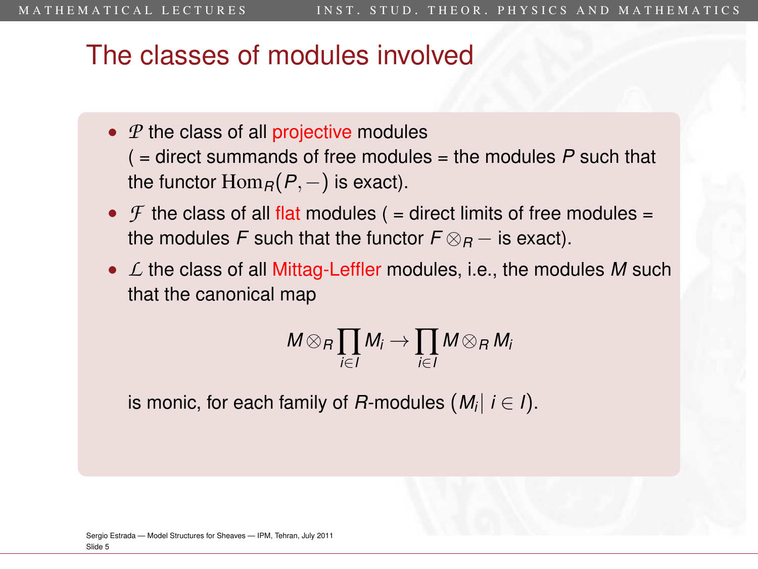# The classes of modules involved

- $\mathcal{P}$ the class of all projective modules ( = direct summands of free modules = the modules $P$ such that the functor $\mathrm{Hom}_R(P, -)$ is exact).
- $\mathcal{F}$ the class of all flat modules ( = direct limits of free modules = the modules $F$ such that the functor $F \otimes_R -$ is exact).
- $\mathcal{L}$ the class of all Mittag-Leffler modules, i.e., the modules $M$ such that the canonical map

$$M \otimes_R \prod_{i \in I} M_i \to \prod_{i \in I} M \otimes_R M_i$$

  is monic, for each family of $R$-modules $(M_i \mid i \in I)$.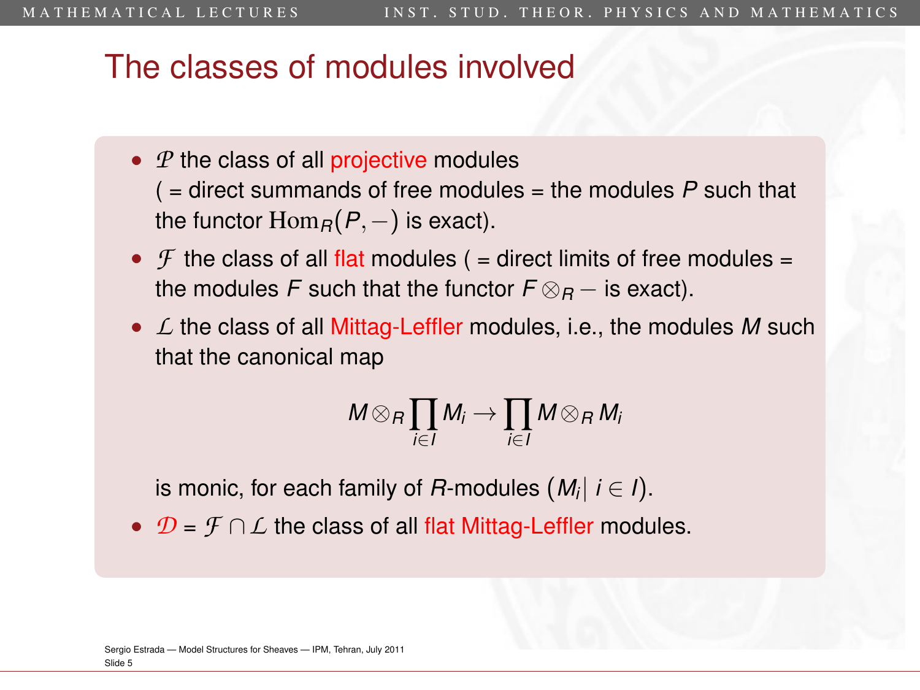# The classes of modules involved

- $\mathcal{P}$ the class of all projective modules ( = direct summands of free modules = the modules $P$ such that the functor $\mathrm{Hom}_R(P, -)$ is exact).
- $\mathcal{F}$ the class of all flat modules ( = direct limits of free modules = the modules $F$ such that the functor $F \otimes_R -$ is exact).
- $\mathcal{L}$ the class of all Mittag-Leffler modules, i.e., the modules $M$ such that the canonical map

$$M \otimes_R \prod_{i \in I} M_i \to \prod_{i \in I} M \otimes_R M_i$$

  is monic, for each family of $R$-modules $(M_i | \, i \in I)$.
- $\mathcal{D} = \mathcal{F} \cap \mathcal{L}$ the class of all flat Mittag-Leffler modules.

Sergio Estrada — Model Structures for Sheaves — IPM, Tehran, July 2011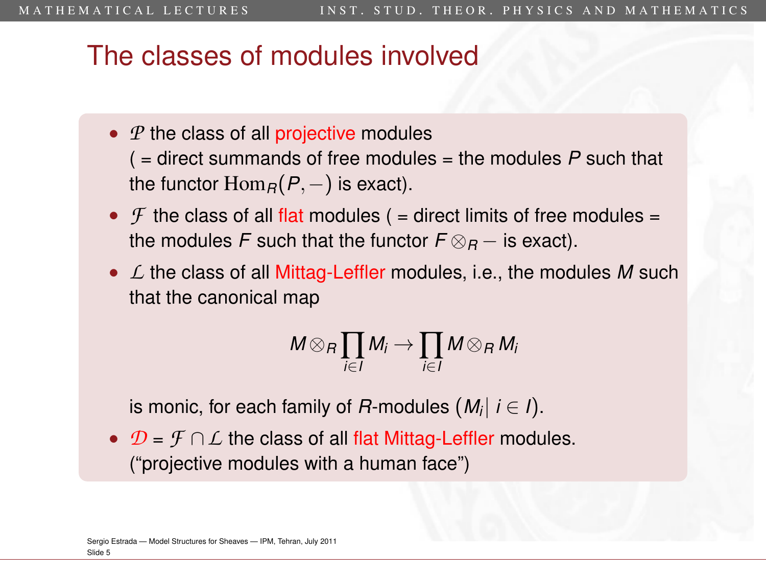# The classes of modules involved

- $\mathcal{P}$ the class of all projective modules ( = direct summands of free modules = the modules $P$ such that the functor $\mathrm{Hom}_R(P, -)$ is exact).
- $\mathcal{F}$ the class of all flat modules ( = direct limits of free modules = the modules $F$ such that the functor $F \otimes_R -$ is exact).
- $\mathcal{L}$ the class of all Mittag-Leffler modules, i.e., the modules $M$ such that the canonical map

$$M \otimes_R \prod_{i \in I} M_i \to \prod_{i \in I} M \otimes_R M_i$$

  is monic, for each family of $R$-modules $(M_i |\ i \in I)$.
- $\mathcal{D} = \mathcal{F} \cap \mathcal{L}$ the class of all flat Mittag-Leffler modules. ("projective modules with a human face")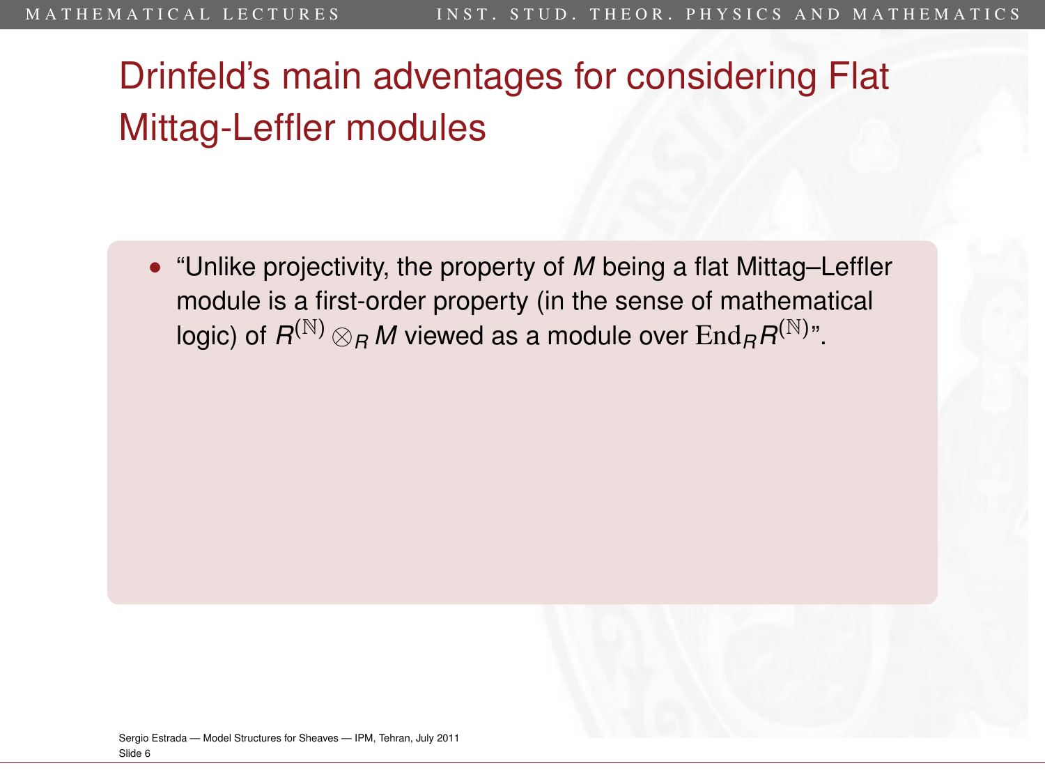# Drinfeld's main adventages for considering Flat Mittag-Leffler modules

- "Unlike projectivity, the property of $M$ being a flat Mittag–Leffler module is a first-order property (in the sense of mathematical logic) of $R^{(\mathbb{N})} \otimes_R M$ viewed as a module over $\mathrm{End}_R R^{(\mathbb{N})}$".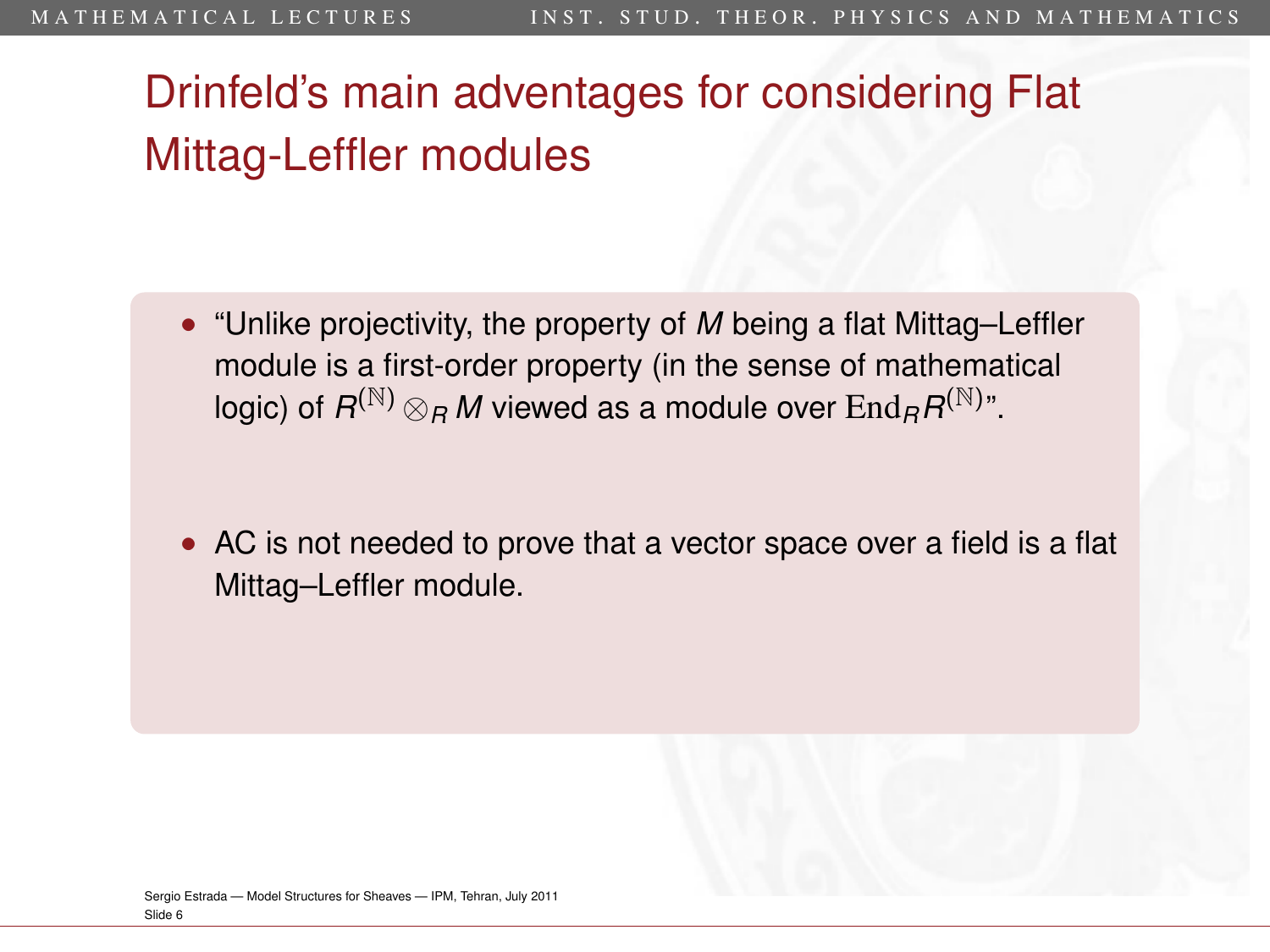# Drinfeld's main adventages for considering Flat Mittag-Leffler modules

- "Unlike projectivity, the property of $M$ being a flat Mittag–Leffler module is a first-order property (in the sense of mathematical logic) of $R^{(\mathbb{N})} \otimes_R M$ viewed as a module over $\mathrm{End}_R R^{(\mathbb{N})}$".

- AC is not needed to prove that a vector space over a field is a flat Mittag–Leffler module.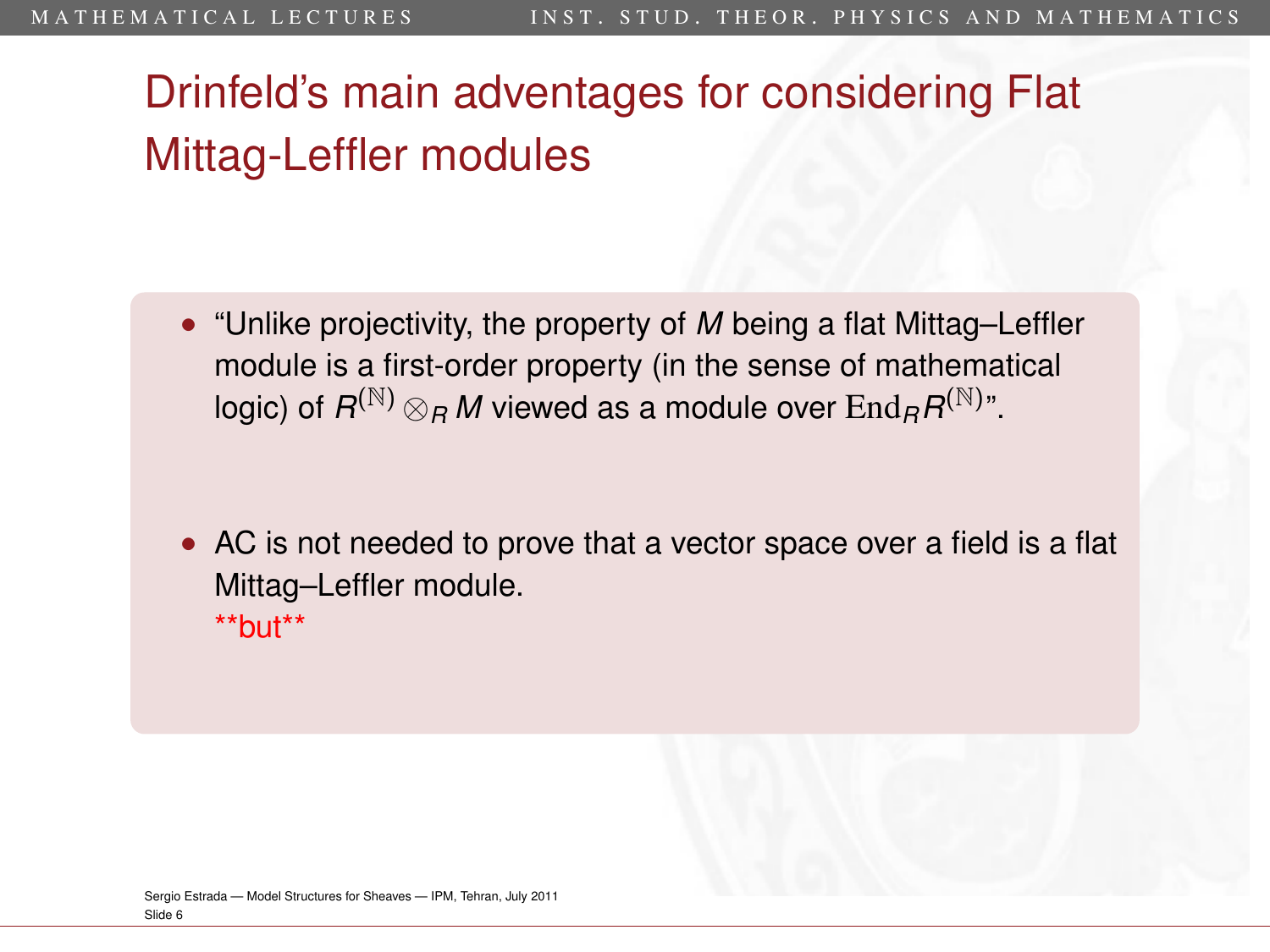# Drinfeld's main adventages for considering Flat Mittag-Leffler modules

- "Unlike projectivity, the property of $M$ being a flat Mittag–Leffler module is a first-order property (in the sense of mathematical logic) of $R^{(\mathbb{N})} \otimes_R M$ viewed as a module over $\mathrm{End}_R R^{(\mathbb{N})}$".

- AC is not needed to prove that a vector space over a field is a flat Mittag–Leffler module.
  **but**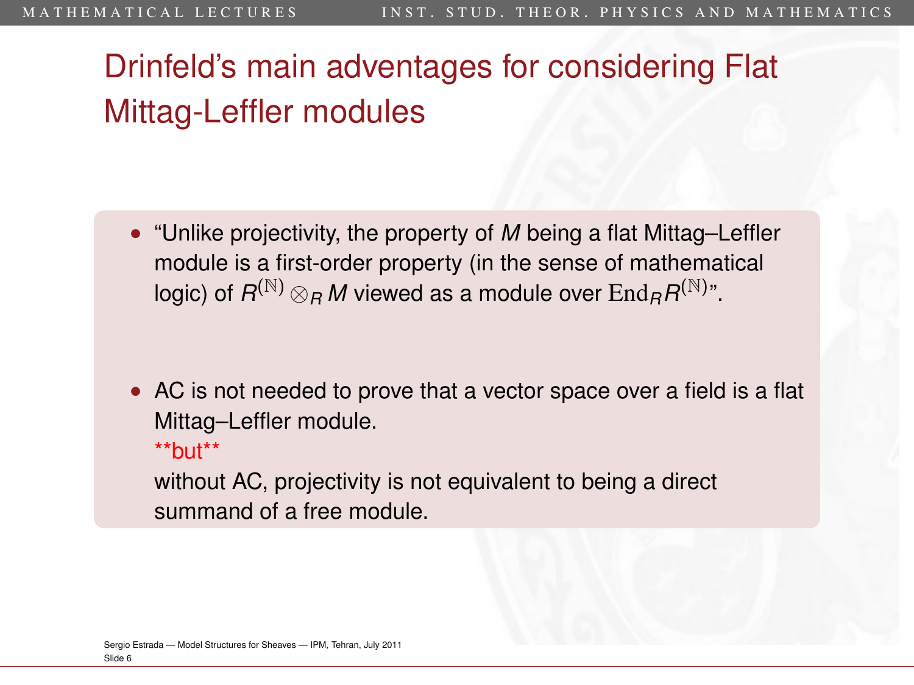# Drinfeld's main adventages for considering Flat Mittag-Leffler modules

- "Unlike projectivity, the property of $M$ being a flat Mittag–Leffler module is a first-order property (in the sense of mathematical logic) of $R^{(\mathbb{N})} \otimes_R M$ viewed as a module over $\mathrm{End}_R R^{(\mathbb{N})}$".

- AC is not needed to prove that a vector space over a field is a flat Mittag–Leffler module.
  **but**
  without AC, projectivity is not equivalent to being a direct summand of a free module.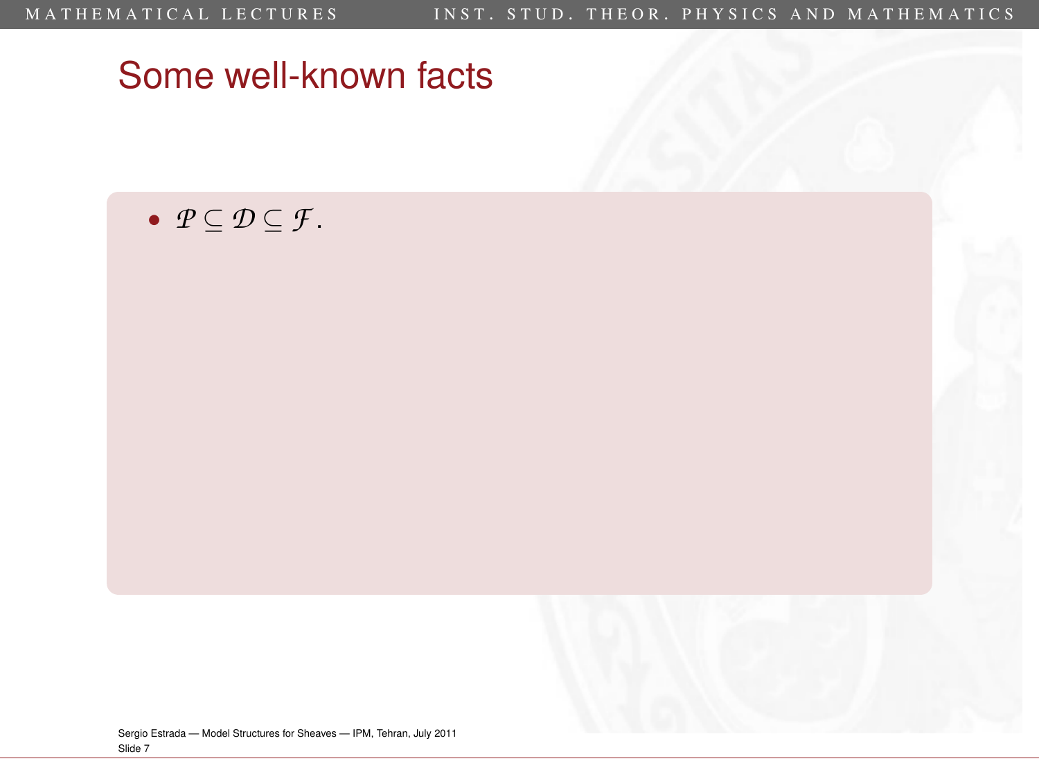# Some well-known facts

- $\mathcal{P} \subseteq \mathcal{D} \subseteq \mathcal{F}$.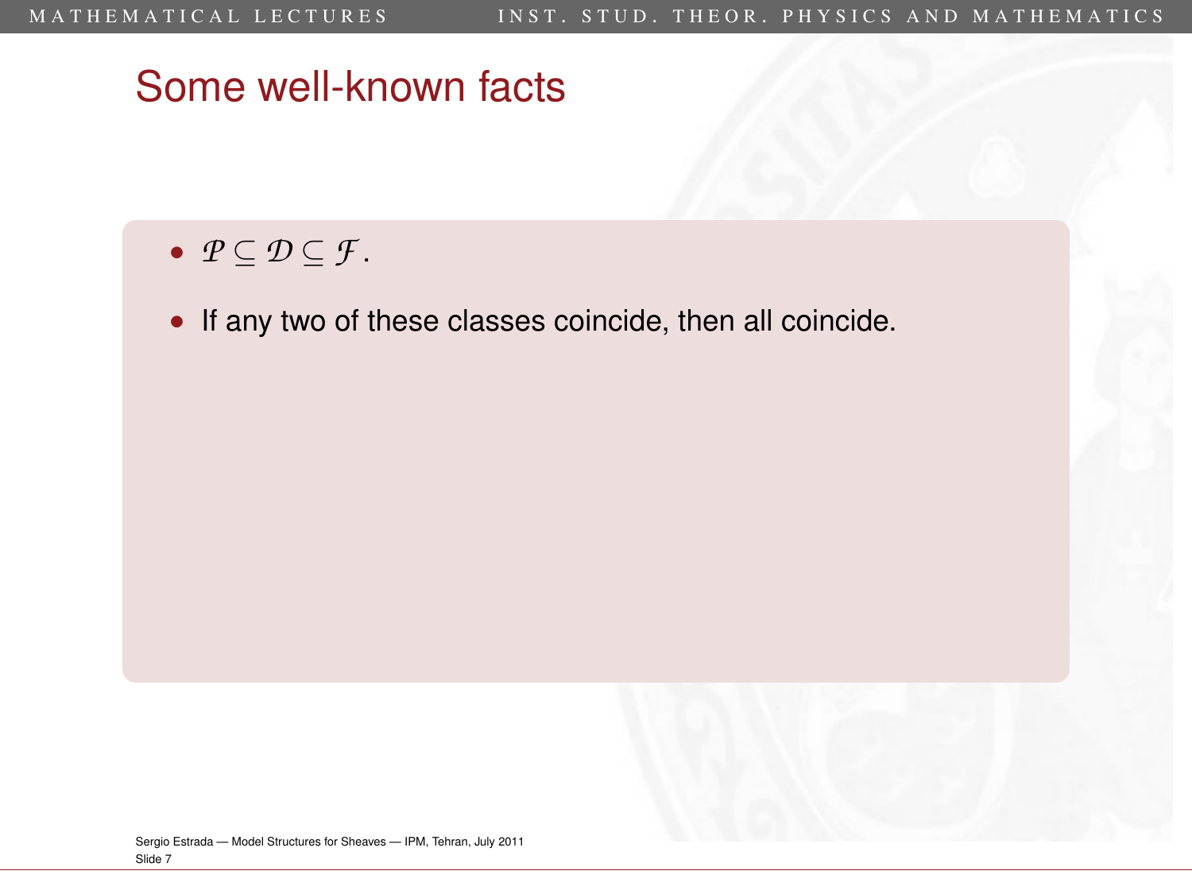## Some well-known facts

- $\mathcal{P} \subseteq \mathcal{D} \subseteq \mathcal{F}$.
- If any two of these classes coincide, then all coincide.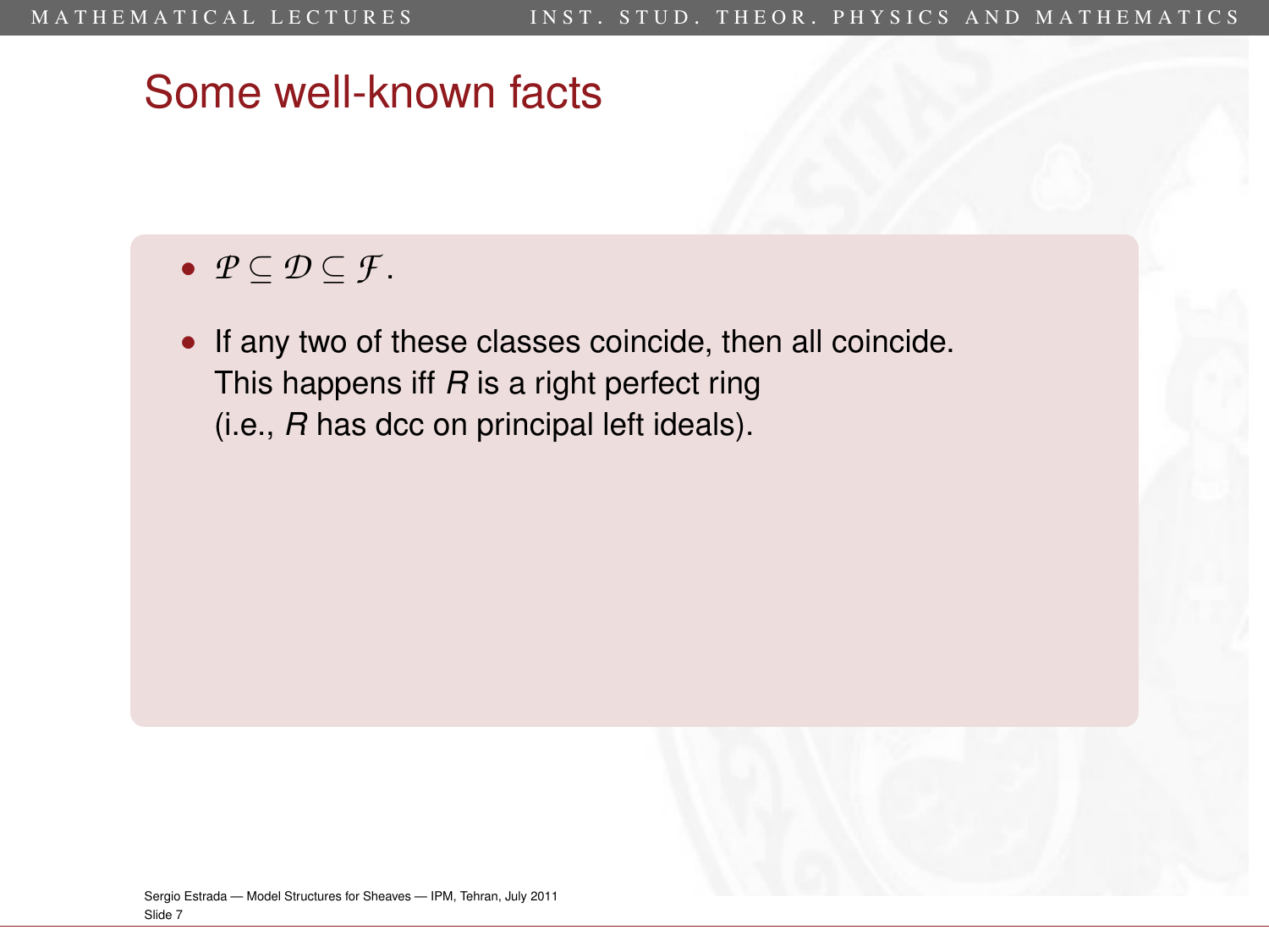# Some well-known facts

- $\mathcal{P} \subseteq \mathcal{D} \subseteq \mathcal{F}$.
- If any two of these classes coincide, then all coincide. This happens iff $R$ is a right perfect ring (i.e., $R$ has dcc on principal left ideals).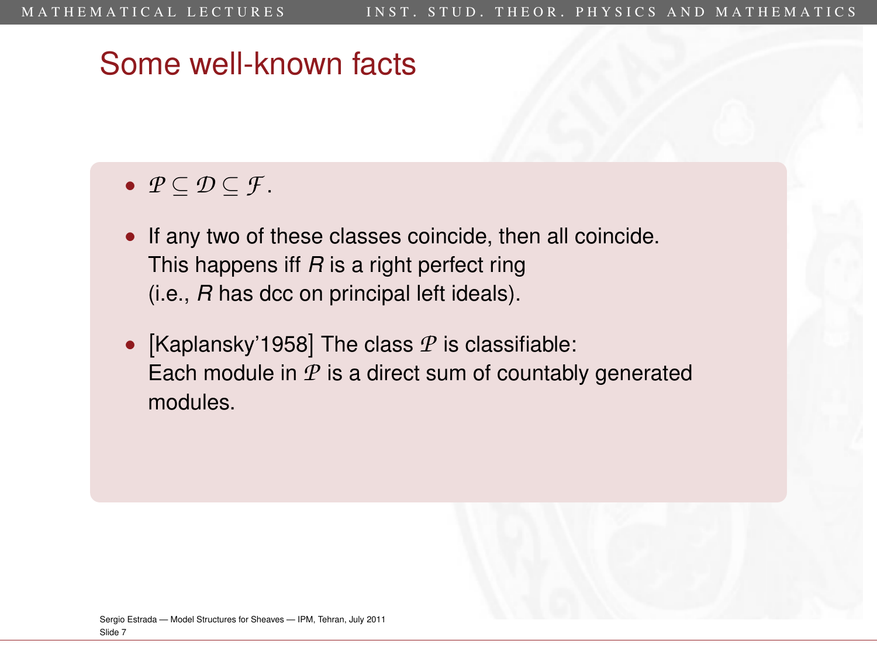# Some well-known facts

- $\mathcal{P} \subseteq \mathcal{D} \subseteq \mathcal{F}$.
- If any two of these classes coincide, then all coincide. This happens iff $R$ is a right perfect ring (i.e., $R$ has dcc on principal left ideals).
- [Kaplansky'1958] The class $\mathcal{P}$ is classifiable: Each module in $\mathcal{P}$ is a direct sum of countably generated modules.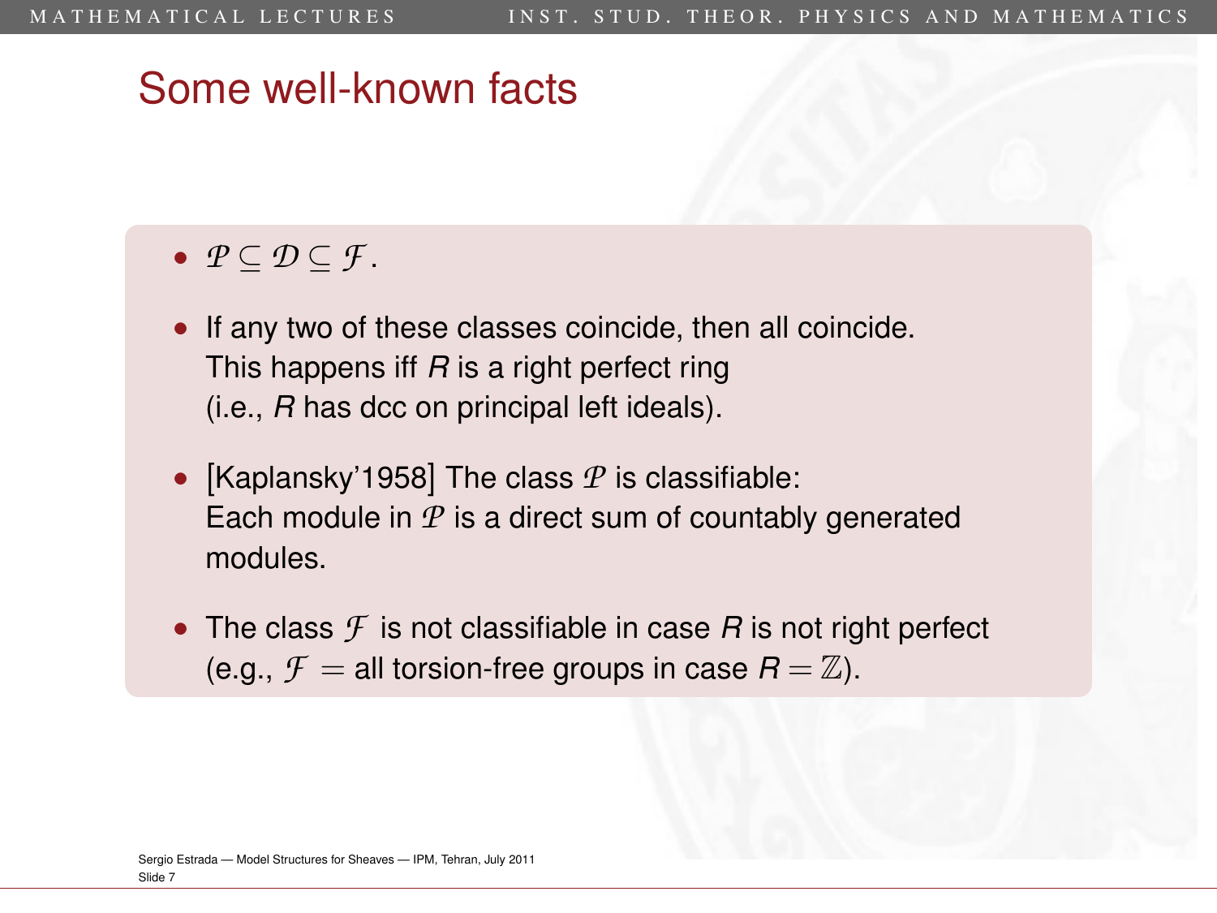# Some well-known facts

- $\mathcal{P} \subseteq \mathcal{D} \subseteq \mathcal{F}$.
- If any two of these classes coincide, then all coincide. This happens iff $R$ is a right perfect ring (i.e., $R$ has dcc on principal left ideals).
- [Kaplansky'1958] The class $\mathcal{P}$ is classifiable: Each module in $\mathcal{P}$ is a direct sum of countably generated modules.
- The class $\mathcal{F}$ is not classifiable in case $R$ is not right perfect (e.g., $\mathcal{F}$ = all torsion-free groups in case $R = \mathbb{Z}$).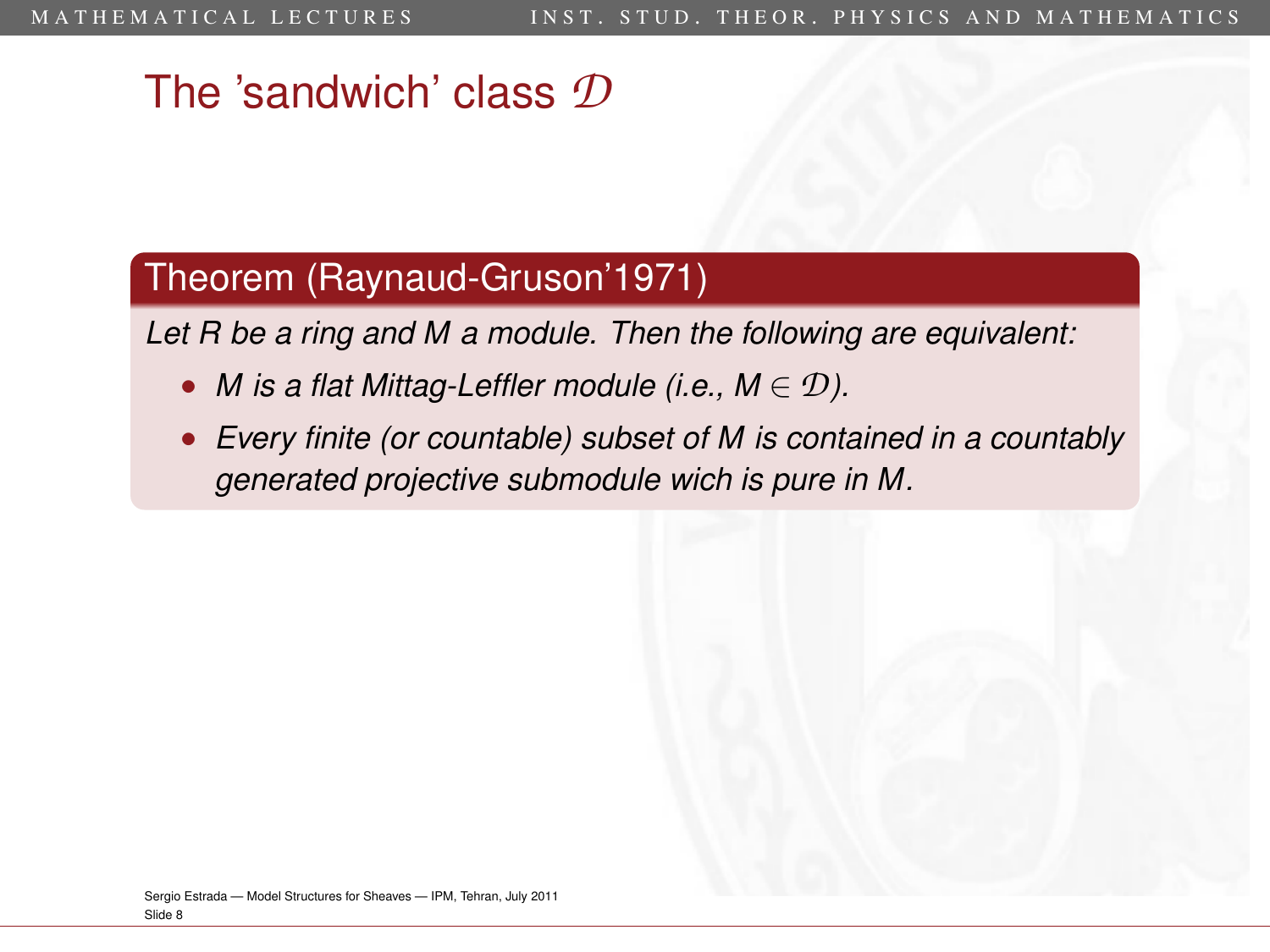# The 'sandwich' class $\mathcal{D}$

**Theorem (Raynaud-Gruson'1971)**

*Let $R$ be a ring and $M$ a module. Then the following are equivalent:*

- *$M$ is a flat Mittag-Leffler module (i.e., $M \in \mathcal{D}$).*
- *Every finite (or countable) subset of $M$ is contained in a countably generated projective submodule wich is pure in $M$.*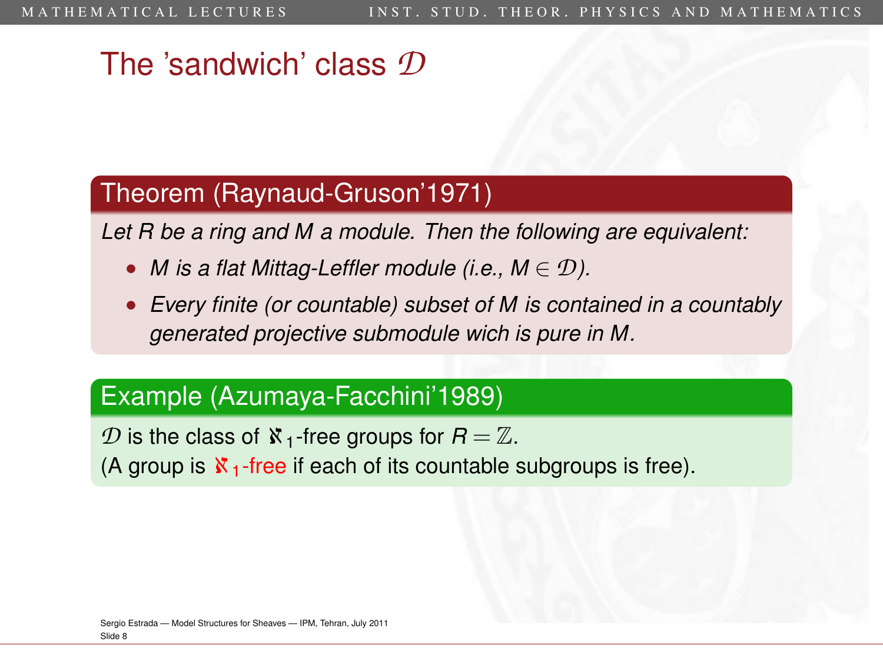# The 'sandwich' class $\mathcal{D}$

**Theorem (Raynaud-Gruson'1971)**

*Let $R$ be a ring and $M$ a module. Then the following are equivalent:*

- *$M$ is a flat Mittag-Leffler module (i.e., $M \in \mathcal{D}$).*
- *Every finite (or countable) subset of $M$ is contained in a countably generated projective submodule wich is pure in $M$.*

**Example (Azumaya-Facchini'1989)**

$\mathcal{D}$ is the class of $\aleph_1$-free groups for $R = \mathbb{Z}$.
(A group is $\aleph_1$-free if each of its countable subgroups is free).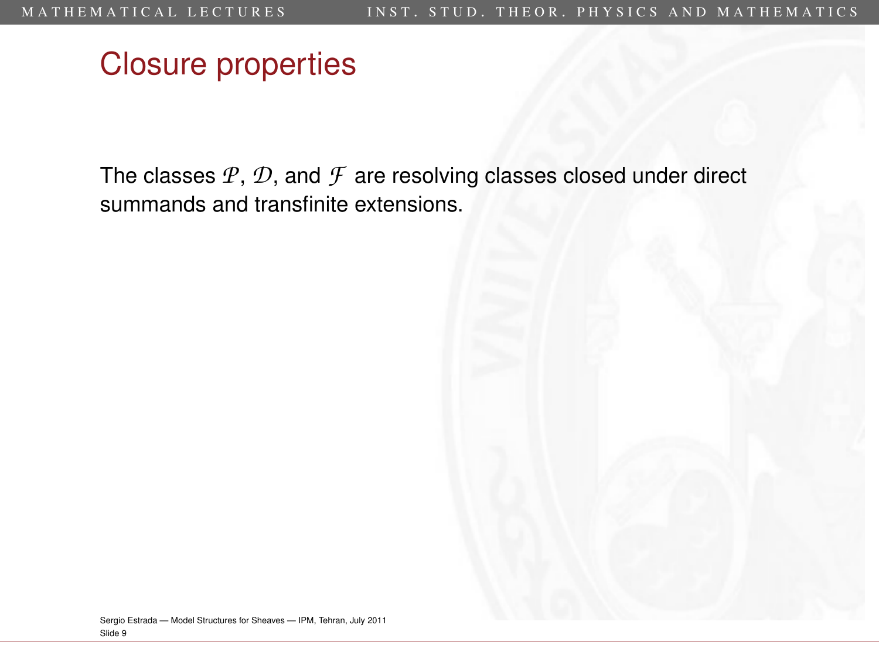# Closure properties

The classes $\mathcal{P}$, $\mathcal{D}$, and $\mathcal{F}$ are resolving classes closed under direct summands and transfinite extensions.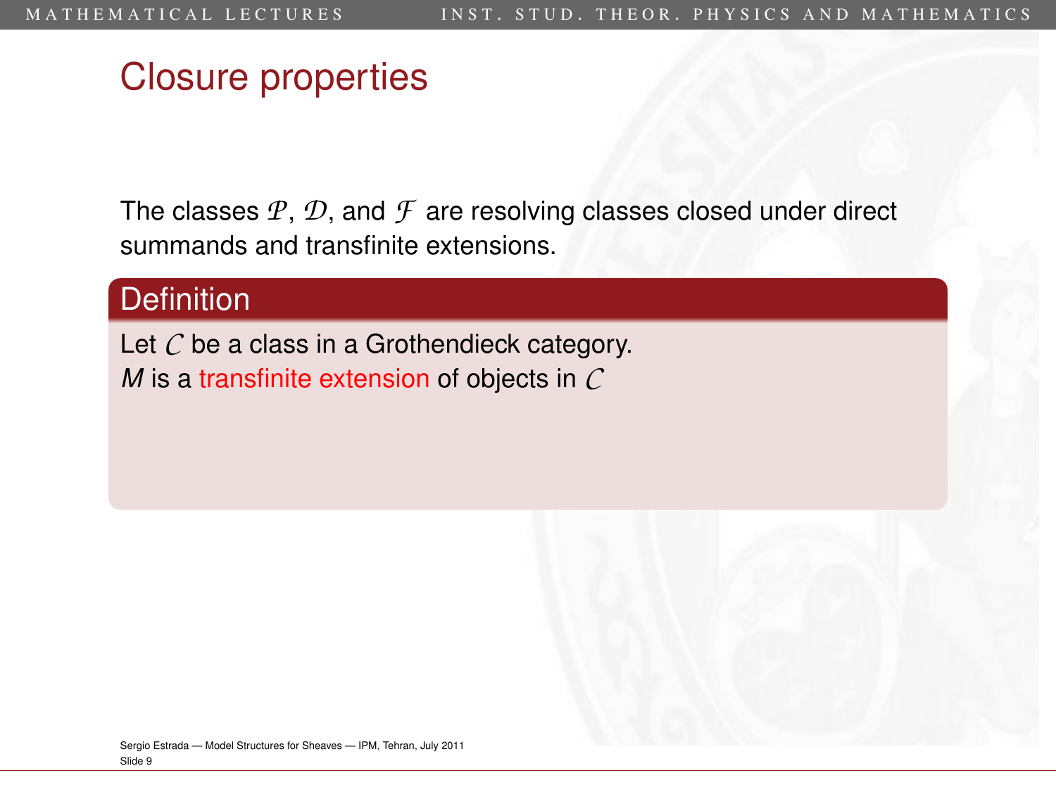# Closure properties

The classes $\mathcal{P}$, $\mathcal{D}$, and $\mathcal{F}$ are resolving classes closed under direct summands and transfinite extensions.

**Definition**

Let $\mathcal{C}$ be a class in a Grothendieck category.
$M$ is a transfinite extension of objects in $\mathcal{C}$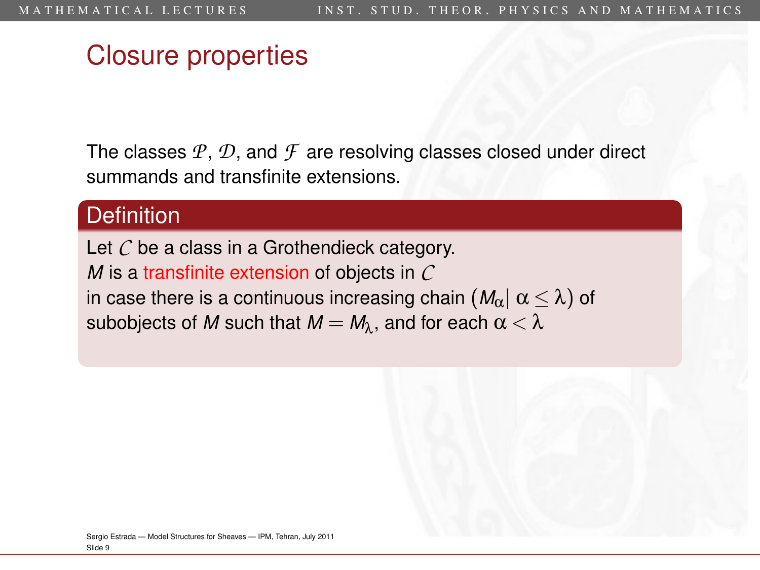# Closure properties

The classes $\mathcal{P}$, $\mathcal{D}$, and $\mathcal{F}$ are resolving classes closed under direct summands and transfinite extensions.

## Definition

Let $\mathcal{C}$ be a class in a Grothendieck category.
$M$ is a transfinite extension of objects in $\mathcal{C}$
in case there is a continuous increasing chain $(M_\alpha | \; \alpha \leq \lambda)$ of subobjects of $M$ such that $M = M_\lambda$, and for each $\alpha < \lambda$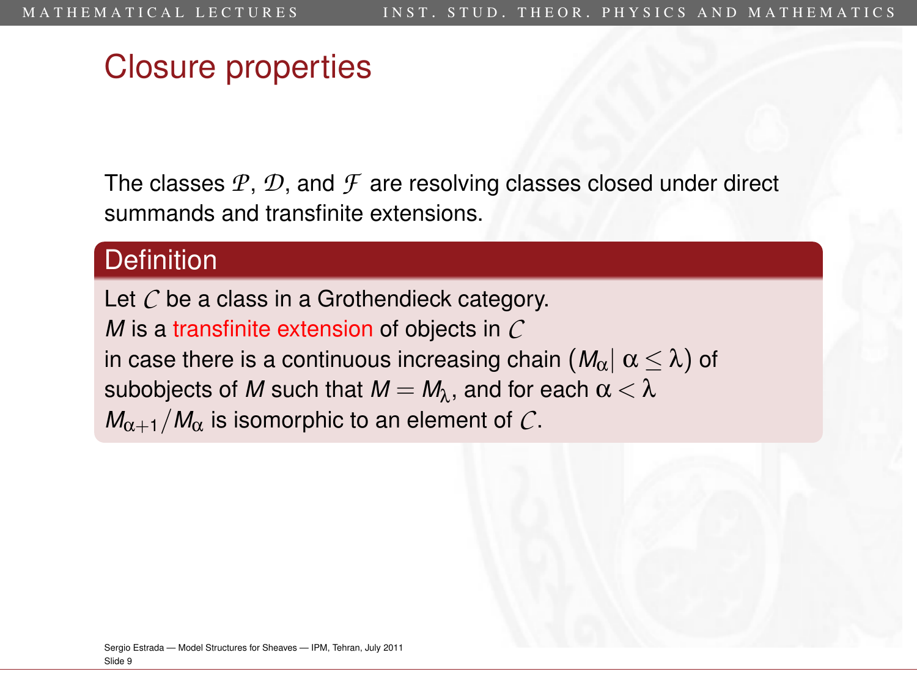# Closure properties

The classes $\mathcal{P}$, $\mathcal{D}$, and $\mathcal{F}$ are resolving classes closed under direct summands and transfinite extensions.

## Definition

Let $\mathcal{C}$ be a class in a Grothendieck category.
$M$ is a transfinite extension of objects in $\mathcal{C}$
in case there is a continuous increasing chain $(M_\alpha|\ \alpha \leq \lambda)$ of subobjects of $M$ such that $M = M_\lambda$, and for each $\alpha < \lambda$
$M_{\alpha+1}/M_\alpha$ is isomorphic to an element of $\mathcal{C}$.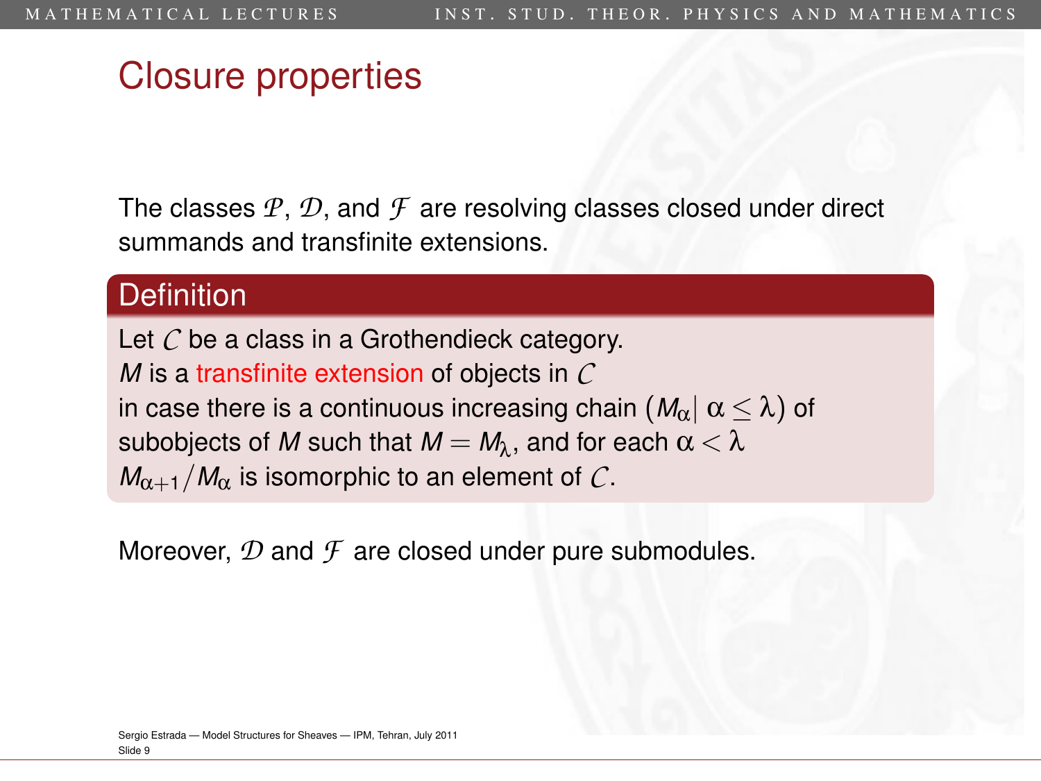## Closure properties

The classes $\mathcal{P}$, $\mathcal{D}$, and $\mathcal{F}$ are resolving classes closed under direct summands and transfinite extensions.

**Definition**

Let $\mathcal{C}$ be a class in a Grothendieck category.
$M$ is a *transfinite extension* of objects in $\mathcal{C}$
in case there is a continuous increasing chain $(M_\alpha | \, \alpha \leq \lambda)$ of subobjects of $M$ such that $M = M_\lambda$, and for each $\alpha < \lambda$
$M_{\alpha+1}/M_\alpha$ is isomorphic to an element of $\mathcal{C}$.

Moreover, $\mathcal{D}$ and $\mathcal{F}$ are closed under pure submodules.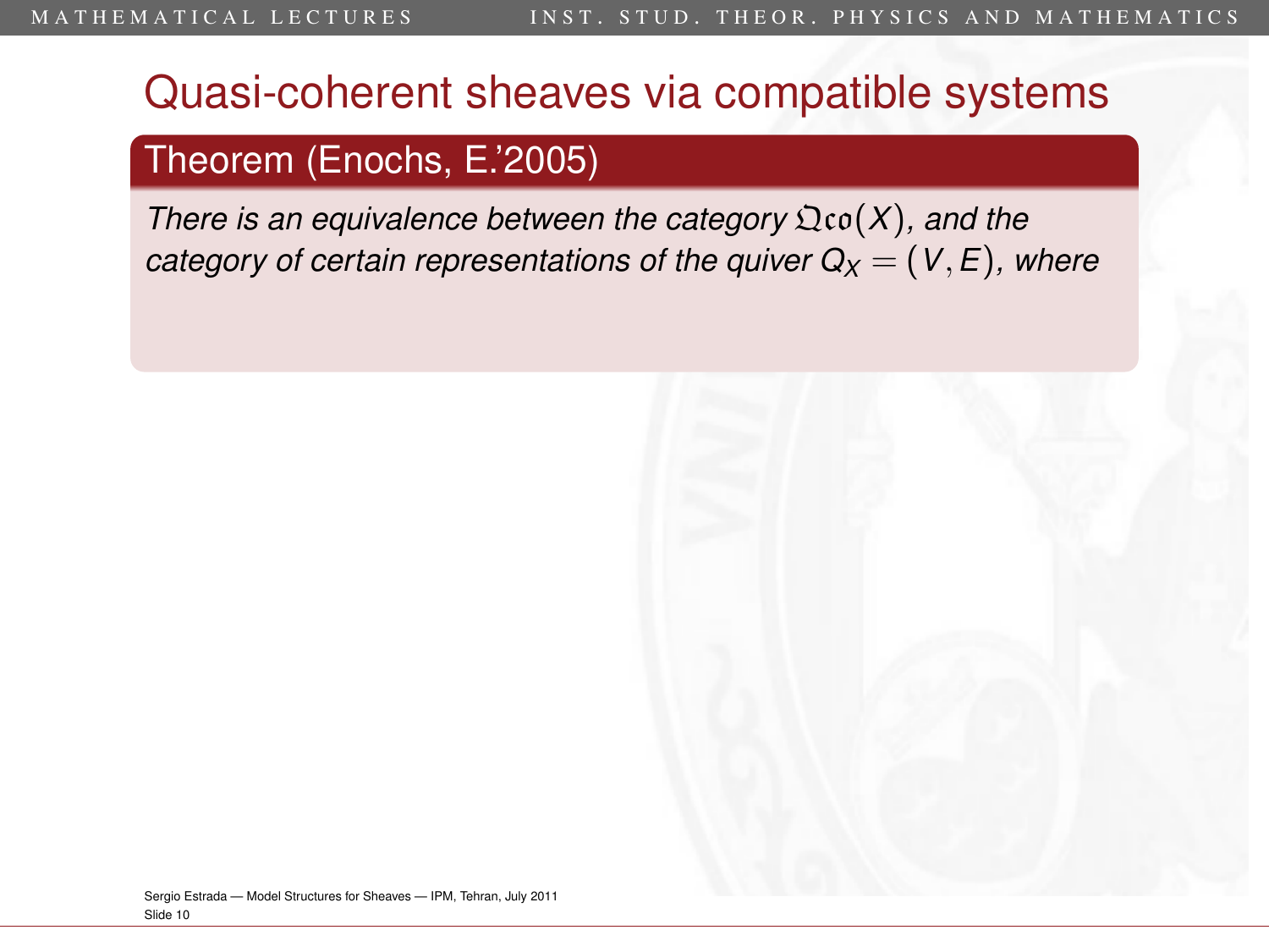# Quasi-coherent sheaves via compatible systems

**Theorem (Enochs, E.'2005)**

*There is an equivalence between the category $\mathfrak{Qco}(X)$, and the category of certain representations of the quiver $Q_X = (V, E)$, where*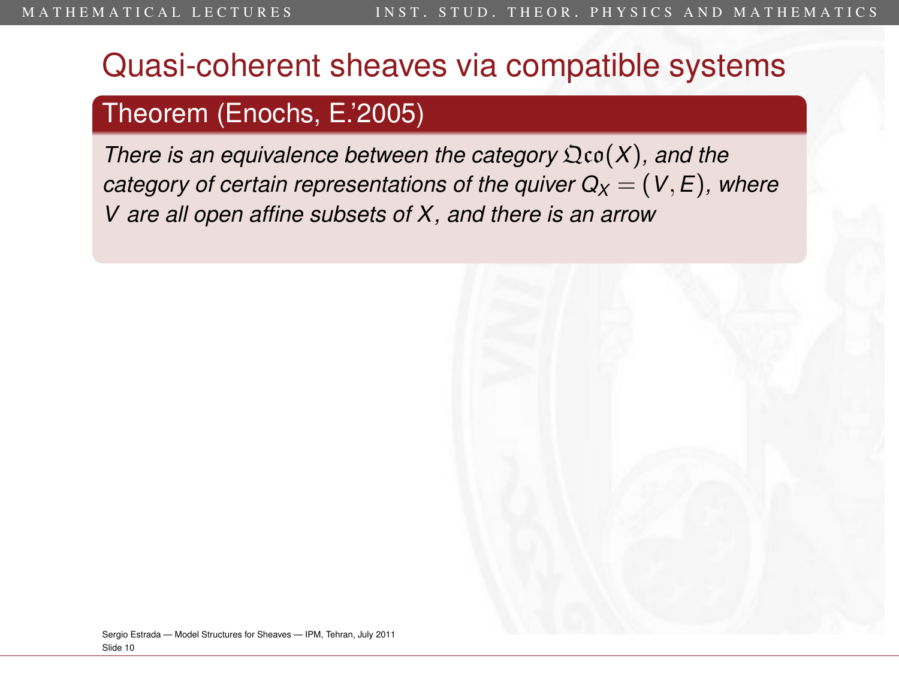# Quasi-coherent sheaves via compatible systems

## Theorem (Enochs, E.'2005)

*There is an equivalence between the category $\mathfrak{Qco}(X)$, and the category of certain representations of the quiver $Q_X = (V, E)$, where $V$ are all open affine subsets of $X$, and there is an arrow*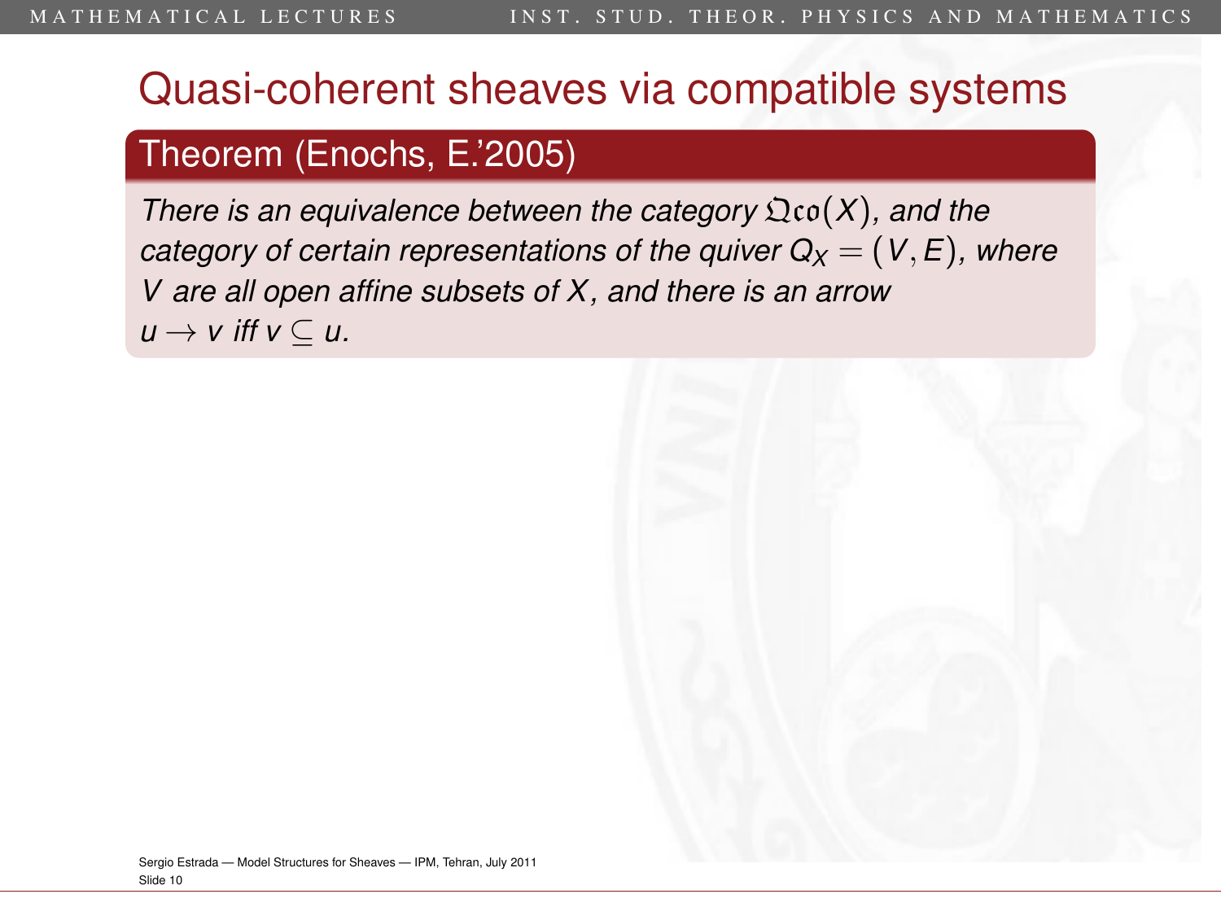# Quasi-coherent sheaves via compatible systems

## Theorem (Enochs, E.'2005)

*There is an equivalence between the category $\mathfrak{Qco}(X)$, and the category of certain representations of the quiver $Q_X = (V, E)$, where $V$ are all open affine subsets of $X$, and there is an arrow $u \to v$ iff $v \subseteq u$.*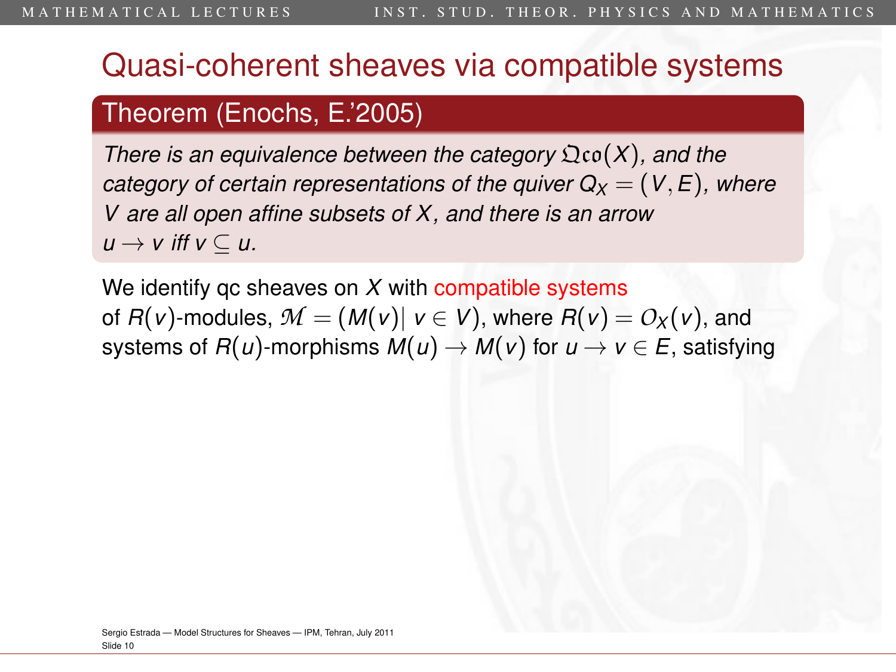# Quasi-coherent sheaves via compatible systems

**Theorem (Enochs, E.'2005)**

*There is an equivalence between the category $\mathfrak{Qco}(X)$, and the category of certain representations of the quiver $Q_X = (V, E)$, where $V$ are all open affine subsets of $X$, and there is an arrow $u \to v$ iff $v \subseteq u$.*

We identify qc sheaves on $X$ with compatible systems of $R(v)$-modules, $\mathcal{M} = (M(v) |\ v \in V)$, where $R(v) = \mathcal{O}_X(v)$, and systems of $R(u)$-morphisms $M(u) \to M(v)$ for $u \to v \in E$, satisfying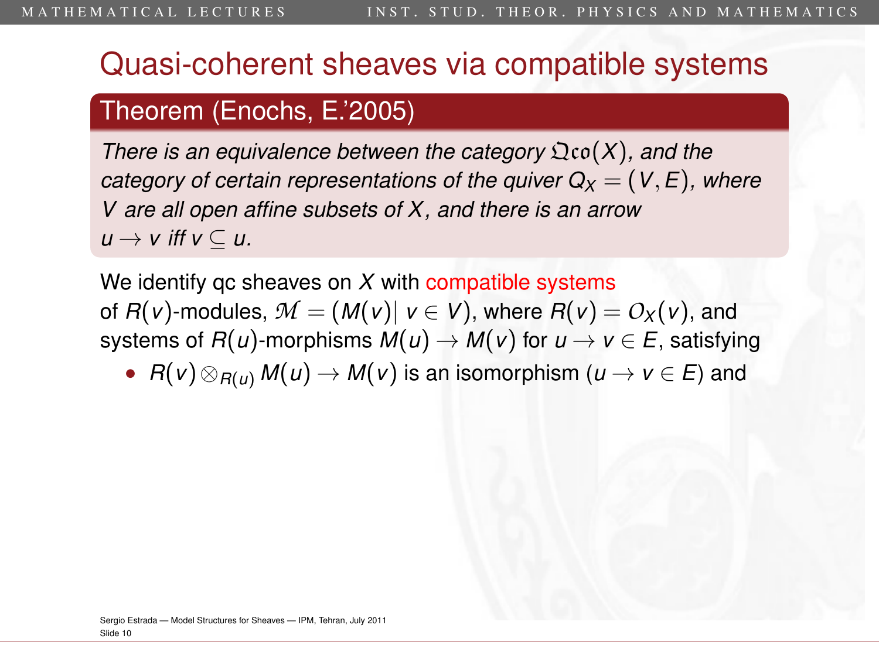# Quasi-coherent sheaves via compatible systems

## Theorem (Enochs, E.'2005)

*There is an equivalence between the category $\mathfrak{Qco}(X)$, and the category of certain representations of the quiver $Q_X = (V, E)$, where $V$ are all open affine subsets of $X$, and there is an arrow $u \to v$ iff $v \subseteq u$.*

We identify qc sheaves on $X$ with compatible systems of $R(v)$-modules, $\mathcal{M} = (M(v) |\ v \in V)$, where $R(v) = \mathcal{O}_X(v)$, and systems of $R(u)$-morphisms $M(u) \to M(v)$ for $u \to v \in E$, satisfying

- $R(v) \otimes_{R(u)} M(u) \to M(v)$ is an isomorphism ($u \to v \in E$) and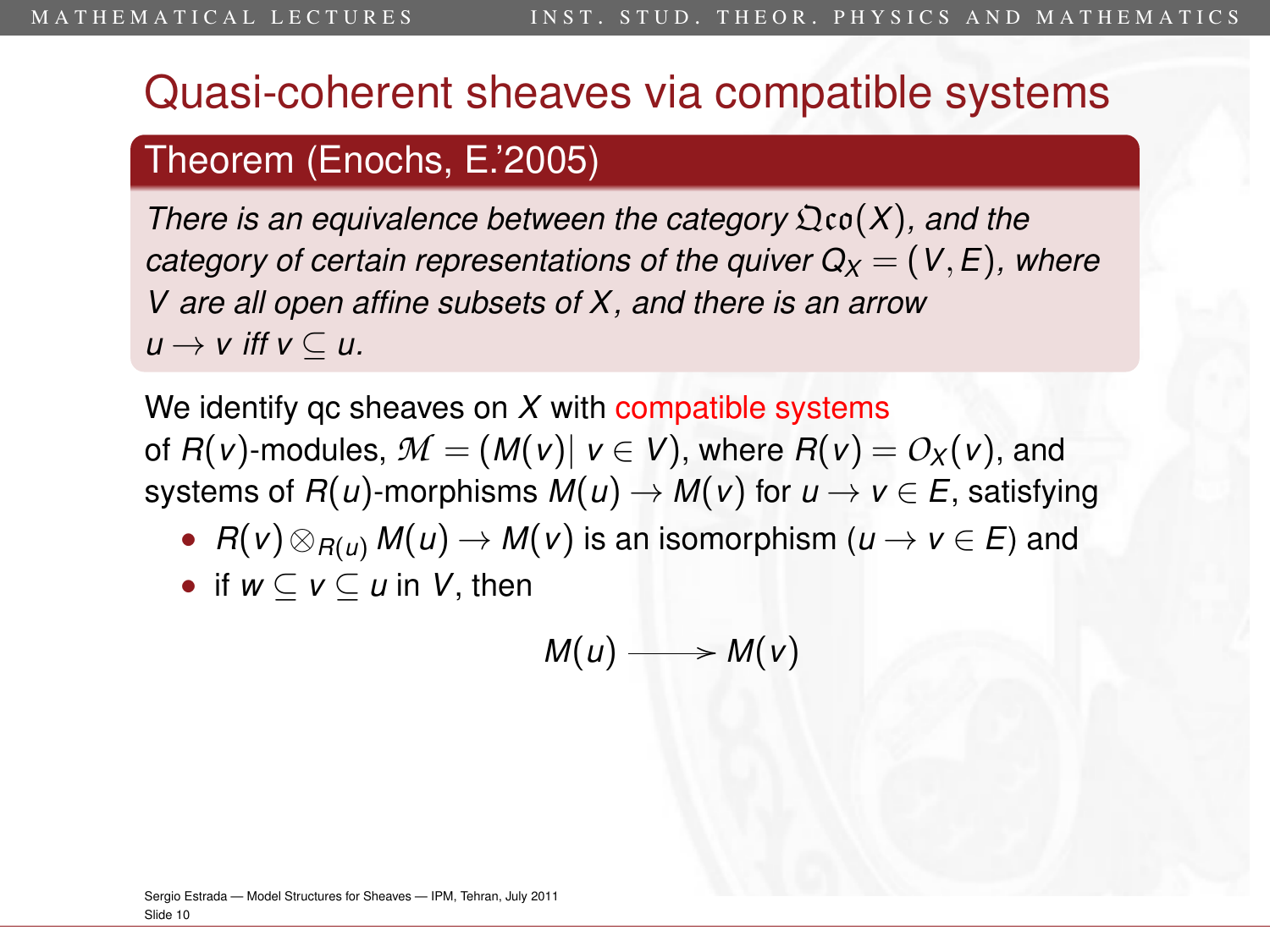# Quasi-coherent sheaves via compatible systems

**Theorem (Enochs, E.'2005)**

*There is an equivalence between the category $\mathfrak{Qco}(X)$, and the category of certain representations of the quiver $Q_X = (V, E)$, where $V$ are all open affine subsets of $X$, and there is an arrow $u \to v$ iff $v \subseteq u$.*

We identify qc sheaves on $X$ with compatible systems of $R(v)$-modules, $\mathcal{M} = (M(v) |\ v \in V)$, where $R(v) = \mathcal{O}_X(v)$, and systems of $R(u)$-morphisms $M(u) \to M(v)$ for $u \to v \in E$, satisfying

- $R(v) \otimes_{R(u)} M(u) \to M(v)$ is an isomorphism ($u \to v \in E$) and
- if $w \subseteq v \subseteq u$ in $V$, then

$$M(u) \longrightarrow M(v)$$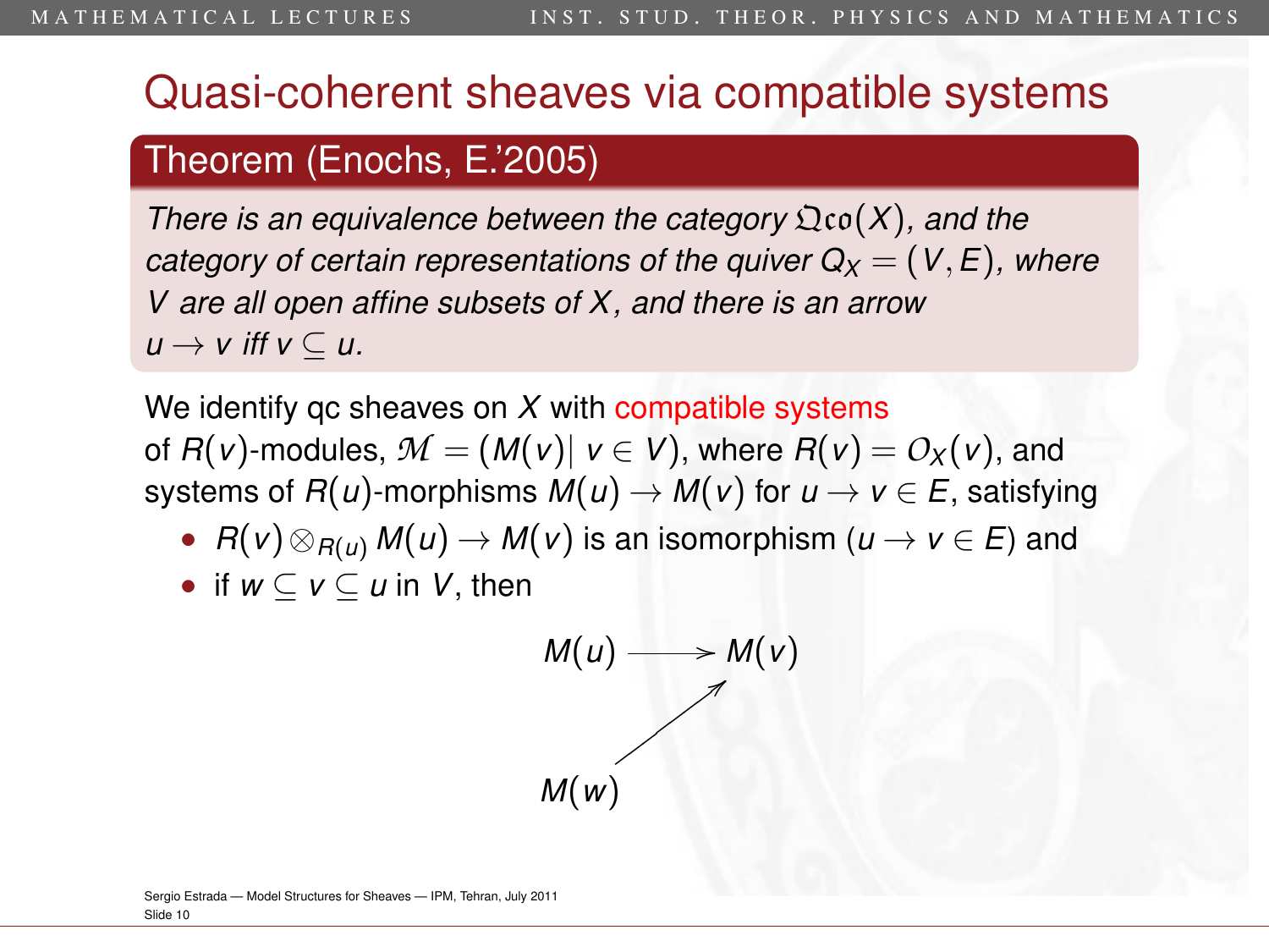# Quasi-coherent sheaves via compatible systems

**Theorem (Enochs, E.'2005)**

*There is an equivalence between the category $\mathfrak{Qco}(X)$, and the category of certain representations of the quiver $Q_X = (V, E)$, where $V$ are all open affine subsets of $X$, and there is an arrow $u \to v$ iff $v \subseteq u$.*

We identify qc sheaves on $X$ with compatible systems of $R(v)$-modules, $\mathcal{M} = (M(v) \mid v \in V)$, where $R(v) = \mathcal{O}_X(v)$, and systems of $R(u)$-morphisms $M(u) \to M(v)$ for $u \to v \in E$, satisfying

- $R(v) \otimes_{R(u)} M(u) \to M(v)$ is an isomorphism ($u \to v \in E$) and
- if $w \subseteq v \subseteq u$ in $V$, then

$$
\begin{array}{ccc}
M(u) & \longrightarrow & M(v) \\
 & & \nearrow \\
M(w) & &
\end{array}
$$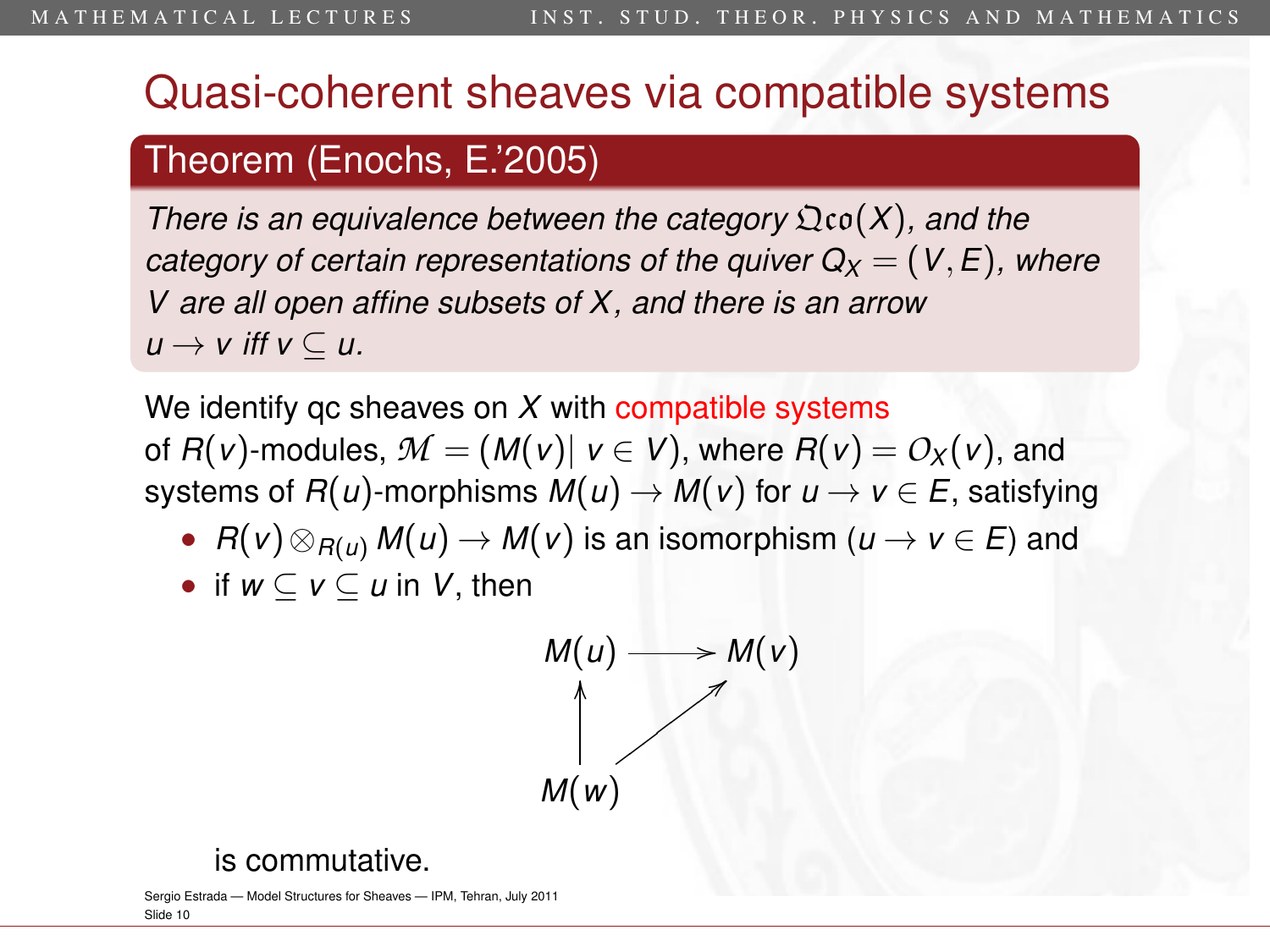# Quasi-coherent sheaves via compatible systems

**Theorem (Enochs, E.'2005)**

*There is an equivalence between the category $\mathfrak{Qco}(X)$, and the category of certain representations of the quiver $Q_X = (V, E)$, where $V$ are all open affine subsets of $X$, and there is an arrow $u \to v$ iff $v \subseteq u$.*

We identify qc sheaves on $X$ with compatible systems of $R(v)$-modules, $\mathcal{M} = (M(v) |\ v \in V)$, where $R(v) = \mathcal{O}_X(v)$, and systems of $R(u)$-morphisms $M(u) \to M(v)$ for $u \to v \in E$, satisfying

- $R(v) \otimes_{R(u)} M(u) \to M(v)$ is an isomorphism ($u \to v \in E$) and
- if $w \subseteq v \subseteq u$ in $V$, then

$$
\begin{array}{ccc}
M(u) & \longrightarrow & M(v) \\
\uparrow & \nearrow & \\
M(w) & &
\end{array}
$$

  is commutative.

Sergio Estrada — Model Structures for Sheaves — IPM, Tehran, July 2011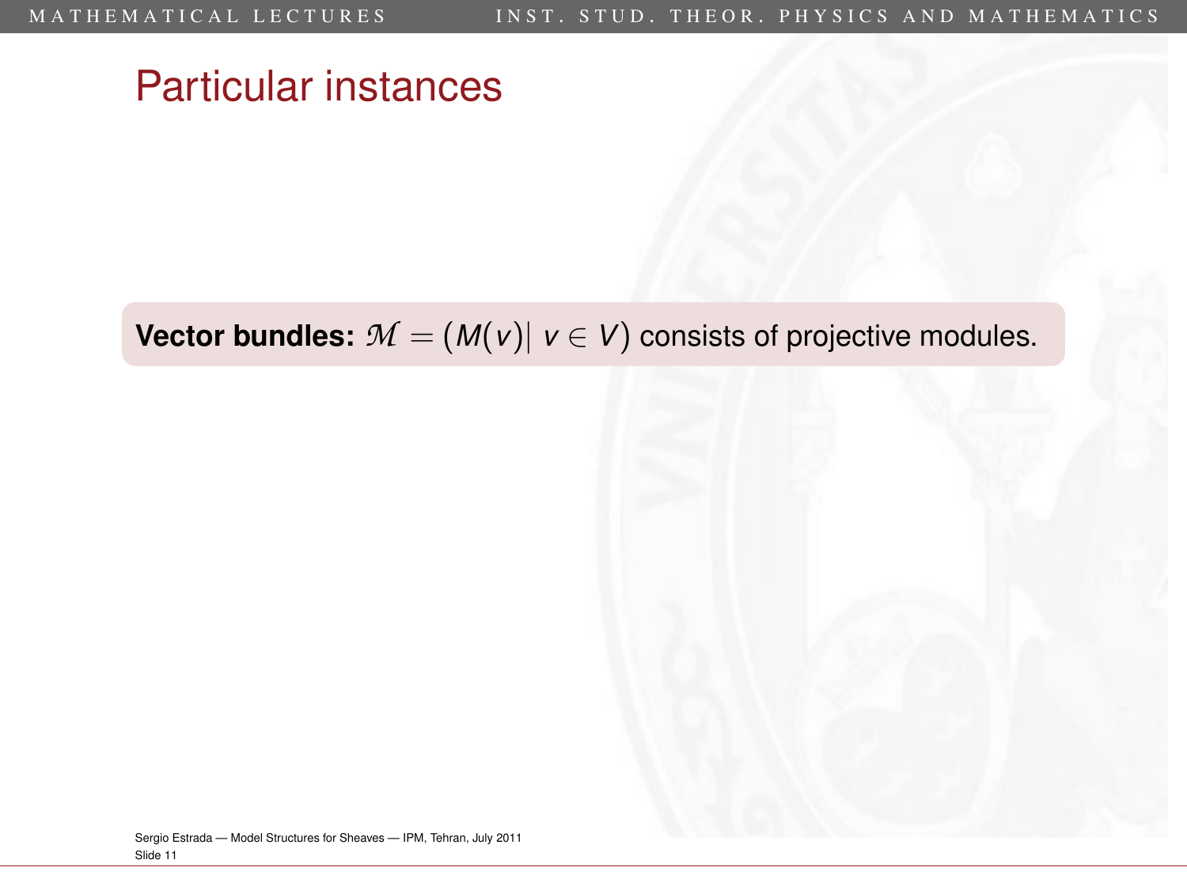# Particular instances

**Vector bundles:** $\mathcal{M} = (M(v) |\ v \in V)$ consists of projective modules.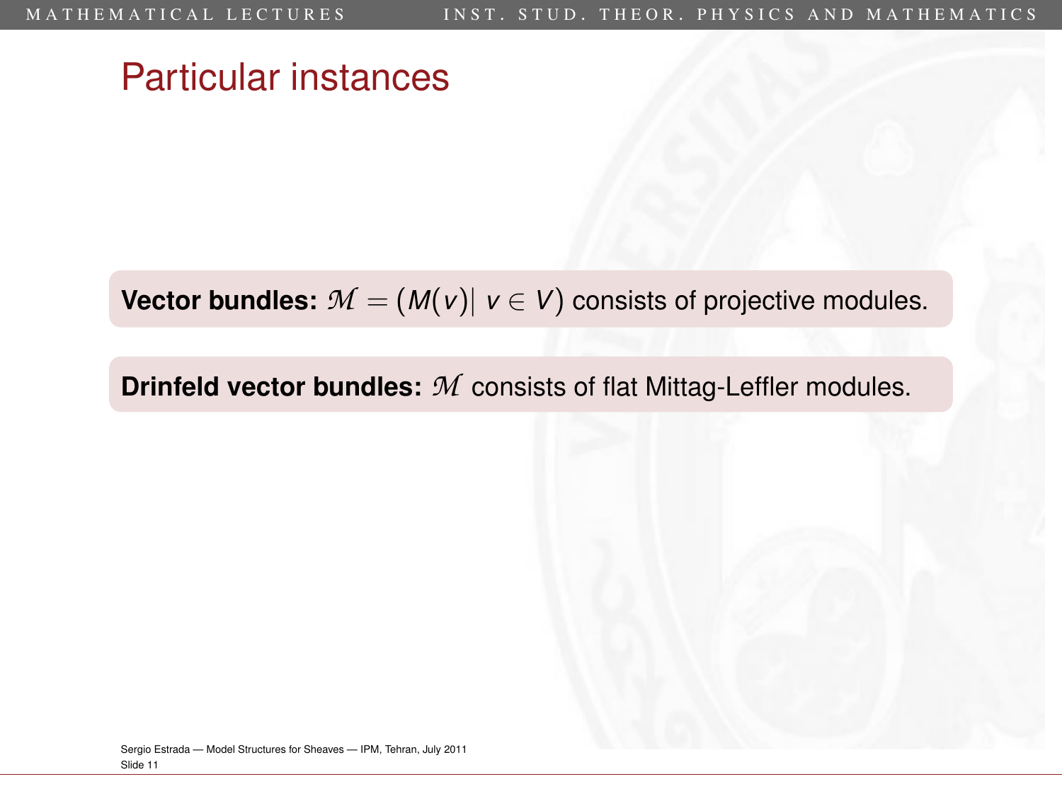# Particular instances

**Vector bundles:** $\mathcal{M} = (M(v)|\ v \in V)$ consists of projective modules.

**Drinfeld vector bundles:** $\mathcal{M}$ consists of flat Mittag-Leffler modules.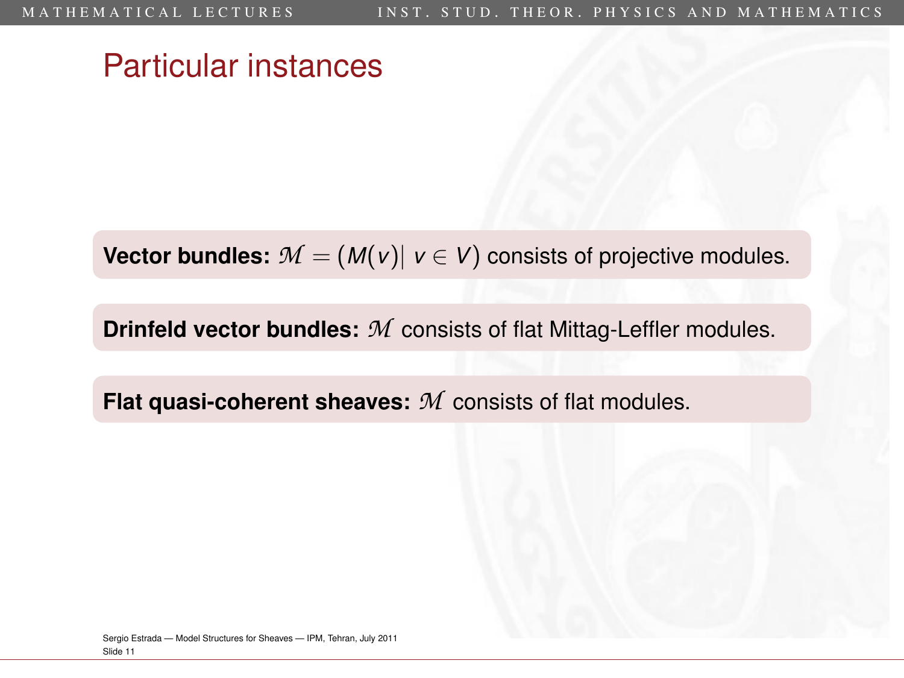# Particular instances

**Vector bundles:** $\mathcal{M} = (M(v) |\ v \in V)$ consists of projective modules.

**Drinfeld vector bundles:** $\mathcal{M}$ consists of flat Mittag-Leffler modules.

**Flat quasi-coherent sheaves:** $\mathcal{M}$ consists of flat modules.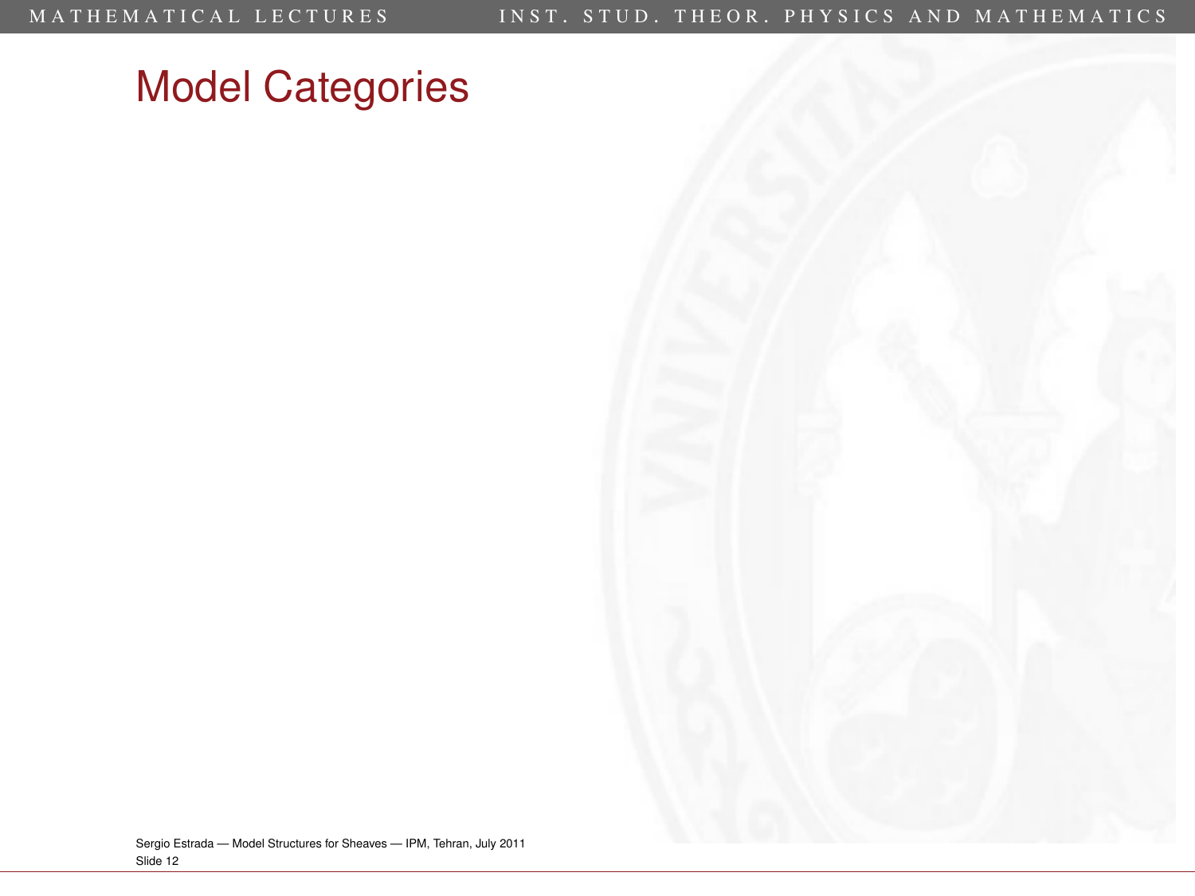# Model Categories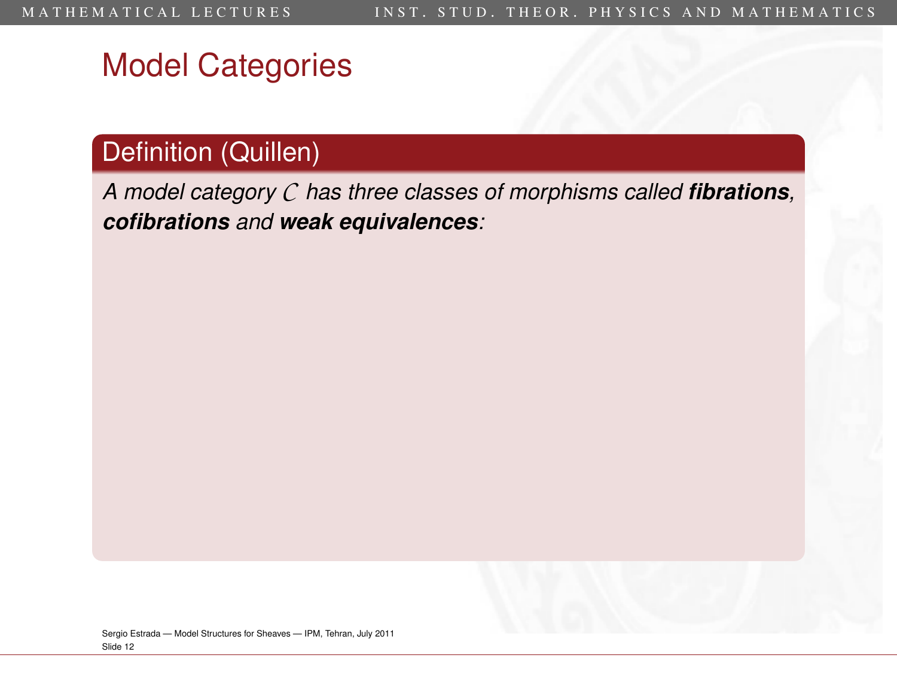# Model Categories

**Definition (Quillen)**

*A model category $\mathcal{C}$ has three classes of morphisms called **fibrations**, **cofibrations** and **weak equivalences**:*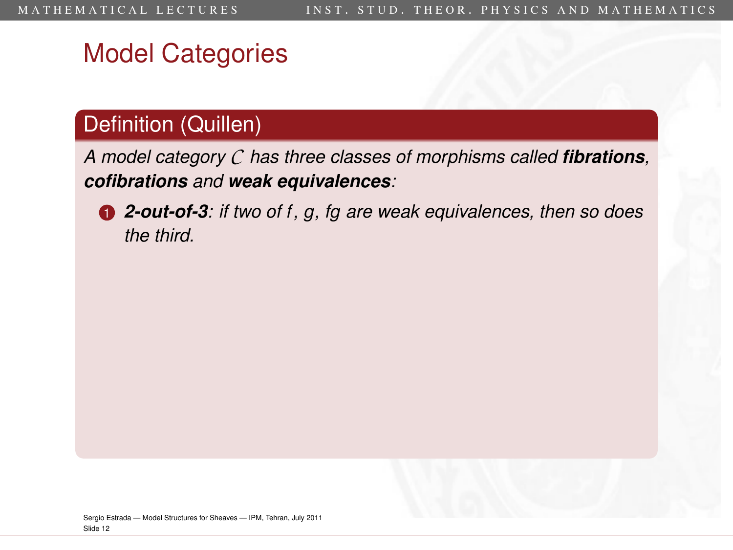# Model Categories

## Definition (Quillen)

*A model category $\mathcal{C}$ has three classes of morphisms called* ***fibrations****,* ***cofibrations*** *and* ***weak equivalences****:*

1. ***2-out-of-3****: if two of $f$, $g$, $fg$ are weak equivalences, then so does the third.*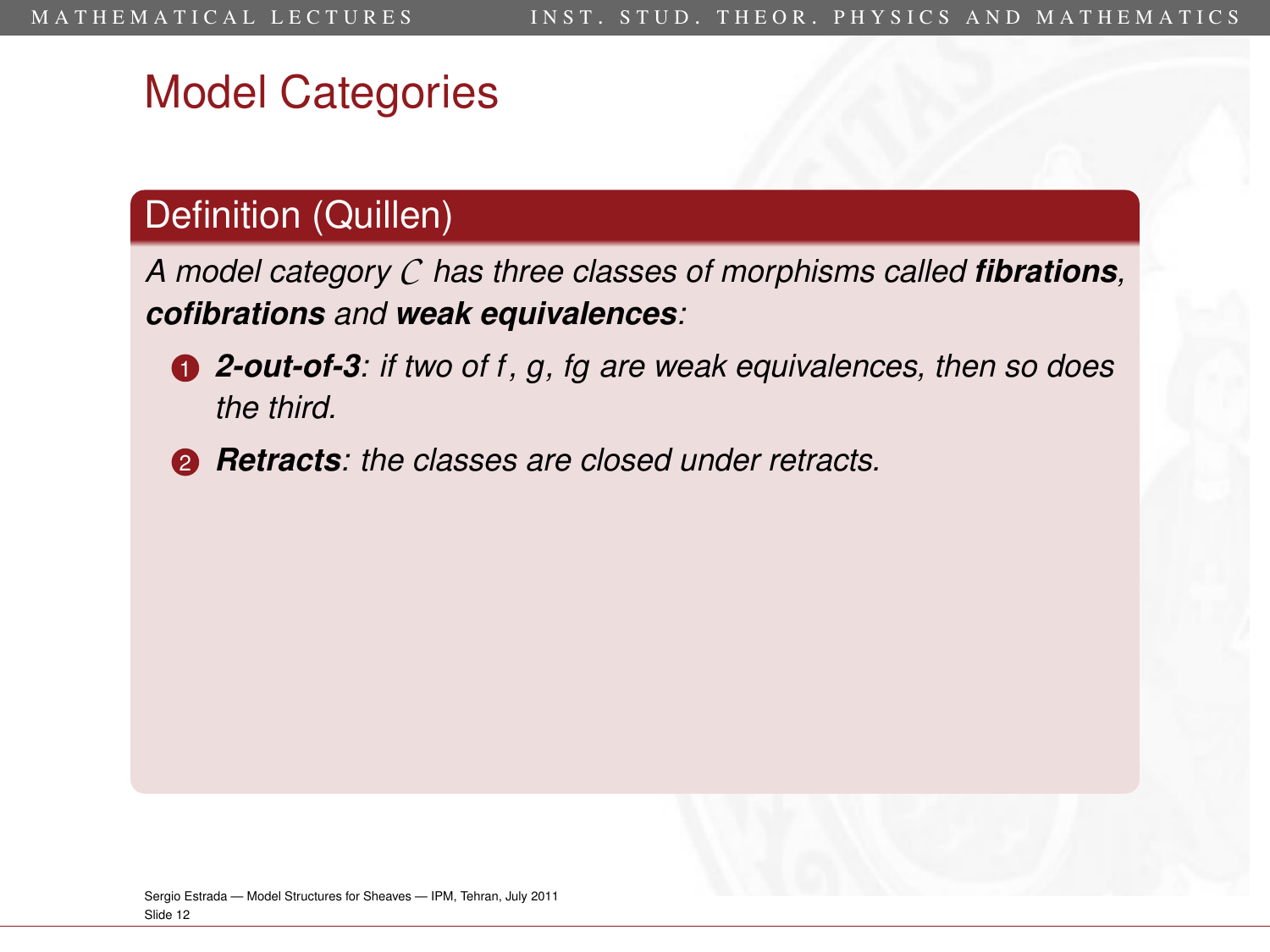# Model Categories

## Definition (Quillen)

*A model category $\mathcal{C}$ has three classes of morphisms called* ***fibrations****,* ***cofibrations*** *and* ***weak equivalences****:*

1. ***2-out-of-3****: if two of $f$, $g$, $fg$ are weak equivalences, then so does the third.*
2. ***Retracts****: the classes are closed under retracts.*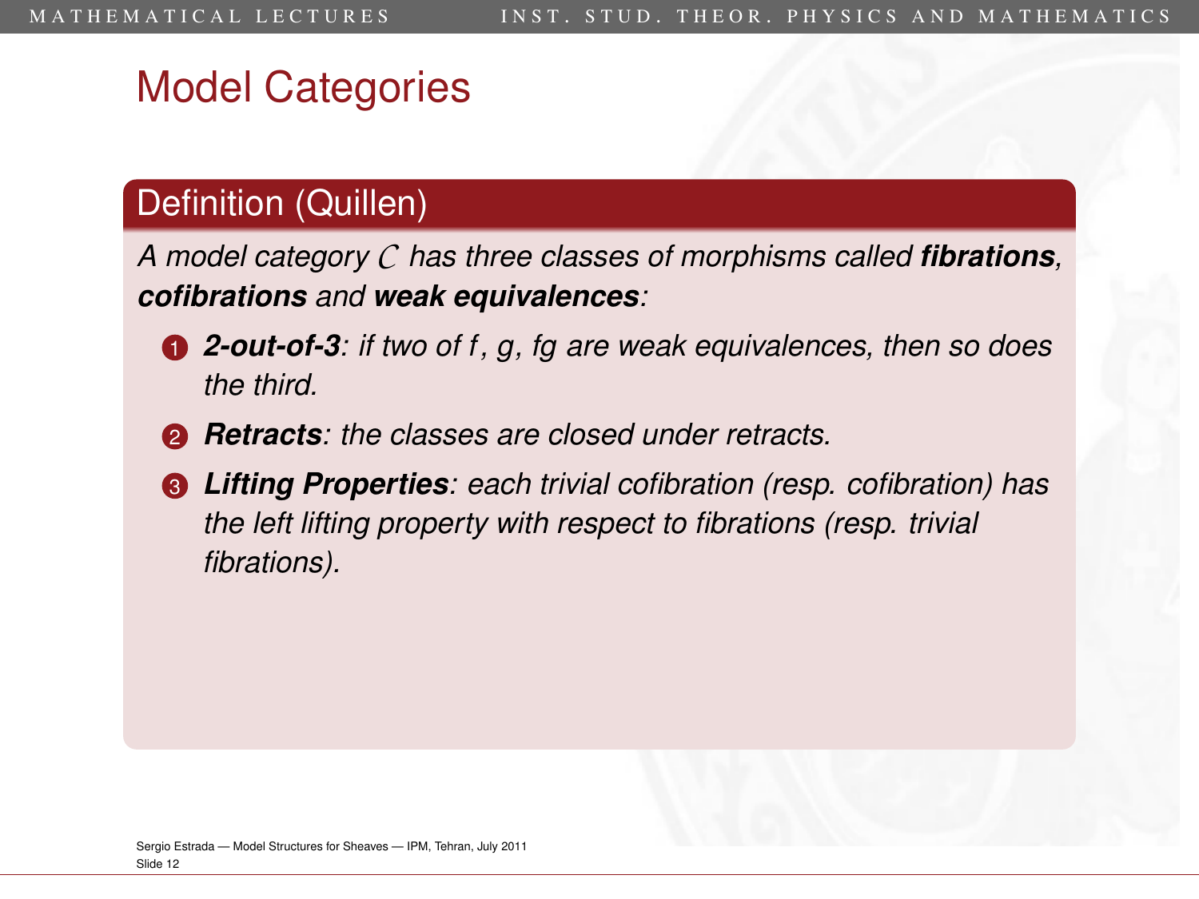# Model Categories

## Definition (Quillen)

*A model category $\mathcal{C}$ has three classes of morphisms called* ***fibrations****,* ***cofibrations*** *and* ***weak equivalences****:*

1. ***2-out-of-3****: if two of $f$, $g$, $fg$ are weak equivalences, then so does the third.*
2. ***Retracts****: the classes are closed under retracts.*
3. ***Lifting Properties****: each trivial cofibration (resp. cofibration) has the left lifting property with respect to fibrations (resp. trivial fibrations).*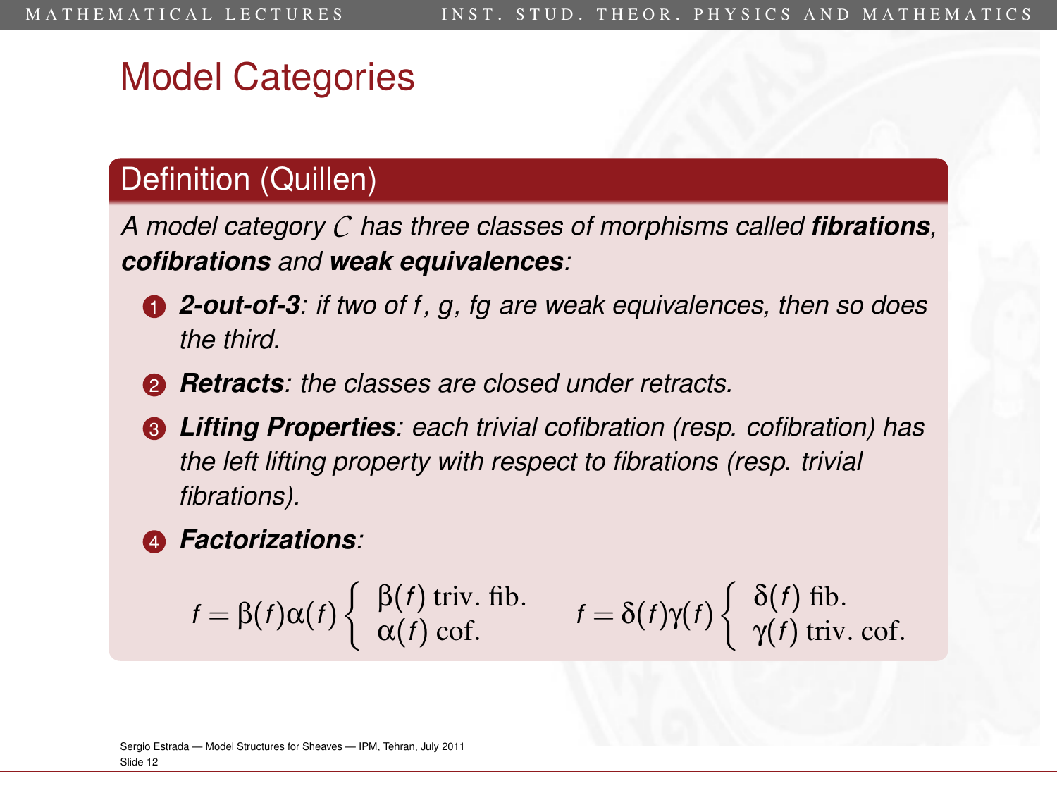# Model Categories

## Definition (Quillen)

*A model category $\mathcal{C}$ has three classes of morphisms called* ***fibrations****,* ***cofibrations*** *and* ***weak equivalences****:*

1. ***2-out-of-3****: if two of $f$, $g$, $fg$ are weak equivalences, then so does the third.*
2. ***Retracts****: the classes are closed under retracts.*
3. ***Lifting Properties****: each trivial cofibration (resp. cofibration) has the left lifting property with respect to fibrations (resp. trivial fibrations).*
4. ***Factorizations****:*

$$f = \beta(f)\alpha(f) \begin{cases} \beta(f) \text{ triv. fib.} \\ \alpha(f) \text{ cof.} \end{cases} \qquad f = \delta(f)\gamma(f) \begin{cases} \delta(f) \text{ fib.} \\ \gamma(f) \text{ triv. cof.} \end{cases}$$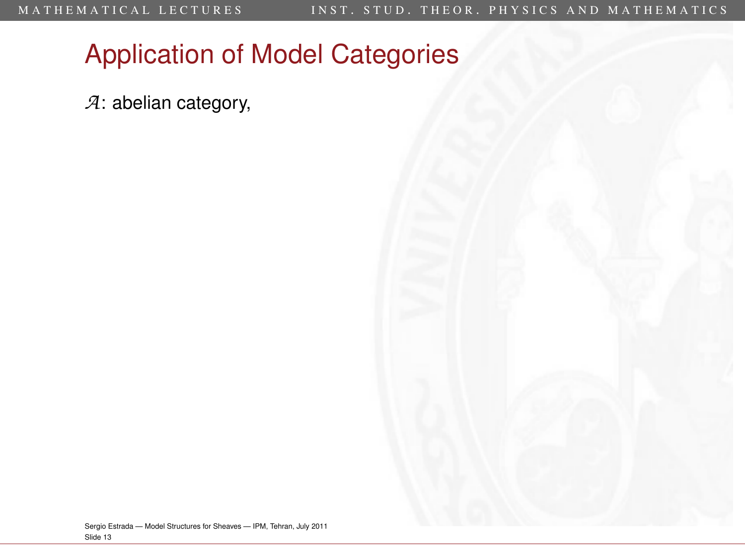# Application of Model Categories

$\mathcal{A}$: abelian category,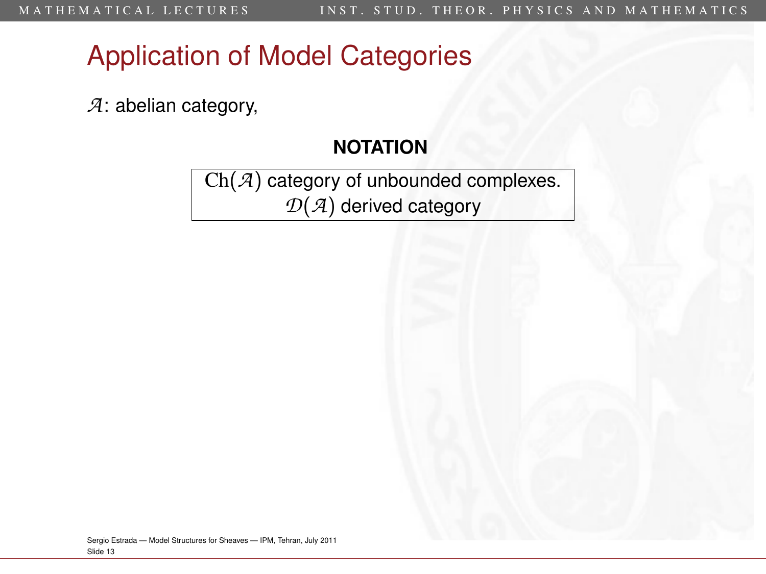# Application of Model Categories

$\mathcal{A}$: abelian category,

**NOTATION**

$\mathrm{Ch}(\mathcal{A})$ category of unbounded complexes.
$\mathcal{D}(\mathcal{A})$ derived category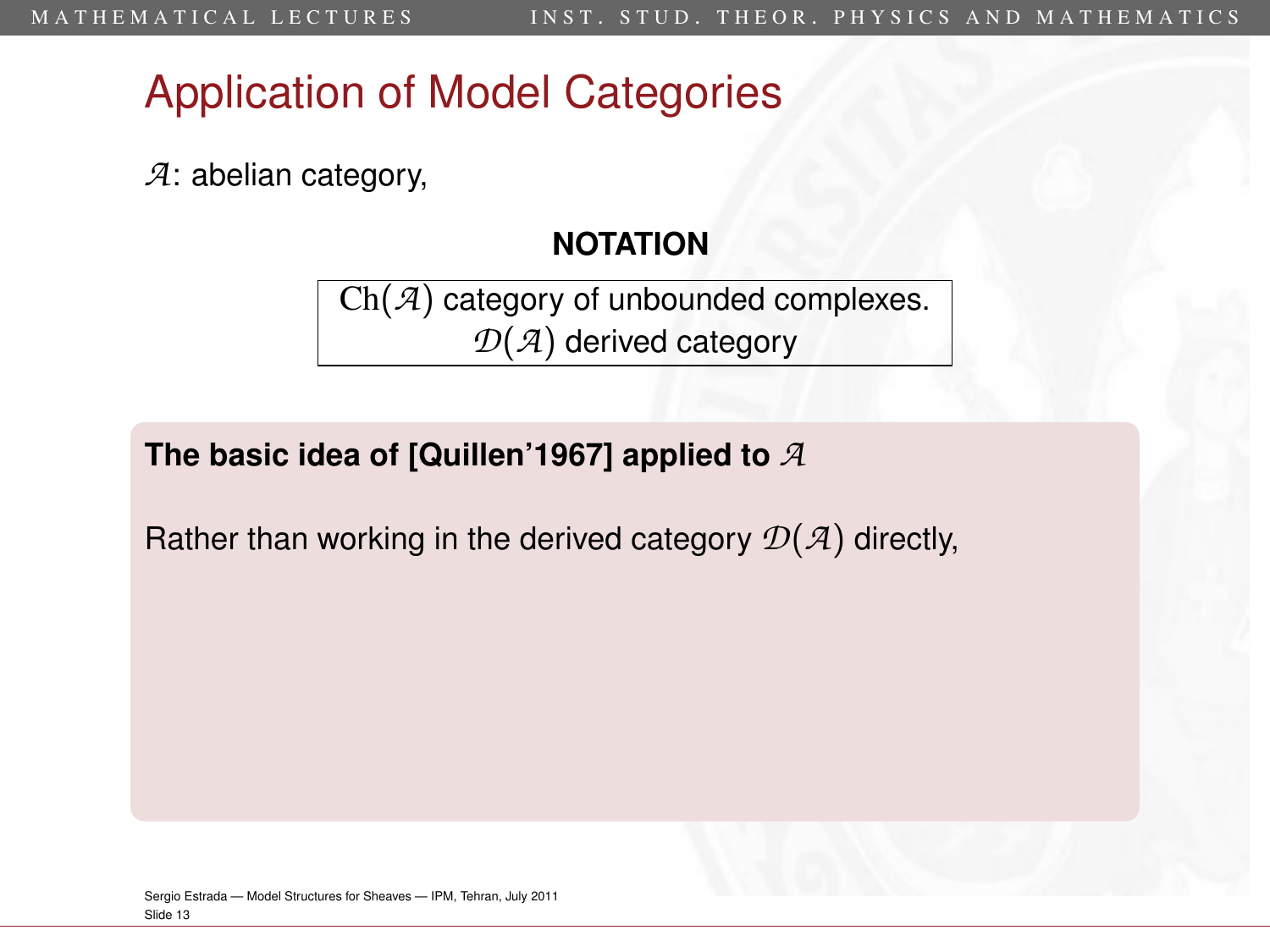# Application of Model Categories

$\mathcal{A}$: abelian category,

**NOTATION**

$\mathrm{Ch}(\mathcal{A})$ category of unbounded complexes.
$\mathcal{D}(\mathcal{A})$ derived category

**The basic idea of [Quillen'1967] applied to $\mathcal{A}$**

Rather than working in the derived category $\mathcal{D}(\mathcal{A})$ directly,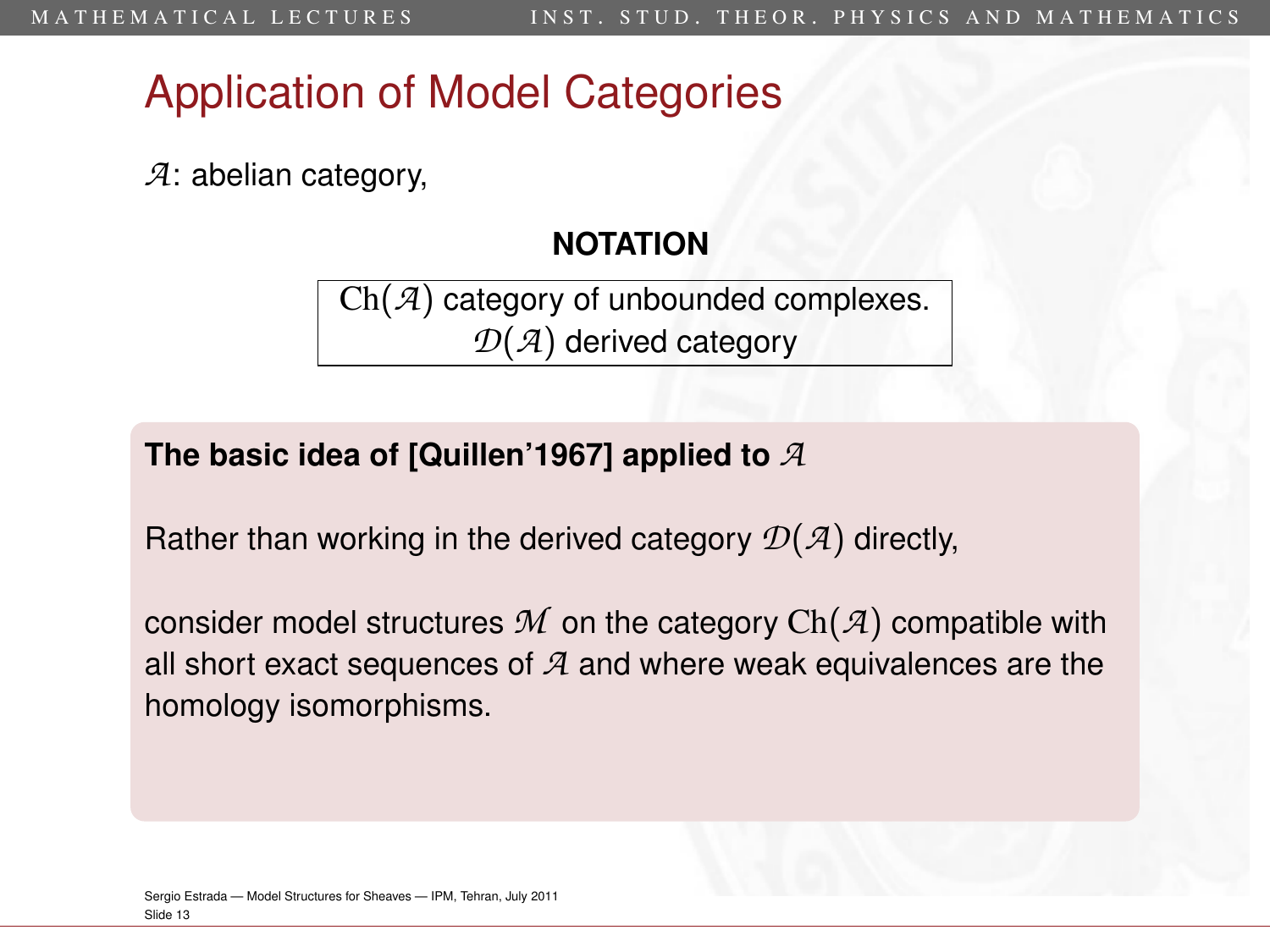# Application of Model Categories

$\mathcal{A}$: abelian category,

**NOTATION**

$\mathrm{Ch}(\mathcal{A})$ category of unbounded complexes.
$\mathcal{D}(\mathcal{A})$ derived category

**The basic idea of [Quillen'1967] applied to $\mathcal{A}$**

Rather than working in the derived category $\mathcal{D}(\mathcal{A})$ directly,

consider model structures $\mathcal{M}$ on the category $\mathrm{Ch}(\mathcal{A})$ compatible with all short exact sequences of $\mathcal{A}$ and where weak equivalences are the homology isomorphisms.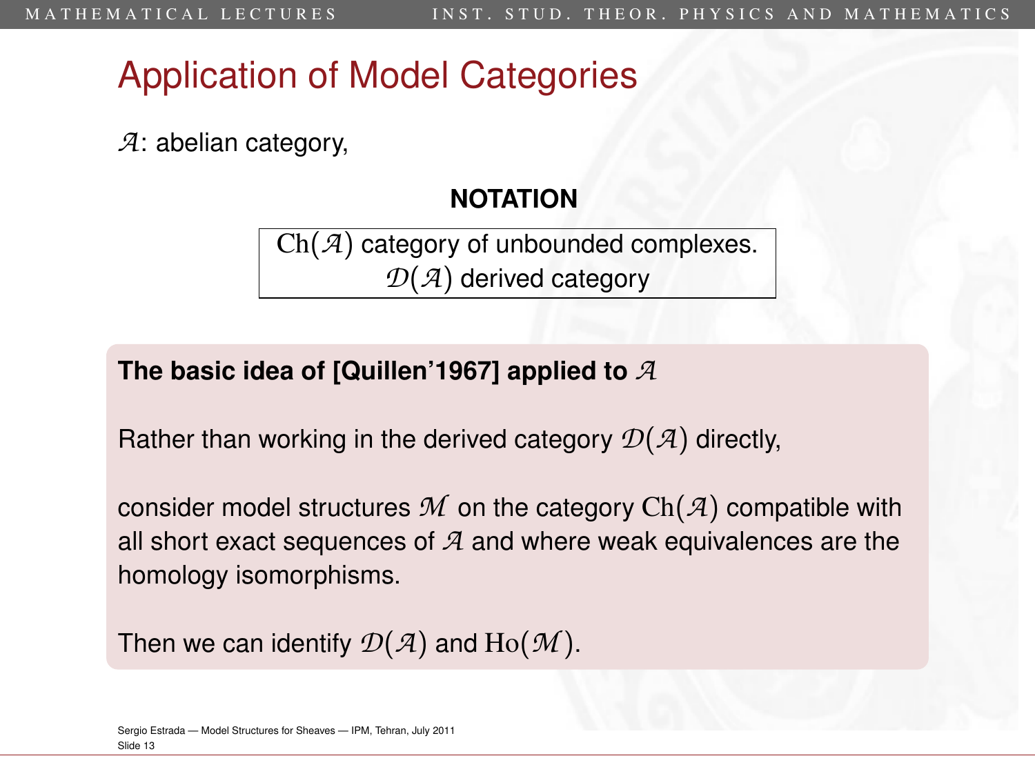# Application of Model Categories

$\mathcal{A}$: abelian category,

**NOTATION**

$\mathrm{Ch}(\mathcal{A})$ category of unbounded complexes.
$\mathcal{D}(\mathcal{A})$ derived category

**The basic idea of [Quillen'1967] applied to $\mathcal{A}$**

Rather than working in the derived category $\mathcal{D}(\mathcal{A})$ directly,

consider model structures $\mathcal{M}$ on the category $\mathrm{Ch}(\mathcal{A})$ compatible with all short exact sequences of $\mathcal{A}$ and where weak equivalences are the homology isomorphisms.

Then we can identify $\mathcal{D}(\mathcal{A})$ and $\mathrm{Ho}(\mathcal{M})$.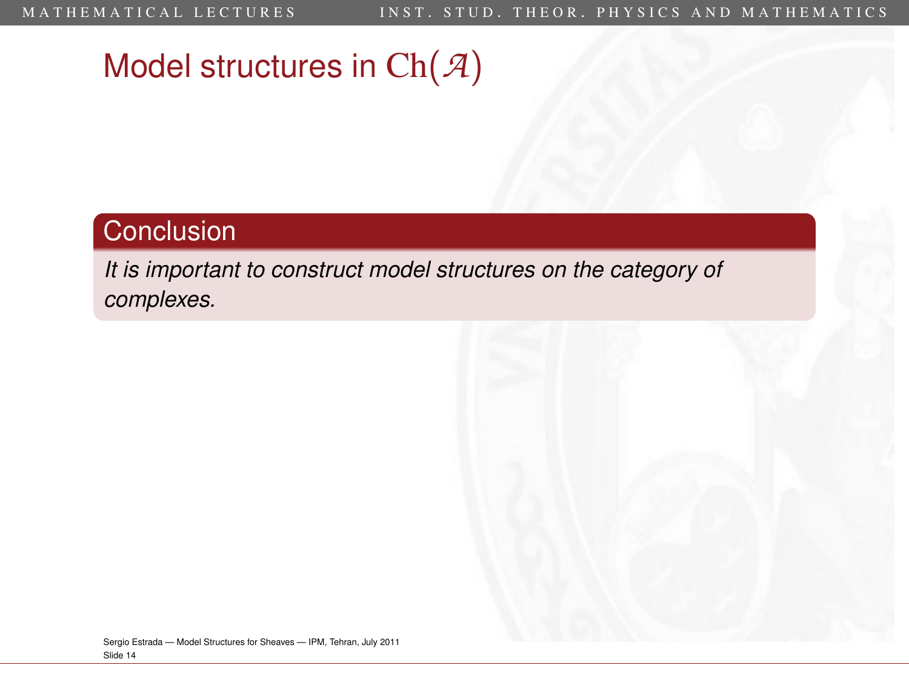# Model structures in $\mathrm{Ch}(\mathcal{A})$

**Conclusion**

*It is important to construct model structures on the category of complexes.*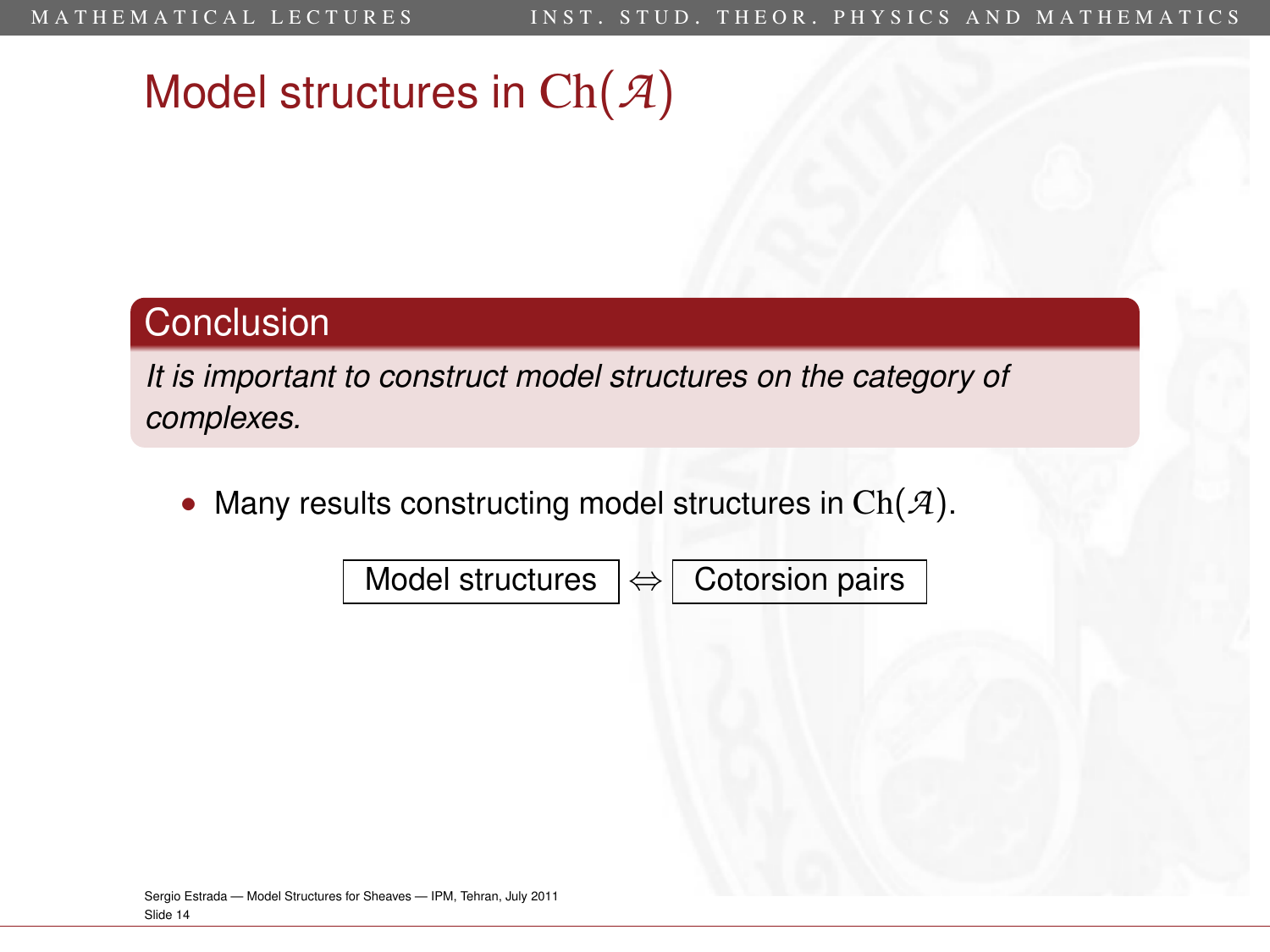# Model structures in $\mathrm{Ch}(\mathcal{A})$

**Conclusion**

*It is important to construct model structures on the category of complexes.*

- Many results constructing model structures in $\mathrm{Ch}(\mathcal{A})$.

Model structures $\Leftrightarrow$ Cotorsion pairs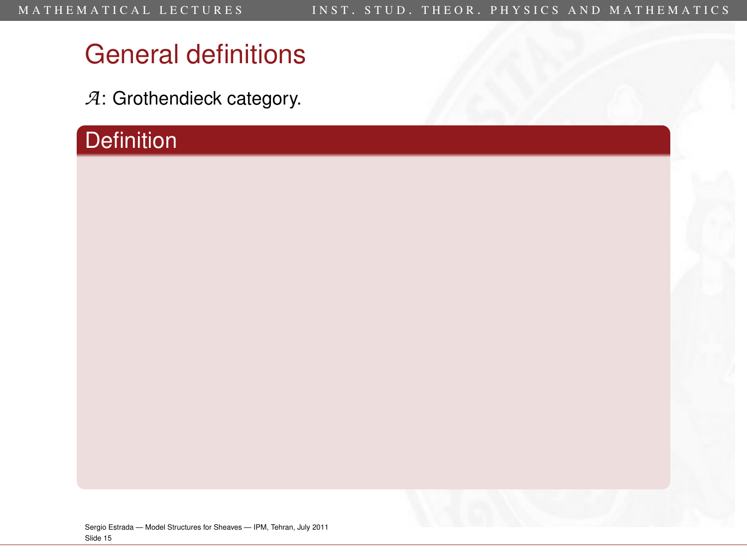# General definitions

$\mathcal{A}$: Grothendieck category.

**Definition**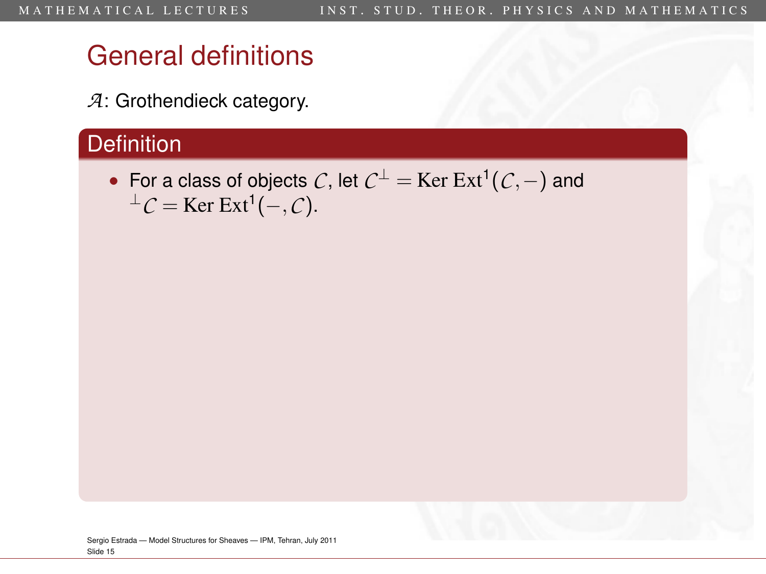# General definitions

$\mathcal{A}$: Grothendieck category.

## Definition

- For a class of objects $\mathcal{C}$, let $\mathcal{C}^{\perp} = \mathrm{Ker}\,\mathrm{Ext}^1(\mathcal{C}, -)$ and ${}^{\perp}\mathcal{C} = \mathrm{Ker}\,\mathrm{Ext}^1(-, \mathcal{C})$.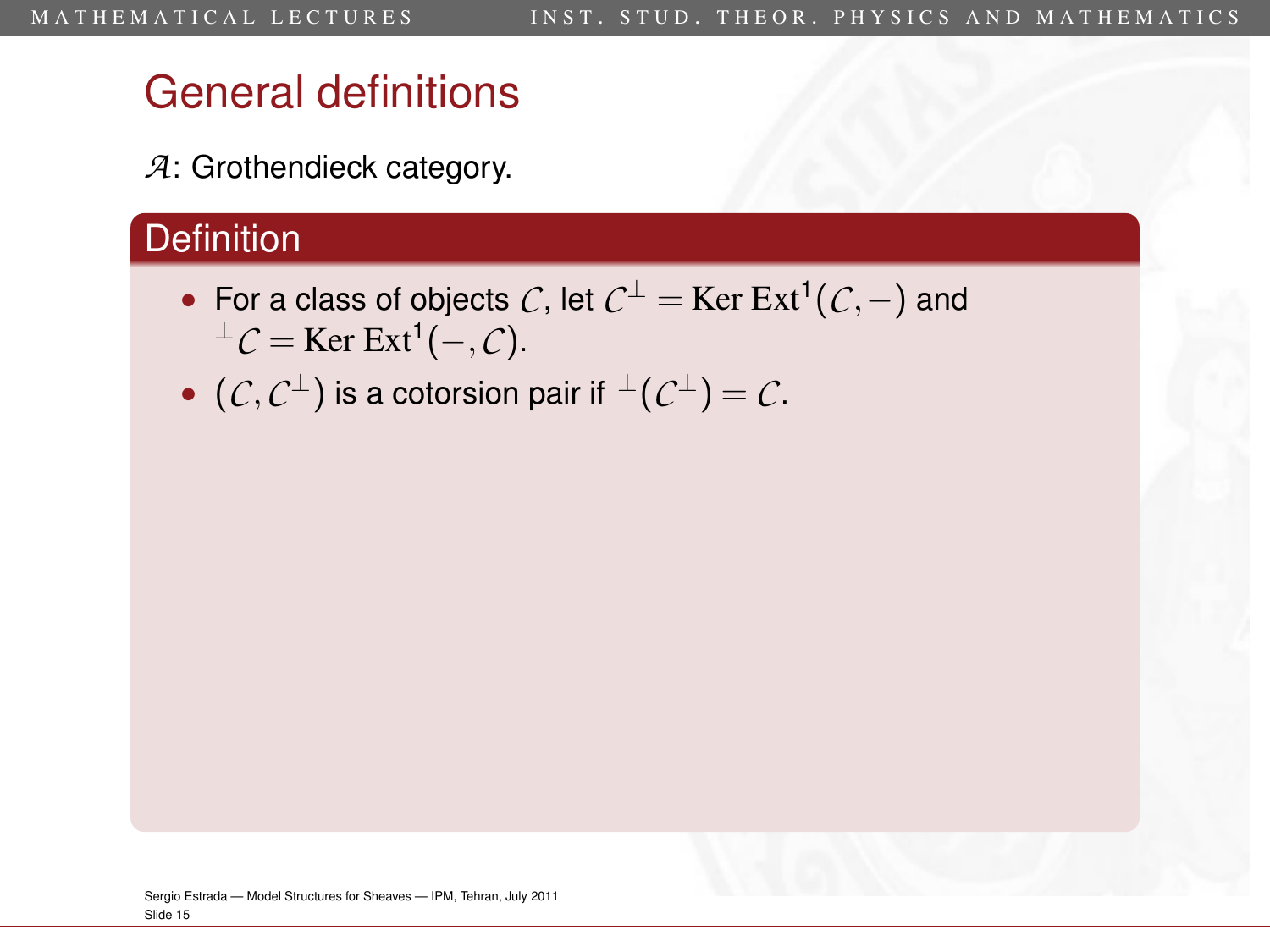# General definitions

$\mathcal{A}$: Grothendieck category.

### Definition

- For a class of objects $\mathcal{C}$, let $\mathcal{C}^{\perp} = \operatorname{Ker} \operatorname{Ext}^1(\mathcal{C}, -)$ and ${}^{\perp}\mathcal{C} = \operatorname{Ker} \operatorname{Ext}^1(-, \mathcal{C})$.
- $(\mathcal{C}, \mathcal{C}^{\perp})$ is a cotorsion pair if ${}^{\perp}(\mathcal{C}^{\perp}) = \mathcal{C}$.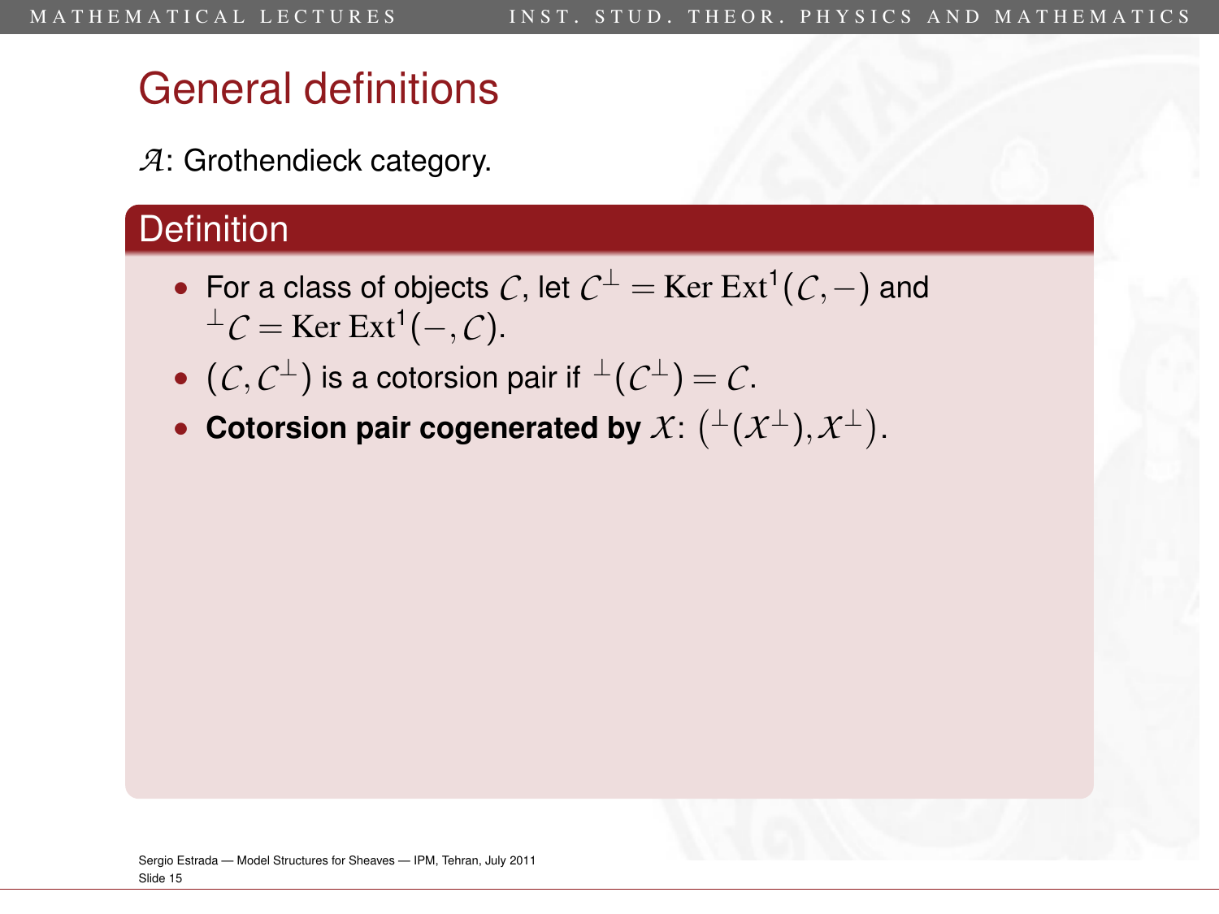# General definitions

$\mathcal{A}$: Grothendieck category.

## Definition

- For a class of objects $\mathcal{C}$, let $\mathcal{C}^{\perp} = \operatorname{Ker}\operatorname{Ext}^1(\mathcal{C}, -)$ and ${}^{\perp}\mathcal{C} = \operatorname{Ker}\operatorname{Ext}^1(-, \mathcal{C})$.
- $(\mathcal{C}, \mathcal{C}^{\perp})$ is a cotorsion pair if ${}^{\perp}(\mathcal{C}^{\perp}) = \mathcal{C}$.
- **Cotorsion pair cogenerated by $\mathcal{X}$:** $({}^{\perp}(\mathcal{X}^{\perp}), \mathcal{X}^{\perp})$.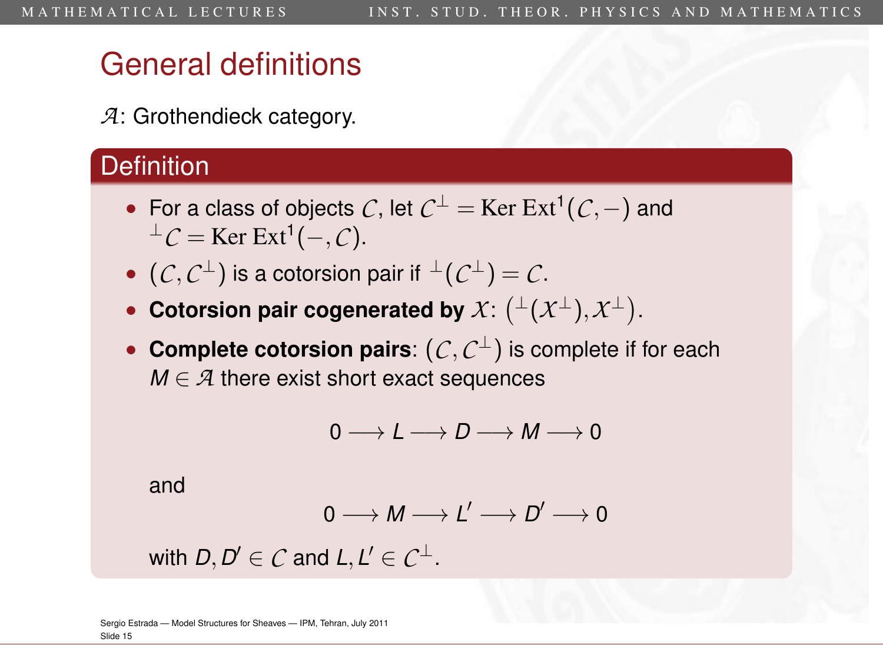# General definitions

$\mathcal{A}$: Grothendieck category.

## Definition

- For a class of objects $\mathcal{C}$, let $\mathcal{C}^{\perp} = \mathrm{Ker\,Ext}^1(\mathcal{C}, -)$ and ${}^{\perp}\mathcal{C} = \mathrm{Ker\,Ext}^1(-, \mathcal{C})$.
- $(\mathcal{C}, \mathcal{C}^{\perp})$ is a cotorsion pair if ${}^{\perp}(\mathcal{C}^{\perp}) = \mathcal{C}$.
- **Cotorsion pair cogenerated by** $\mathcal{X}$: $({}^{\perp}(\mathcal{X}^{\perp}), \mathcal{X}^{\perp})$.
- **Complete cotorsion pairs**: $(\mathcal{C}, \mathcal{C}^{\perp})$ is complete if for each $M \in \mathcal{A}$ there exist short exact sequences

$$0 \longrightarrow L \longrightarrow D \longrightarrow M \longrightarrow 0$$

and

$$0 \longrightarrow M \longrightarrow L' \longrightarrow D' \longrightarrow 0$$

with $D, D' \in \mathcal{C}$ and $L, L' \in \mathcal{C}^{\perp}$.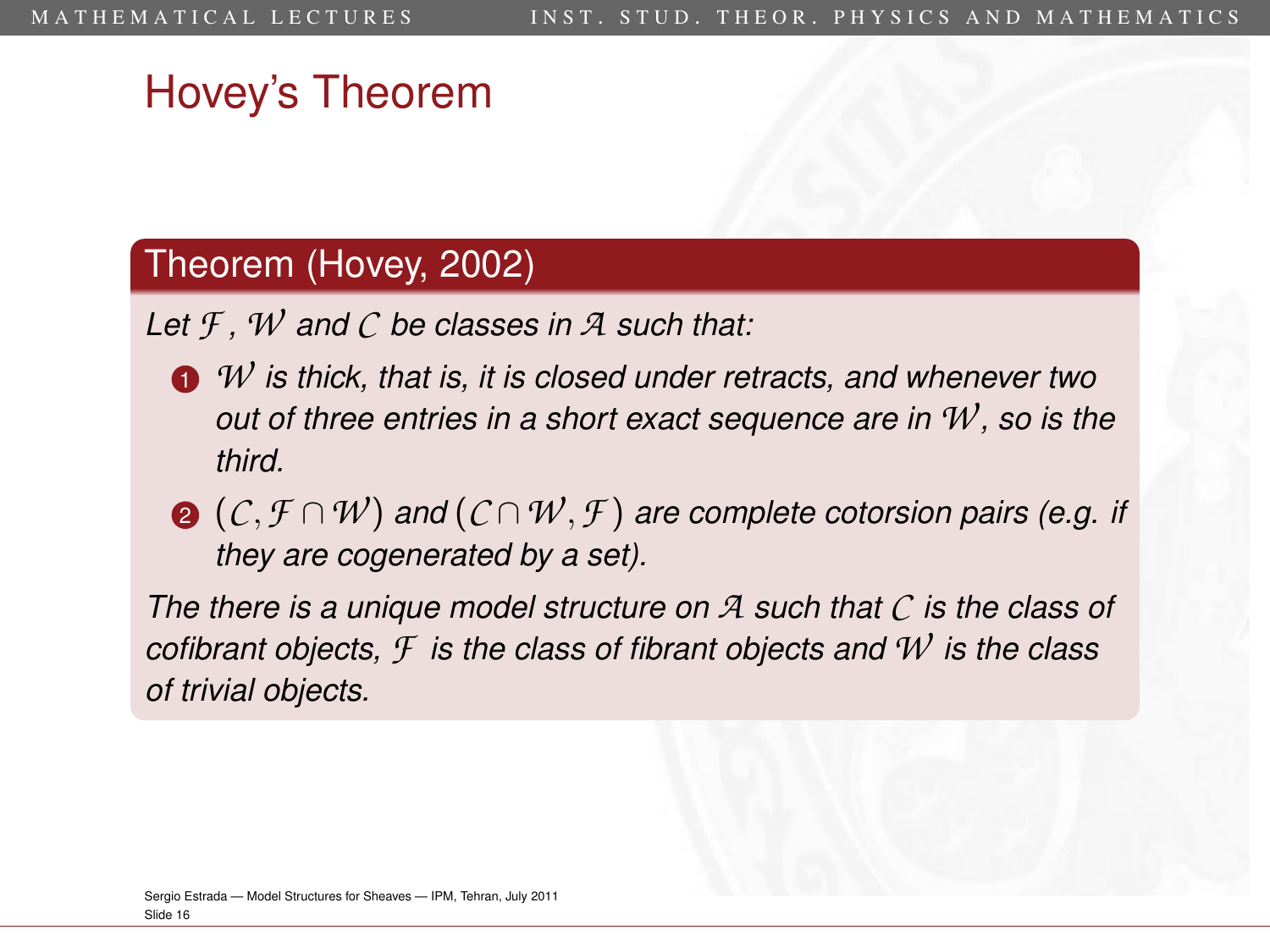# Hovey's Theorem

**Theorem (Hovey, 2002)**

*Let $\mathcal{F}$, $\mathcal{W}$ and $\mathcal{C}$ be classes in $\mathcal{A}$ such that:*

1. *$\mathcal{W}$ is thick, that is, it is closed under retracts, and whenever two out of three entries in a short exact sequence are in $\mathcal{W}$, so is the third.*
2. *$(\mathcal{C}, \mathcal{F} \cap \mathcal{W})$ and $(\mathcal{C} \cap \mathcal{W}, \mathcal{F})$ are complete cotorsion pairs (e.g. if they are cogenerated by a set).*

*The there is a unique model structure on $\mathcal{A}$ such that $\mathcal{C}$ is the class of cofibrant objects, $\mathcal{F}$ is the class of fibrant objects and $\mathcal{W}$ is the class of trivial objects.*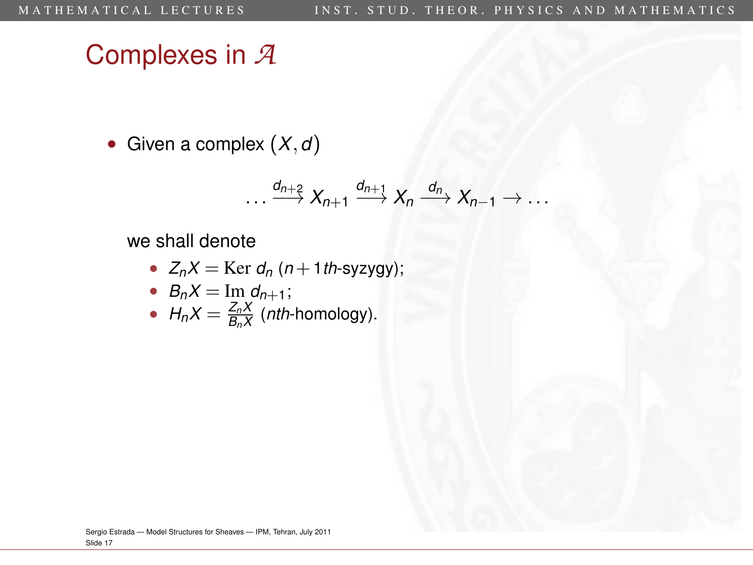# Complexes in $\mathcal{A}$

- Given a complex $(X, d)$

$$\cdots \xrightarrow{d_{n+2}} X_{n+1} \xrightarrow{d_{n+1}} X_n \xrightarrow{d_n} X_{n-1} \to \cdots$$

  we shall denote

  - $Z_n X = \mathrm{Ker}\ d_n$ ($n+1$*th*-syzygy);
  - $B_n X = \mathrm{Im}\ d_{n+1}$;
  - $H_n X = \frac{Z_n X}{B_n X}$ (*nth*-homology).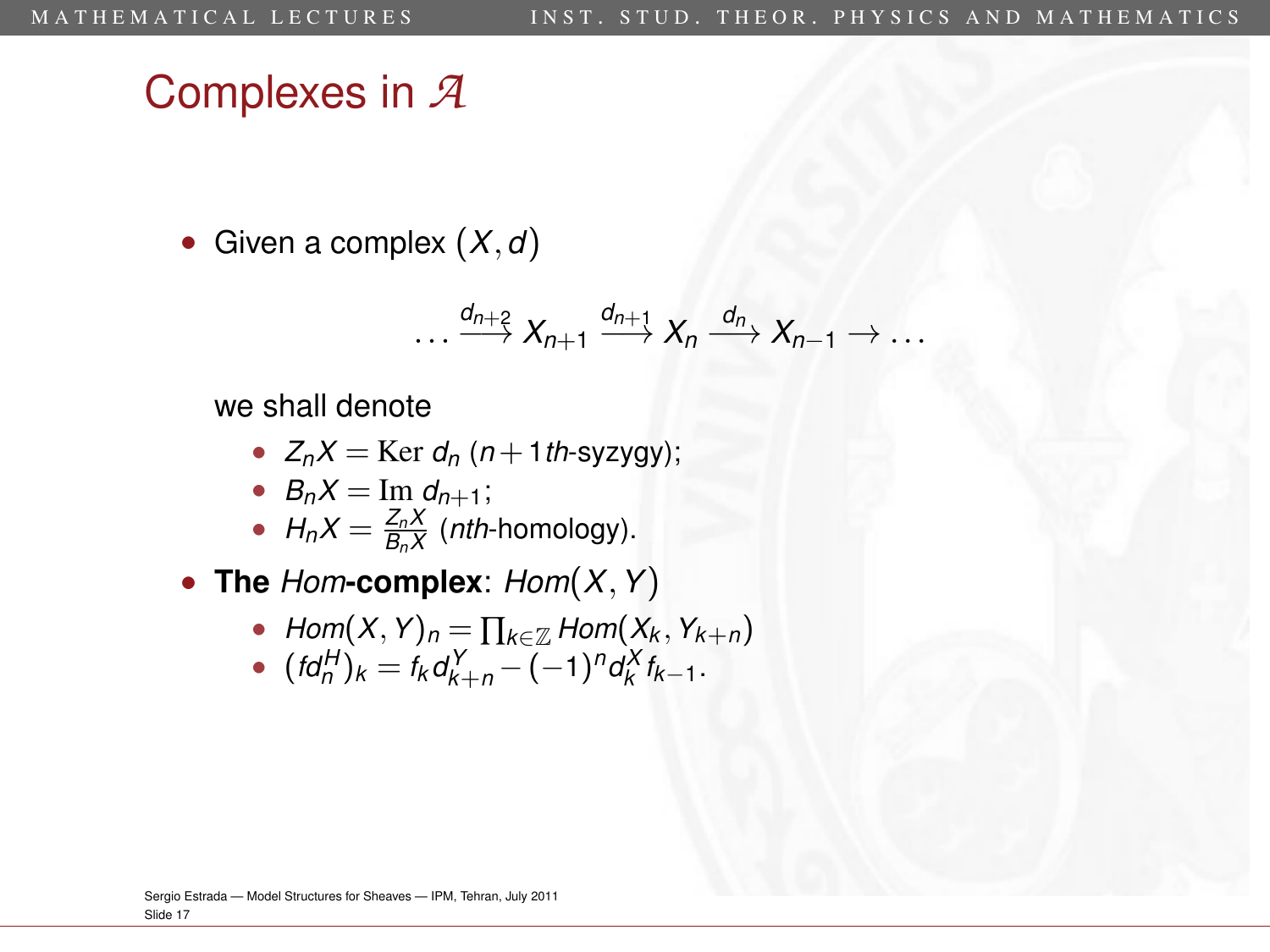# Complexes in $\mathcal{A}$

- Given a complex $(X, d)$

$$\dots \xrightarrow{d_{n+2}} X_{n+1} \xrightarrow{d_{n+1}} X_n \xrightarrow{d_n} X_{n-1} \to \dots$$

  we shall denote

  - $Z_n X = \mathrm{Ker}\; d_n$ ($n+1$*th*-syzygy);
  - $B_n X = \mathrm{Im}\; d_{n+1}$;
  - $H_n X = \frac{Z_n X}{B_n X}$ (*nth*-homology).

- **The** *Hom***-complex**: $Hom(X, Y)$

  - $Hom(X, Y)_n = \prod_{k \in \mathbb{Z}} Hom(X_k, Y_{k+n})$
  - $(f d_n^H)_k = f_k d_{k+n}^Y - (-1)^n d_k^X f_{k-1}$.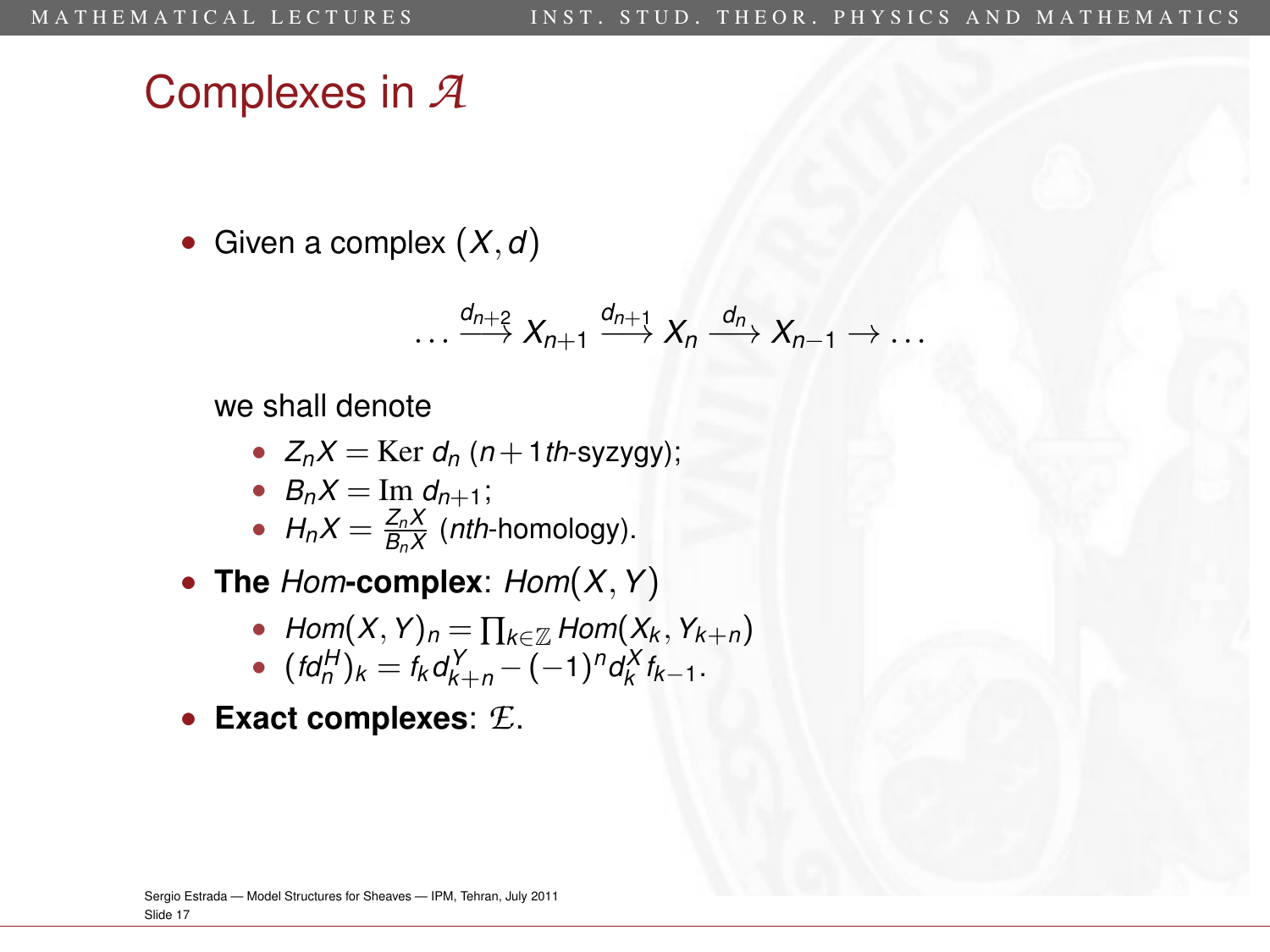# Complexes in $\mathcal{A}$

- Given a complex $(X, d)$

$$\dots \xrightarrow{d_{n+2}} X_{n+1} \xrightarrow{d_{n+1}} X_n \xrightarrow{d_n} X_{n-1} \to \dots$$

  we shall denote

  - $Z_n X = \mathrm{Ker}\ d_n$ ($n+1$*th*-syzygy);
  - $B_n X = \mathrm{Im}\ d_{n+1}$;
  - $H_n X = \frac{Z_n X}{B_n X}$ (*nth*-homology).

- **The** *Hom***-complex**: $Hom(X, Y)$
  - $Hom(X, Y)_n = \prod_{k \in \mathbb{Z}} Hom(X_k, Y_{k+n})$
  - $(f d_n^H)_k = f_k d_{k+n}^Y - (-1)^n d_k^X f_{k-1}$.

- **Exact complexes**: $\mathcal{E}$.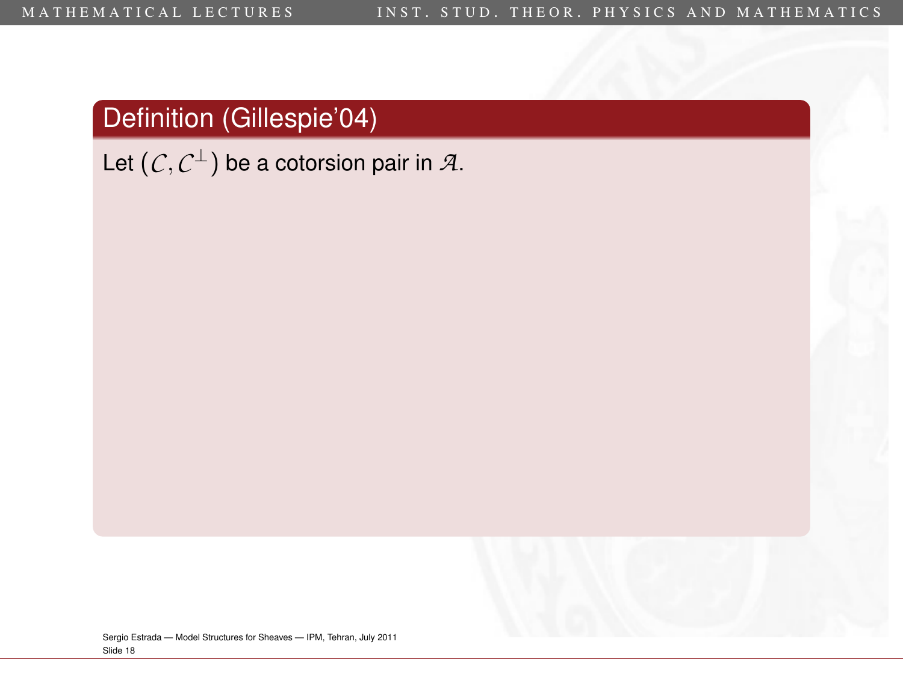## Definition (Gillespie'04)

Let $(\mathcal{C}, \mathcal{C}^{\perp})$ be a cotorsion pair in $\mathcal{A}$.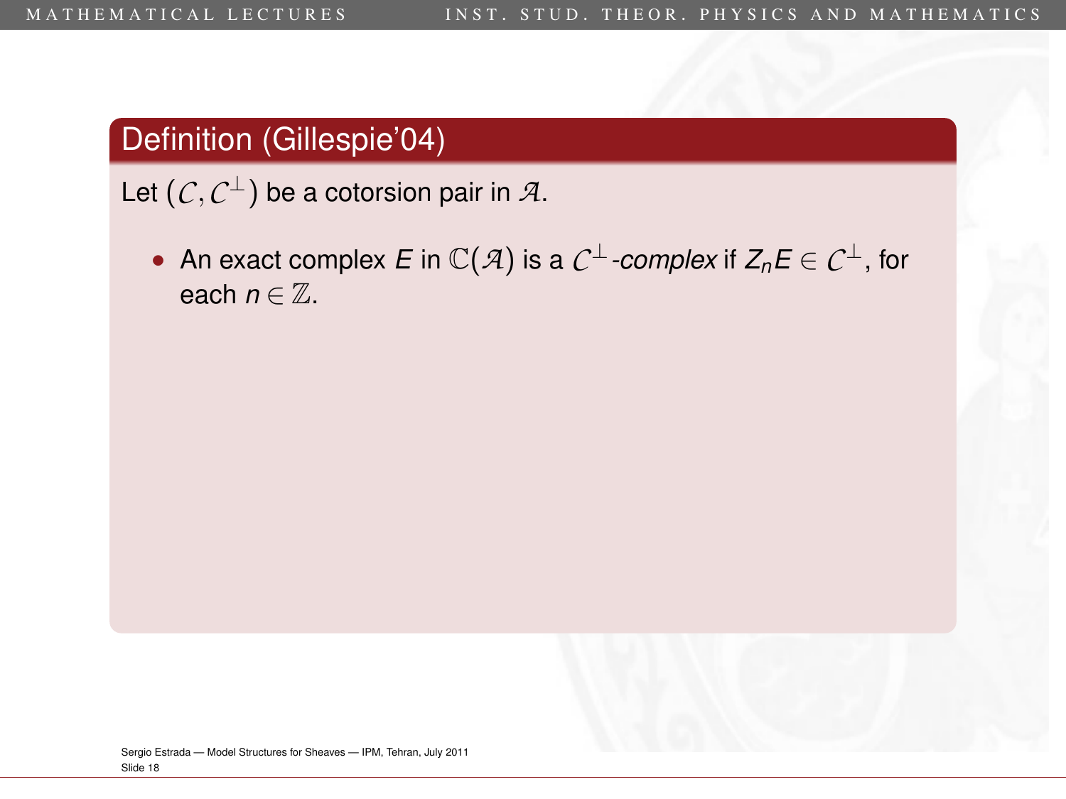## Definition (Gillespie'04)

Let $(\mathcal{C}, \mathcal{C}^{\perp})$ be a cotorsion pair in $\mathcal{A}$.

- An exact complex $E$ in $\mathbb{C}(\mathcal{A})$ is a $\mathcal{C}^{\perp}$*-complex* if $Z_n E \in \mathcal{C}^{\perp}$, for each $n \in \mathbb{Z}$.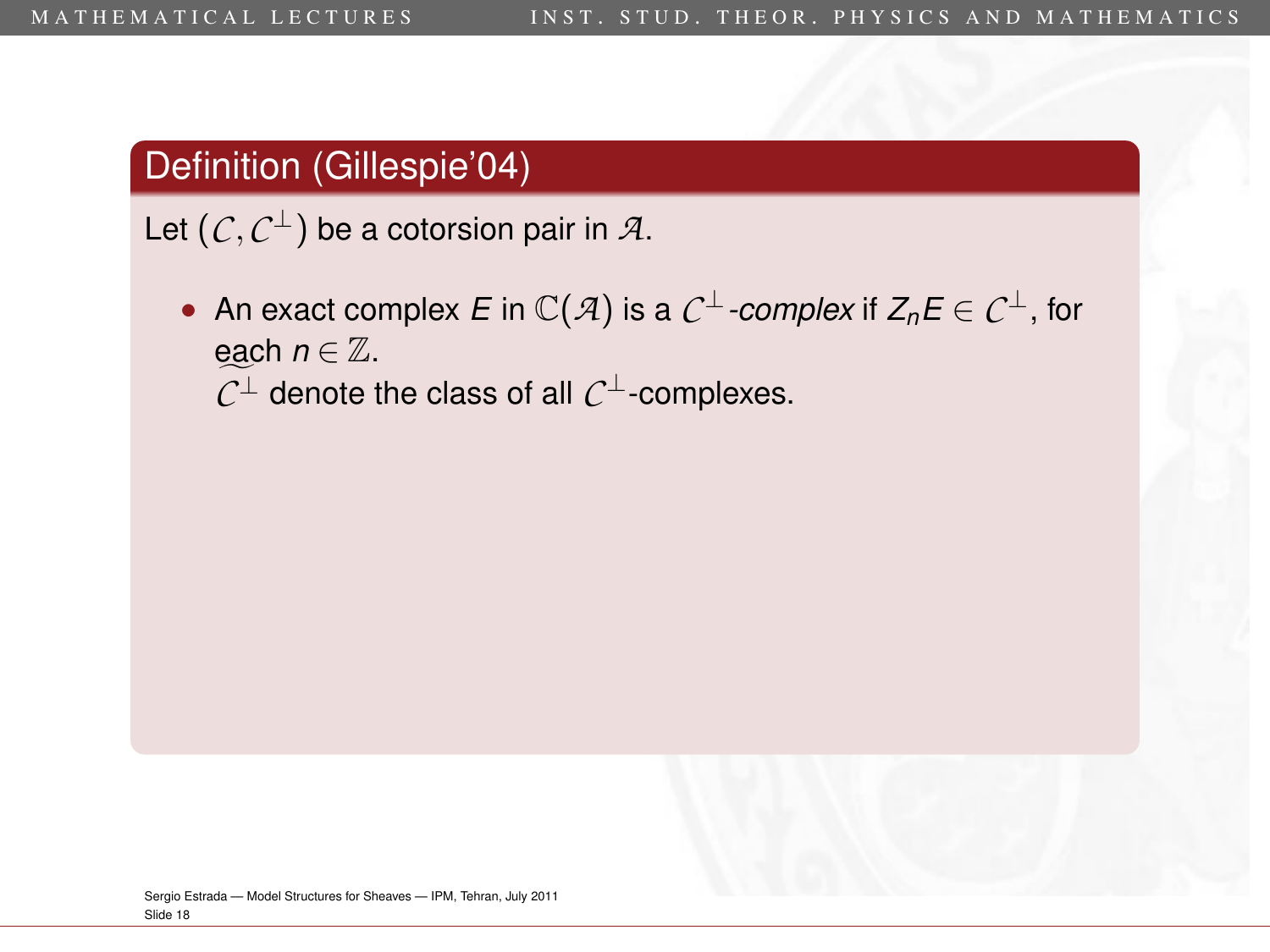## Definition (Gillespie'04)

Let $(\mathcal{C}, \mathcal{C}^{\perp})$ be a cotorsion pair in $\mathcal{A}$.

- An exact complex $E$ in $\mathbb{C}(\mathcal{A})$ is a $\mathcal{C}^{\perp}$*-complex* if $Z_n E \in \mathcal{C}^{\perp}$, for each $n \in \mathbb{Z}$.
  $\widetilde{\mathcal{C}^{\perp}}$ denote the class of all $\mathcal{C}^{\perp}$-complexes.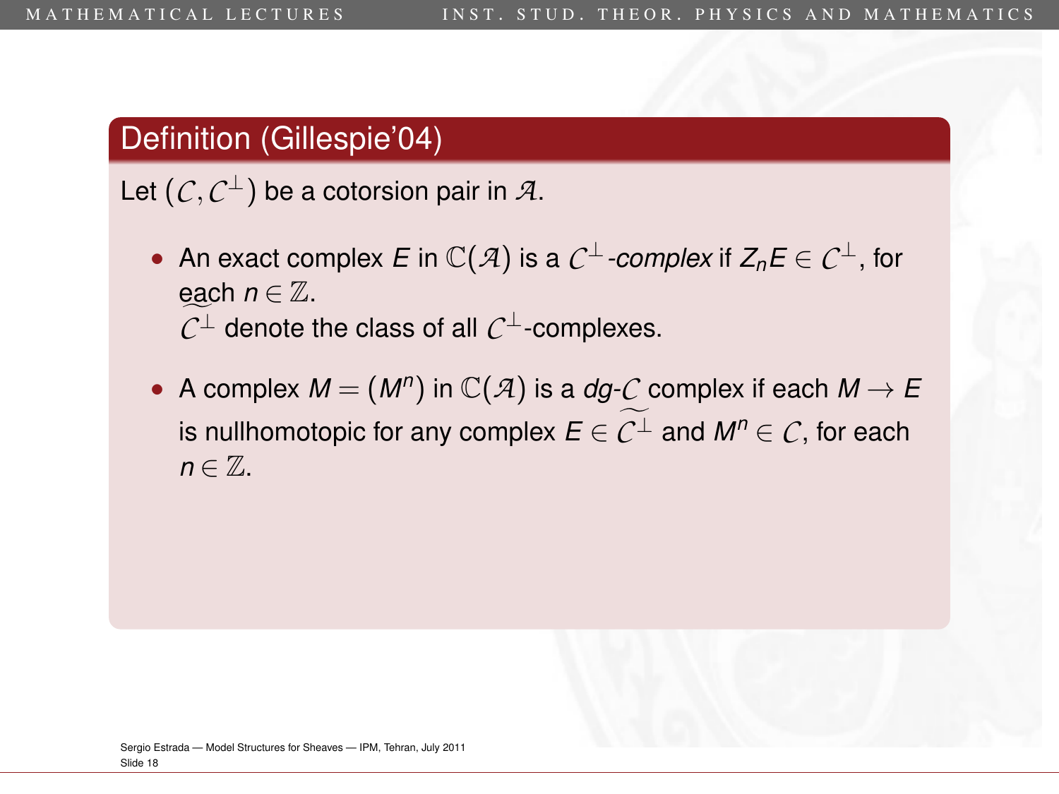## Definition (Gillespie'04)

Let $(\mathcal{C}, \mathcal{C}^{\perp})$ be a cotorsion pair in $\mathcal{A}$.

- An exact complex $E$ in $\mathbb{C}(\mathcal{A})$ is a $\mathcal{C}^{\perp}$*-complex* if $Z_n E \in \mathcal{C}^{\perp}$, for each $n \in \mathbb{Z}$.
  $\widetilde{\mathcal{C}^{\perp}}$ denote the class of all $\mathcal{C}^{\perp}$-complexes.
- A complex $M = (M^n)$ in $\mathbb{C}(\mathcal{A})$ is a *dg-*$\mathcal{C}$ complex if each $M \to E$ is nullhomotopic for any complex $E \in \widetilde{\mathcal{C}^{\perp}}$ and $M^n \in \mathcal{C}$, for each $n \in \mathbb{Z}$.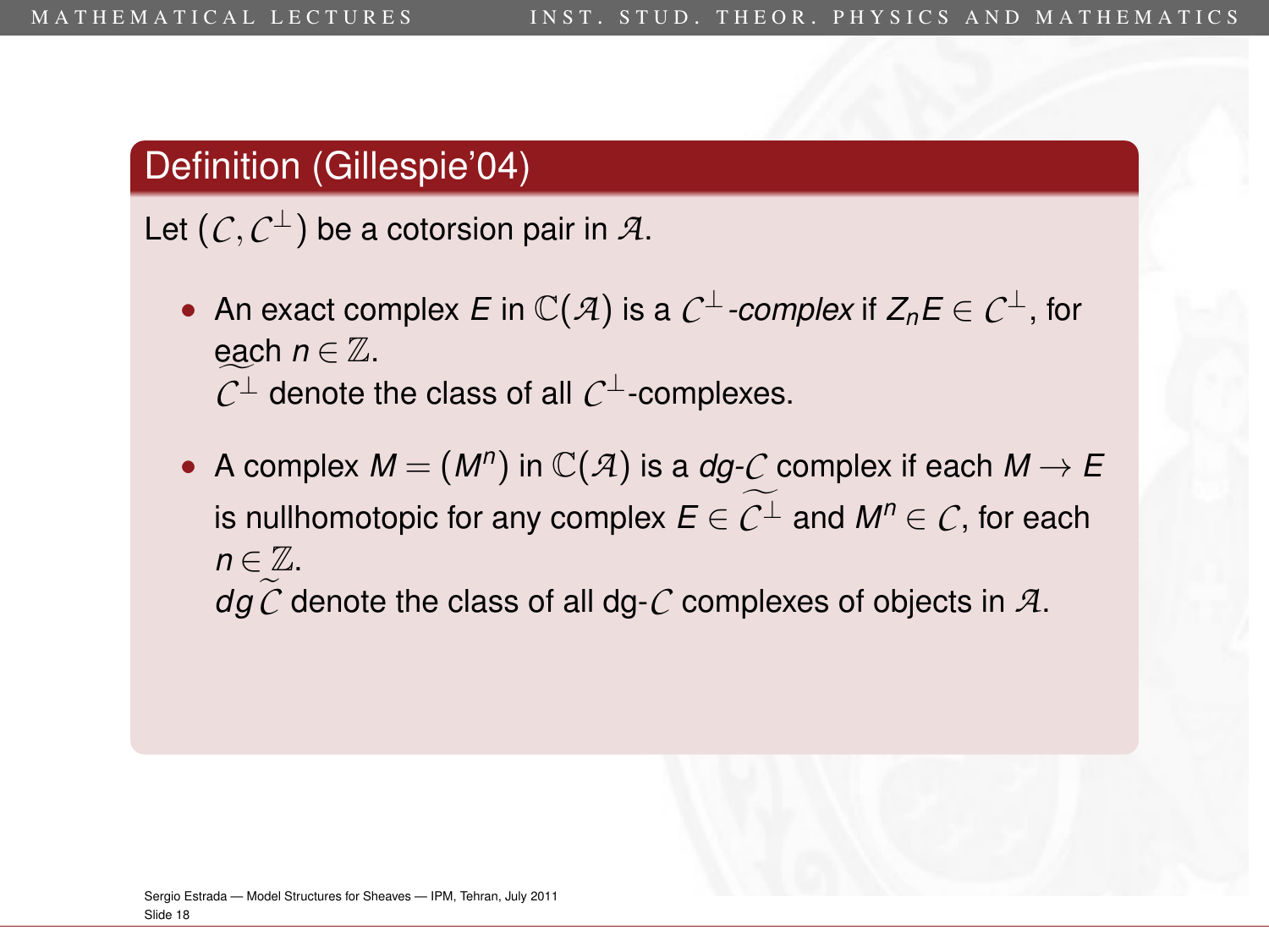## Definition (Gillespie'04)

Let $(\mathcal{C}, \mathcal{C}^{\perp})$ be a cotorsion pair in $\mathcal{A}$.

- An exact complex $E$ in $\mathbb{C}(\mathcal{A})$ is a $\mathcal{C}^{\perp}$*-complex* if $Z_n E \in \mathcal{C}^{\perp}$, for each $n \in \mathbb{Z}$.
  $\widetilde{\mathcal{C}^{\perp}}$ denote the class of all $\mathcal{C}^{\perp}$-complexes.
- A complex $M = (M^n)$ in $\mathbb{C}(\mathcal{A})$ is a *dg-*$\mathcal{C}$ complex if each $M \to E$ is nullhomotopic for any complex $E \in \widetilde{\mathcal{C}^{\perp}}$ and $M^n \in \mathcal{C}$, for each $n \in \mathbb{Z}$.
  $dg\,\widetilde{\mathcal{C}}$ denote the class of all dg-$\mathcal{C}$ complexes of objects in $\mathcal{A}$.

Sergio Estrada — Model Structures for Sheaves — IPM, Tehran, July 2011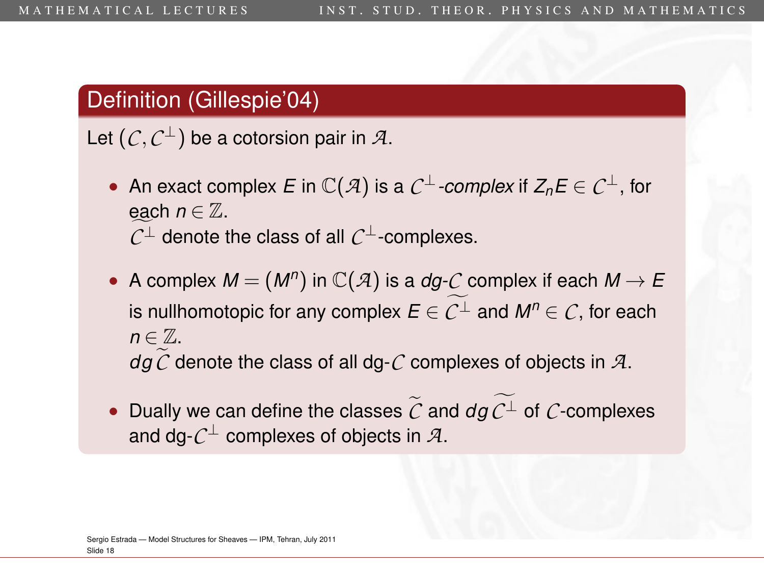## Definition (Gillespie'04)

Let $(\mathcal{C}, \mathcal{C}^{\perp})$ be a cotorsion pair in $\mathcal{A}$.

- An exact complex $E$ in $\mathbb{C}(\mathcal{A})$ is a $\mathcal{C}^{\perp}$*-complex* if $Z_n E \in \mathcal{C}^{\perp}$, for each $n \in \mathbb{Z}$.
  $\widetilde{\mathcal{C}^{\perp}}$ denote the class of all $\mathcal{C}^{\perp}$-complexes.
- A complex $M = (M^n)$ in $\mathbb{C}(\mathcal{A})$ is a *dg-*$\mathcal{C}$ complex if each $M \to E$ is nullhomotopic for any complex $E \in \widetilde{\mathcal{C}^{\perp}}$ and $M^n \in \mathcal{C}$, for each $n \in \mathbb{Z}$.
  $dg\,\widetilde{\mathcal{C}}$ denote the class of all dg-$\mathcal{C}$ complexes of objects in $\mathcal{A}$.
- Dually we can define the classes $\widetilde{\mathcal{C}}$ and $dg\,\widetilde{\mathcal{C}^{\perp}}$ of $\mathcal{C}$-complexes and dg-$\mathcal{C}^{\perp}$ complexes of objects in $\mathcal{A}$.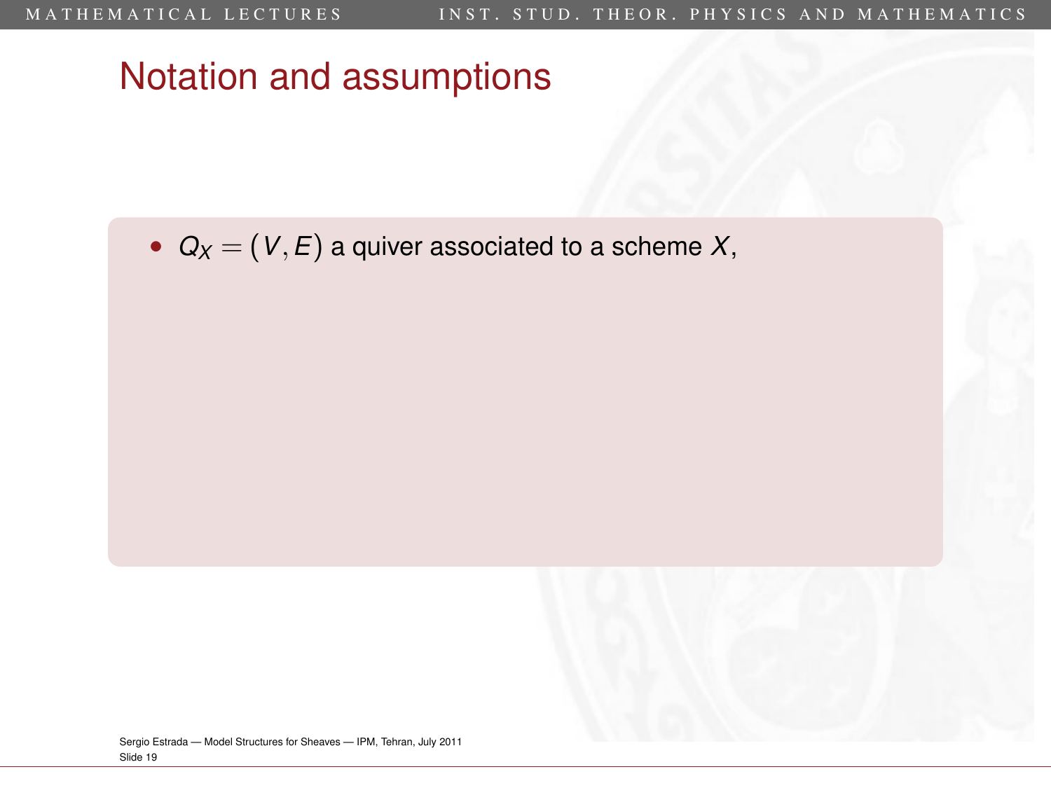# Notation and assumptions

- $Q_X = (V, E)$ a quiver associated to a scheme $X$,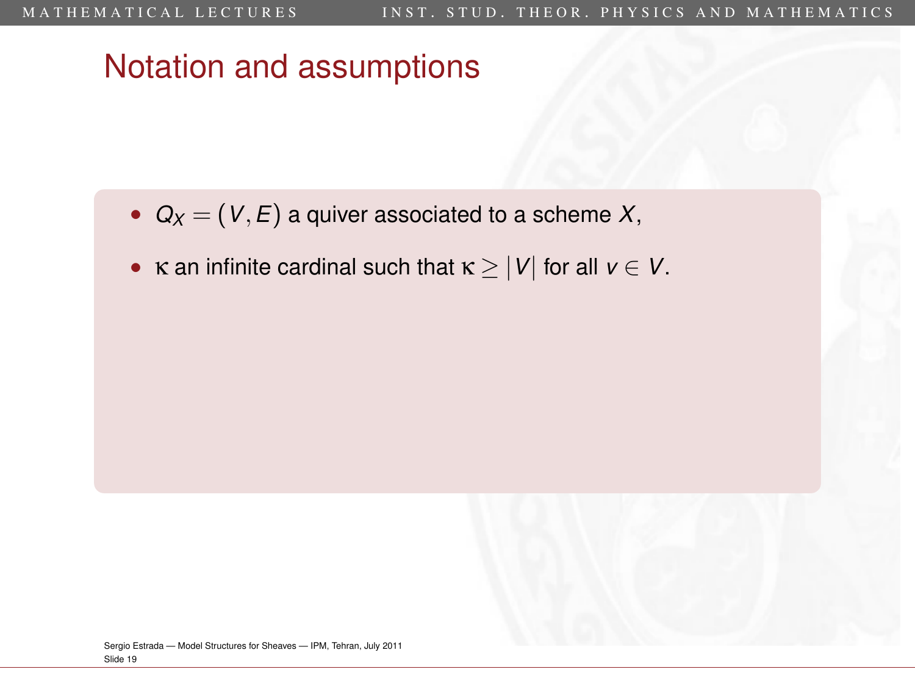# Notation and assumptions

- $Q_X = (V, E)$ a quiver associated to a scheme $X$,
- $\kappa$ an infinite cardinal such that $\kappa \geq |V|$ for all $v \in V$.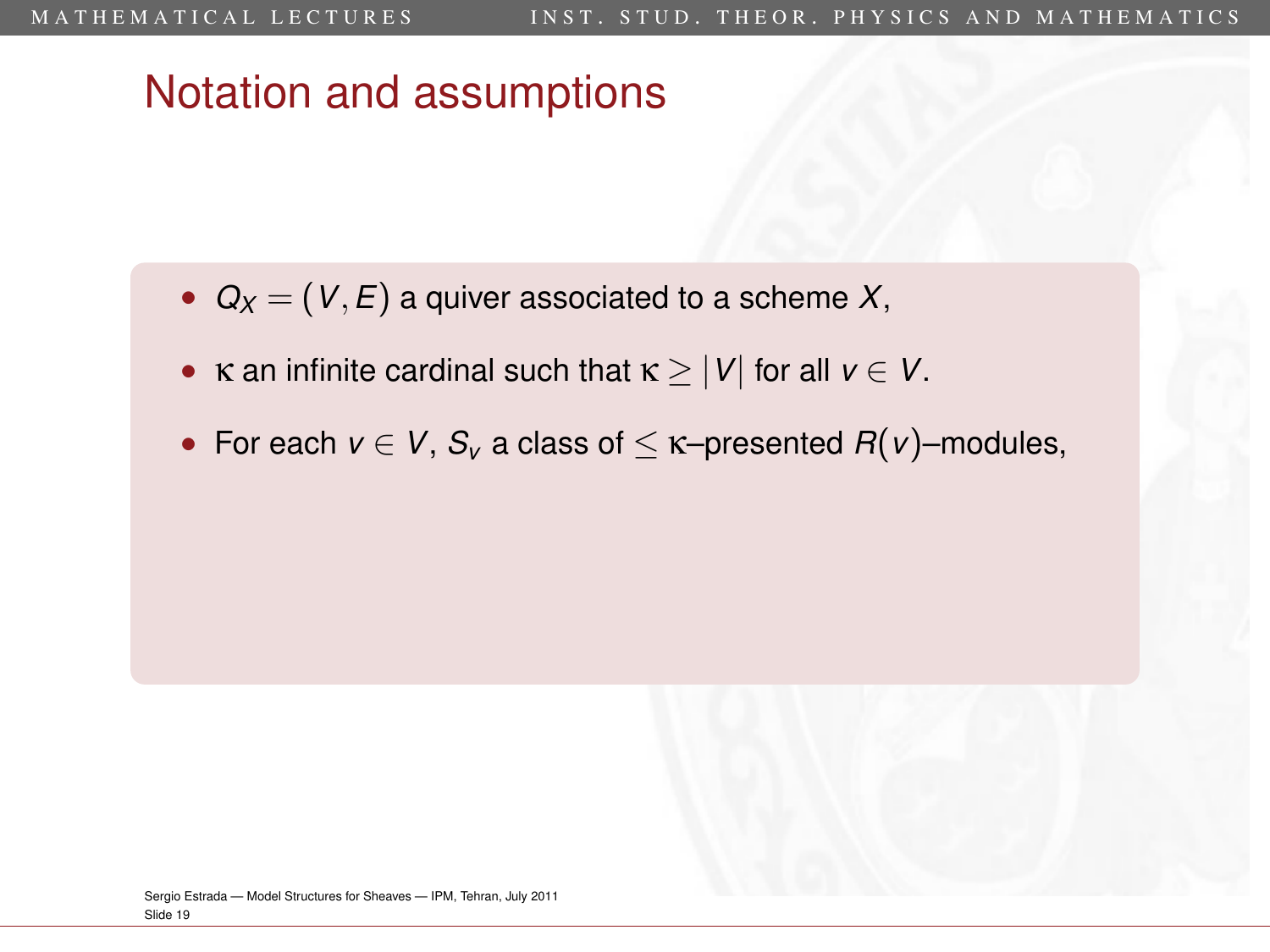# Notation and assumptions

- $Q_X = (V, E)$ a quiver associated to a scheme $X$,
- $\kappa$ an infinite cardinal such that $\kappa \geq |V|$ for all $v \in V$.
- For each $v \in V$, $S_v$ a class of $\leq \kappa$–presented $R(v)$–modules,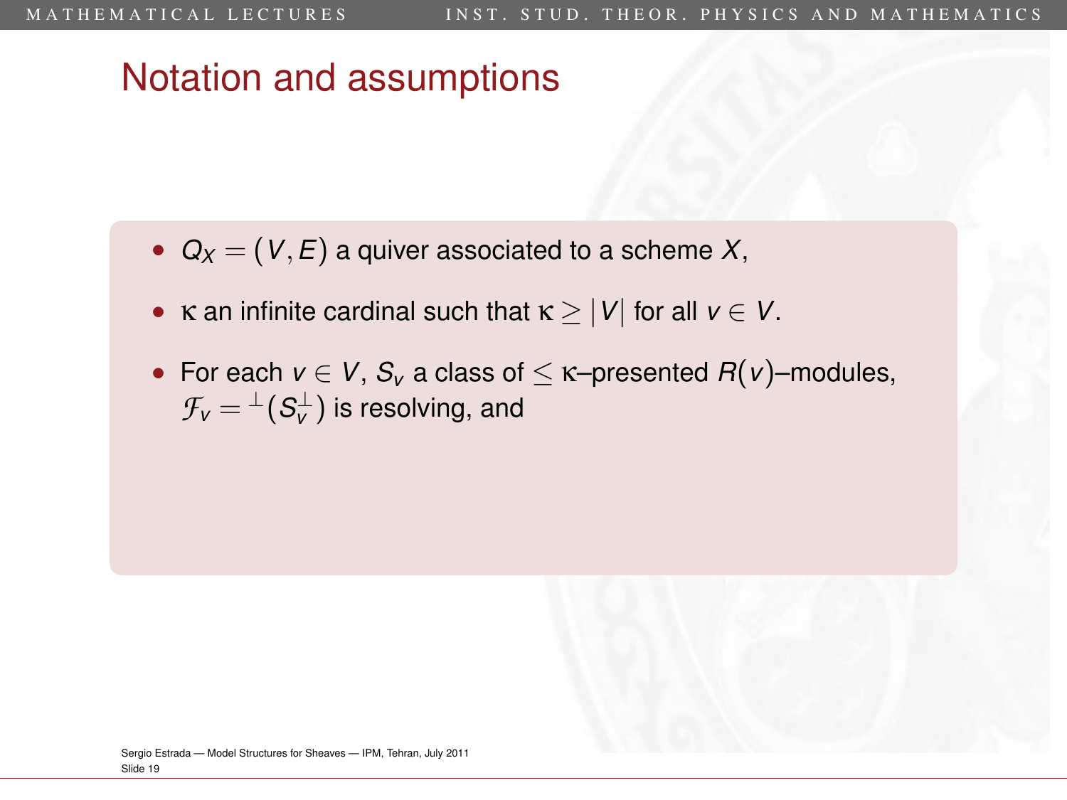## Notation and assumptions

- $Q_X = (V, E)$ a quiver associated to a scheme $X$,
- $\kappa$ an infinite cardinal such that $\kappa \geq |V|$ for all $v \in V$.
- For each $v \in V$, $S_v$ a class of $\leq \kappa$–presented $R(v)$–modules, $\mathcal{F}_v = {}^{\perp}(S_v^{\perp})$ is resolving, and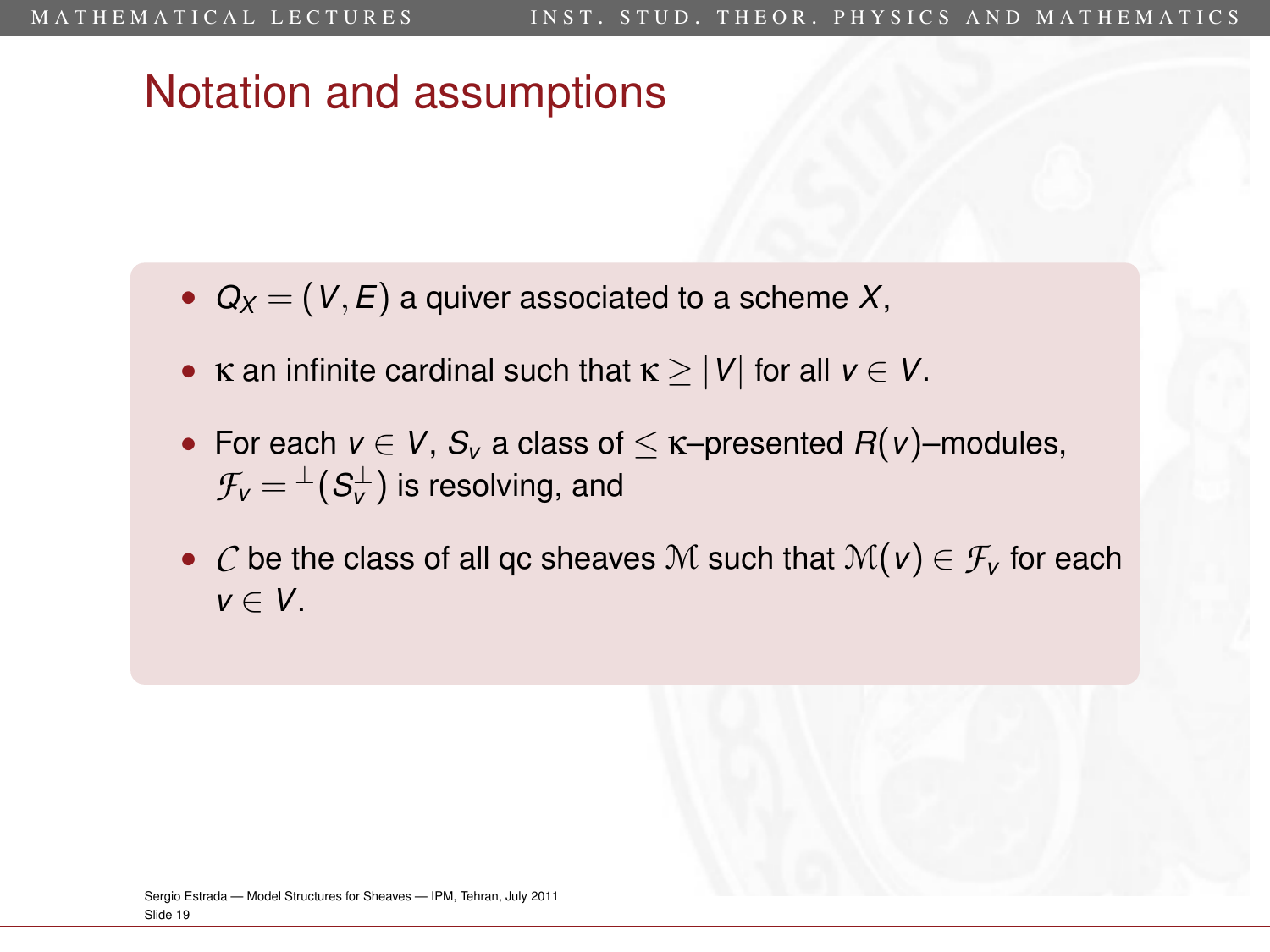# Notation and assumptions

- $Q_X = (V, E)$ a quiver associated to a scheme $X$,
- $\kappa$ an infinite cardinal such that $\kappa \geq |V|$ for all $v \in V$.
- For each $v \in V$, $S_v$ a class of $\leq \kappa$–presented $R(v)$–modules, $\mathcal{F}_v = {}^{\perp}(S_v^{\perp})$ is resolving, and
- $\mathcal{C}$ be the class of all qc sheaves $\mathcal{M}$ such that $\mathcal{M}(v) \in \mathcal{F}_v$ for each $v \in V$.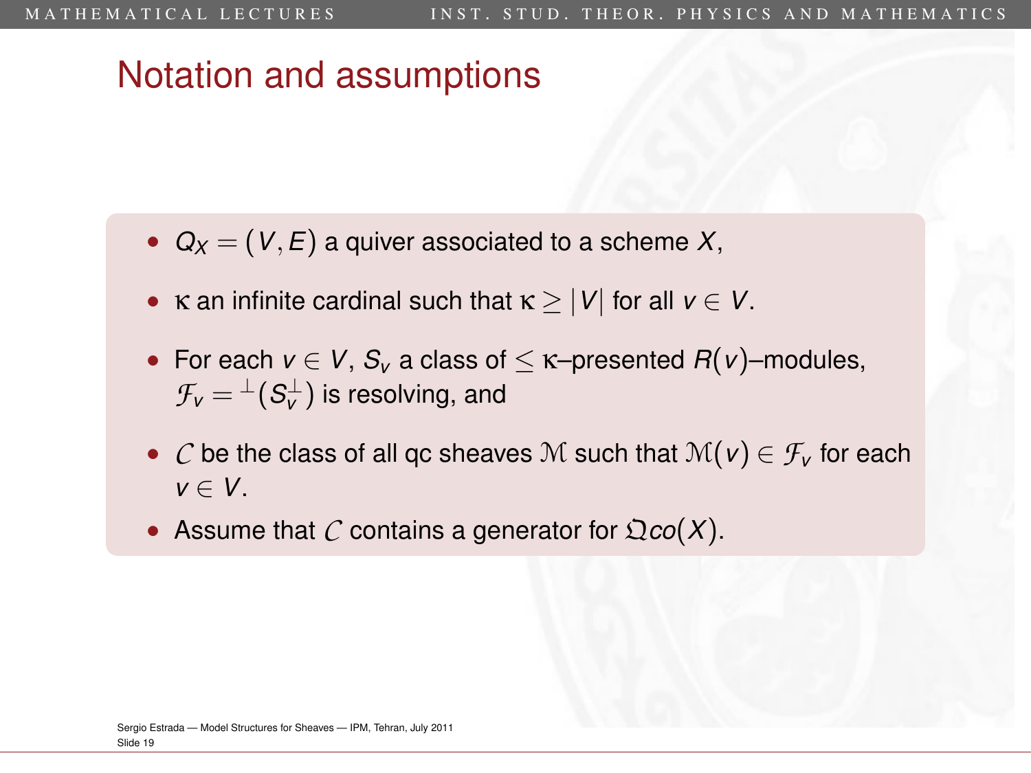# Notation and assumptions

- $Q_X = (V, E)$ a quiver associated to a scheme $X$,
- $\kappa$ an infinite cardinal such that $\kappa \geq |V|$ for all $v \in V$.
- For each $v \in V$, $S_v$ a class of $\leq \kappa$–presented $R(v)$–modules, $\mathcal{F}_v = {}^{\perp}(S_v^{\perp})$ is resolving, and
- $\mathcal{C}$ be the class of all qc sheaves $\mathcal{M}$ such that $\mathcal{M}(v) \in \mathcal{F}_v$ for each $v \in V$.
- Assume that $\mathcal{C}$ contains a generator for $\mathfrak{Qco}(X)$.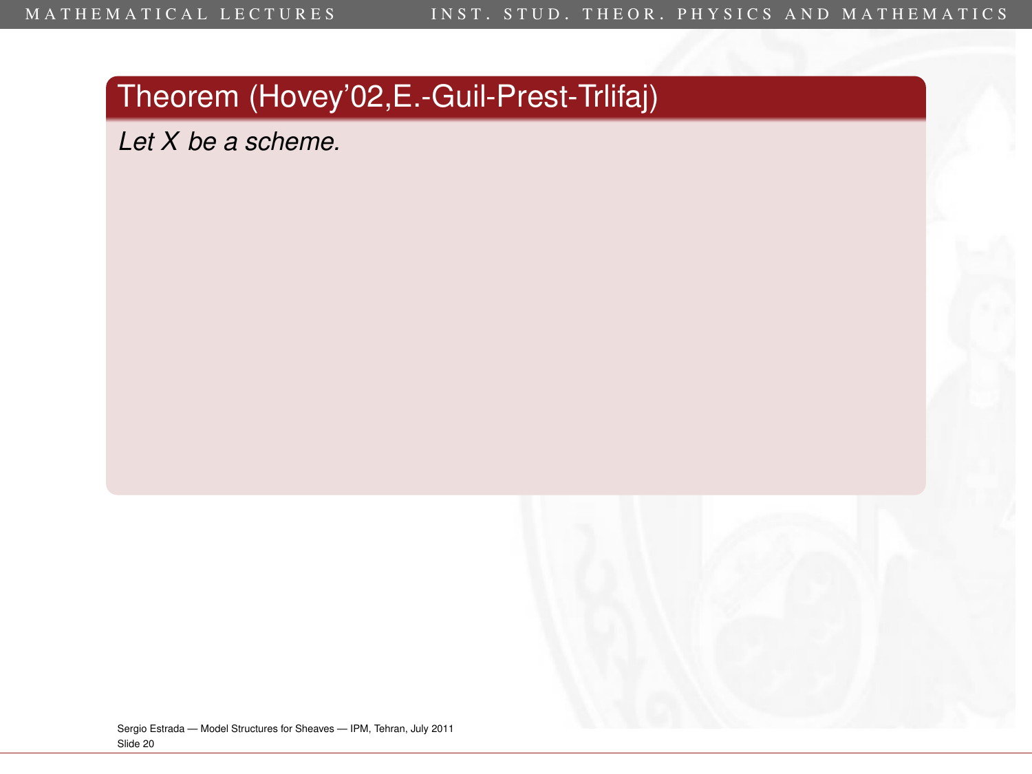### Theorem (Hovey'02,E.-Guil-Prest-Trlifaj)

*Let $X$ be a scheme.*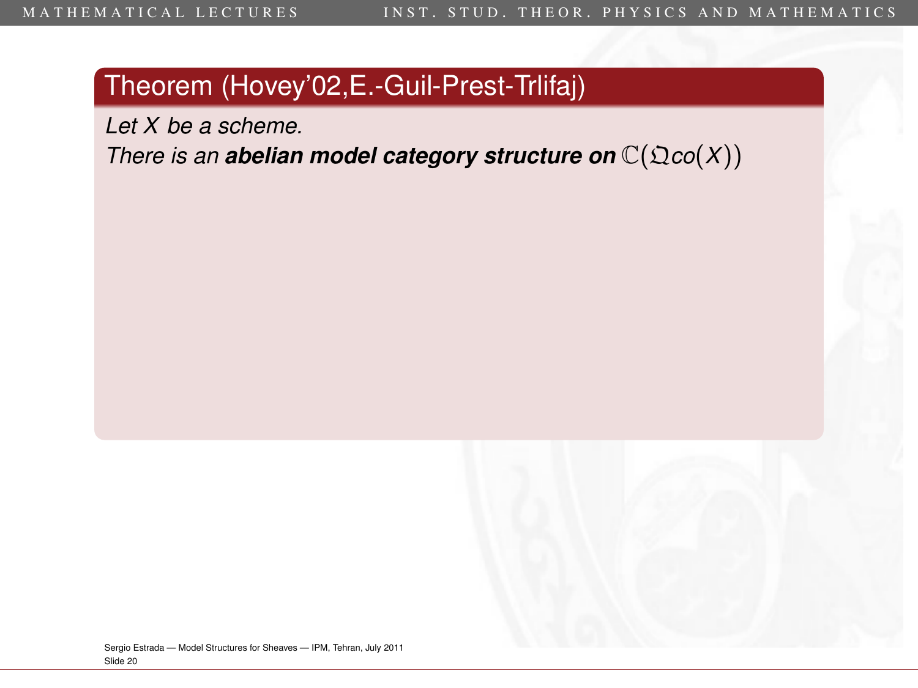**Theorem (Hovey'02,E.-Guil-Prest-Trlifaj)**

*Let $X$ be a scheme.*
*There is an **abelian model category structure on** $\mathbb{C}(\mathfrak{Q}co(X))$*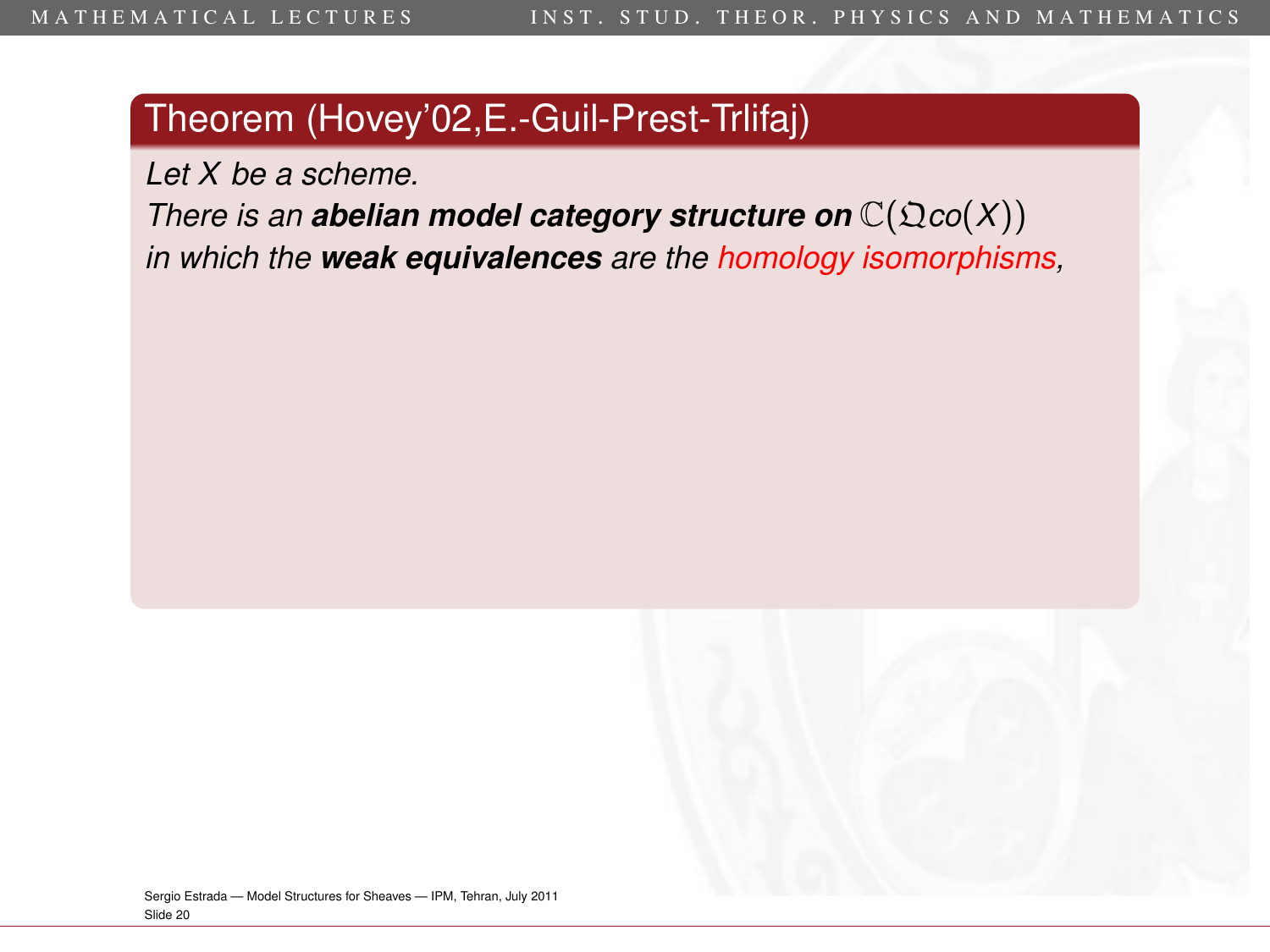**Theorem (Hovey'02,E.-Guil-Prest-Trlifaj)**

*Let $X$ be a scheme.*
*There is an* ***abelian model category structure on*** $\mathbb{C}(\mathfrak{Q}co(X))$
*in which the* ***weak equivalences*** *are the homology isomorphisms,*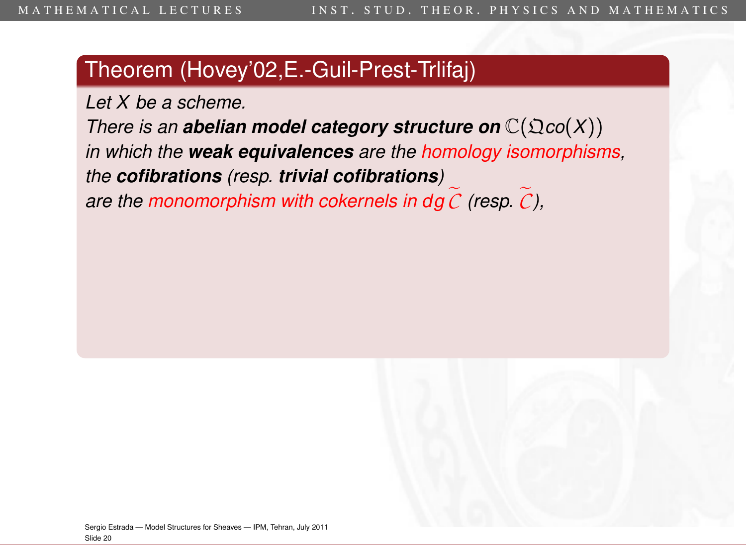**Theorem (Hovey'02,E.-Guil-Prest-Trlifaj)**

*Let $X$ be a scheme.*
*There is an **abelian model category structure on** $\mathbb{C}(\mathfrak{Q}co(X))$ in which the **weak equivalences** are the homology isomorphisms, the **cofibrations** (resp. **trivial cofibrations**) are the monomorphism with cokernels in $dg\,\widetilde{\mathcal{C}}$ (resp. $\widetilde{\mathcal{C}}$),*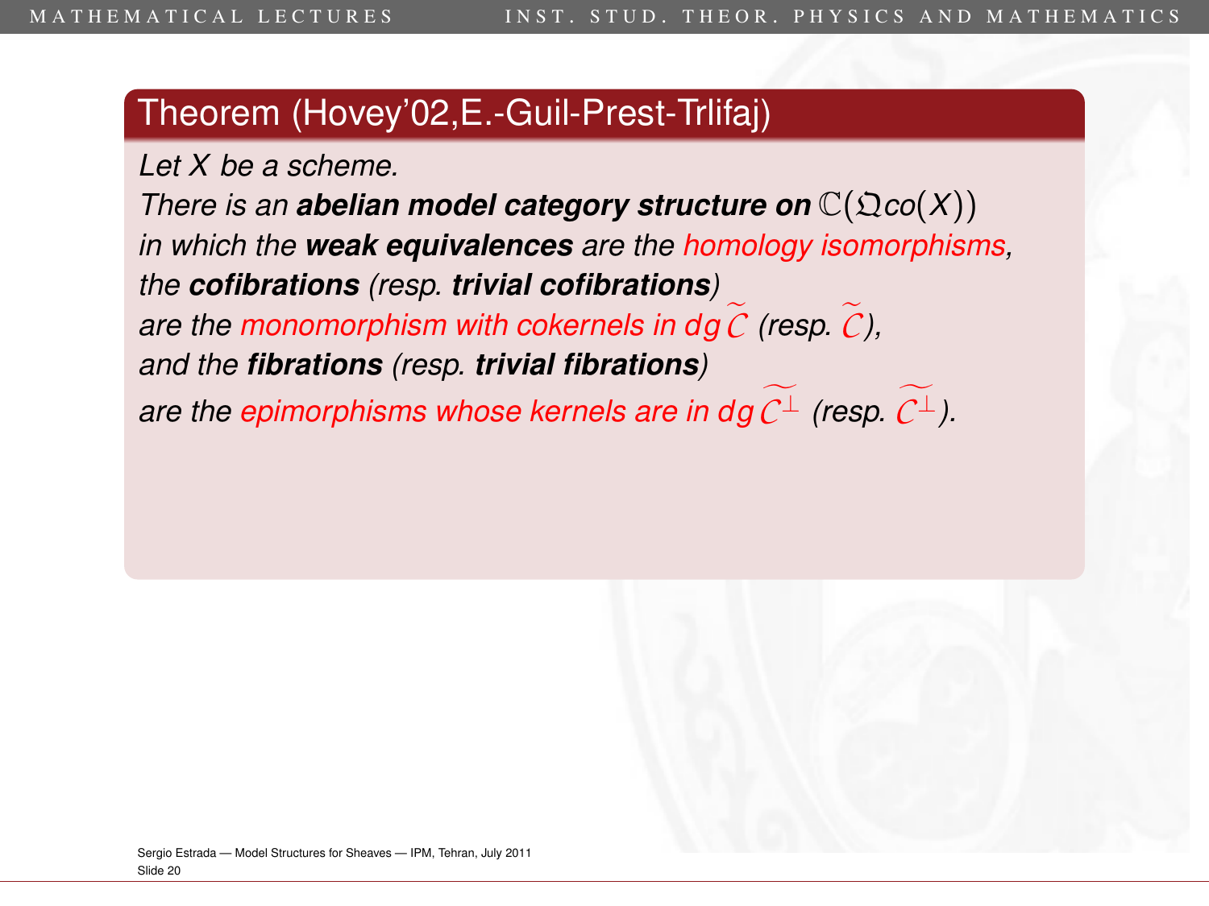### Theorem (Hovey'02,E.-Guil-Prest-Trlifaj)

*Let $X$ be a scheme.*
*There is an **abelian model category structure on** $\mathbb{C}(\mathfrak{Q}co(X))$ in which the **weak equivalences** are the homology isomorphisms, the **cofibrations** (resp. **trivial cofibrations**) are the monomorphism with cokernels in $dg\,\widetilde{\mathcal{C}}$ (resp. $\widetilde{\mathcal{C}}$), and the **fibrations** (resp. **trivial fibrations**) are the epimorphisms whose kernels are in $dg\,\widetilde{\mathcal{C}^{\perp}}$ (resp. $\widetilde{\mathcal{C}^{\perp}}$).*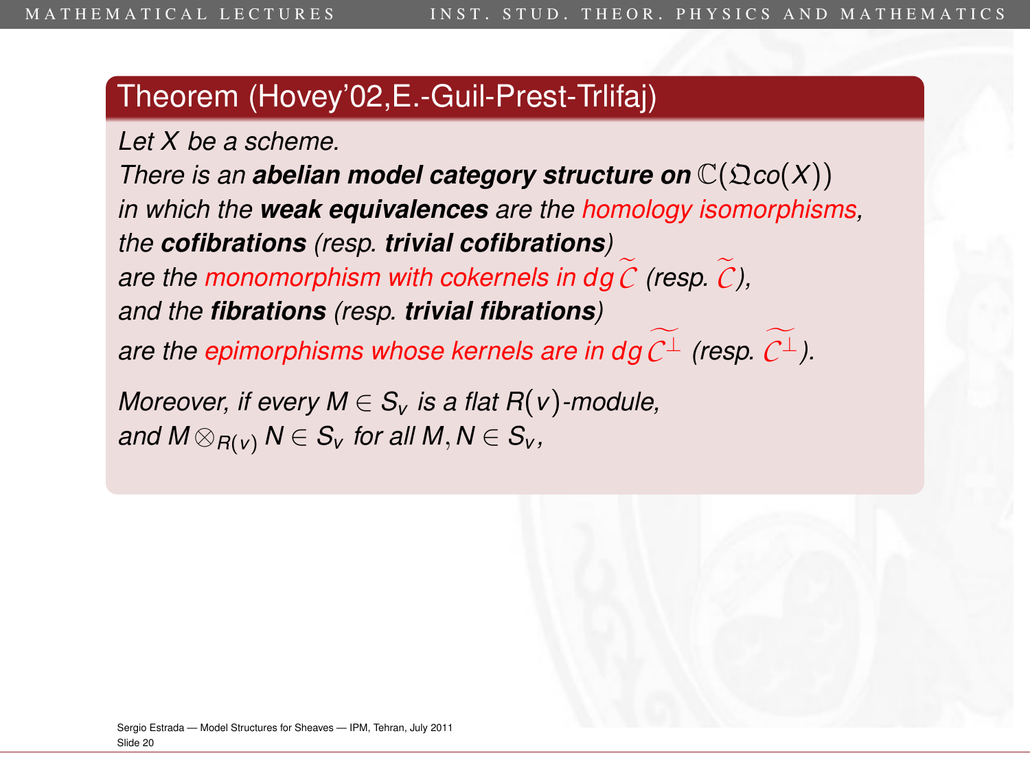### Theorem (Hovey'02,E.-Guil-Prest-Trlifaj)

*Let $X$ be a scheme.*
*There is an **abelian model category structure on** $\mathbb{C}(\mathfrak{Q}co(X))$ in which the **weak equivalences** are the homology isomorphisms, the **cofibrations** (resp. **trivial cofibrations**) are the monomorphism with cokernels in $dg\,\widetilde{\mathcal{C}}$ (resp. $\widetilde{\mathcal{C}}$), and the **fibrations** (resp. **trivial fibrations**) are the epimorphisms whose kernels are in $dg\,\widetilde{\mathcal{C}^{\perp}}$ (resp. $\widetilde{\mathcal{C}^{\perp}}$).*

*Moreover, if every $M \in S_v$ is a flat $R(v)$-module, and $M \otimes_{R(v)} N \in S_v$ for all $M, N \in S_v$,*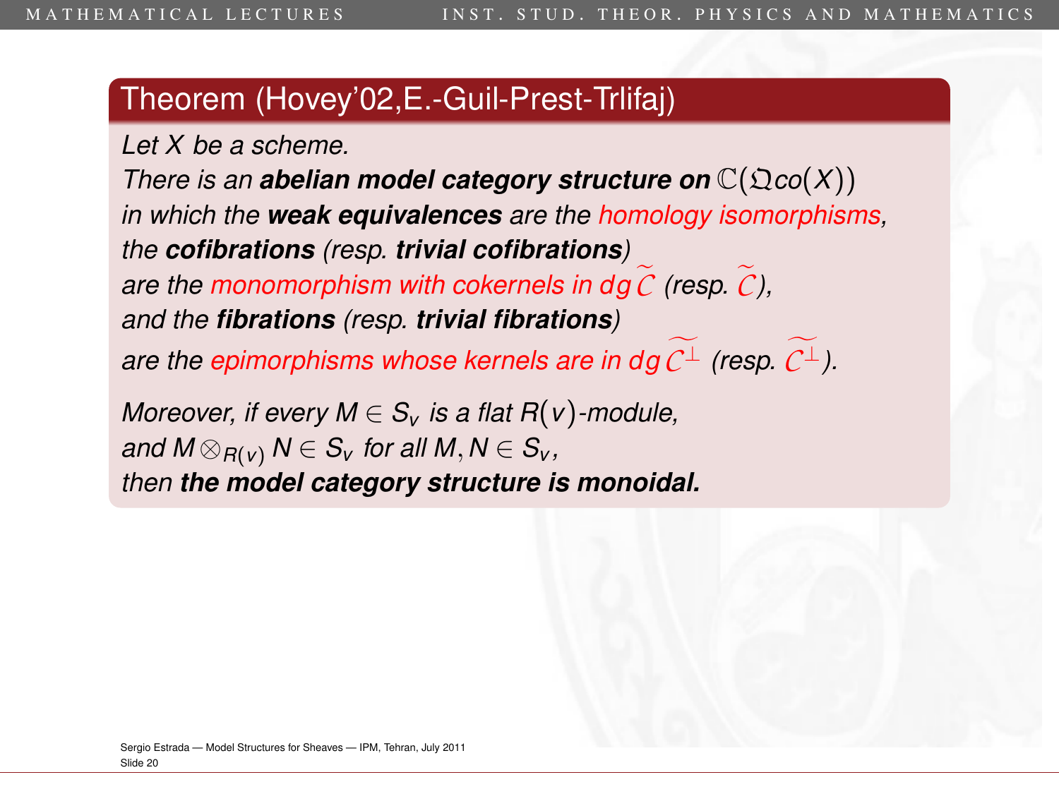## Theorem (Hovey'02,E.-Guil-Prest-Trlifaj)

*Let $X$ be a scheme.*
*There is an **abelian model category structure on** $\mathbb{C}(\mathfrak{Q}co(X))$ in which the **weak equivalences** are the homology isomorphisms, the **cofibrations** (resp. **trivial cofibrations**) are the monomorphism with cokernels in $dg\,\widetilde{\mathcal{C}}$ (resp. $\widetilde{\mathcal{C}}$), and the **fibrations** (resp. **trivial fibrations**) are the epimorphisms whose kernels are in $dg\,\widetilde{\mathcal{C}^{\perp}}$ (resp. $\widetilde{\mathcal{C}^{\perp}}$).*

*Moreover, if every $M \in S_v$ is a flat $R(v)$-module, and $M \otimes_{R(v)} N \in S_v$ for all $M, N \in S_v$, then **the model category structure is monoidal.***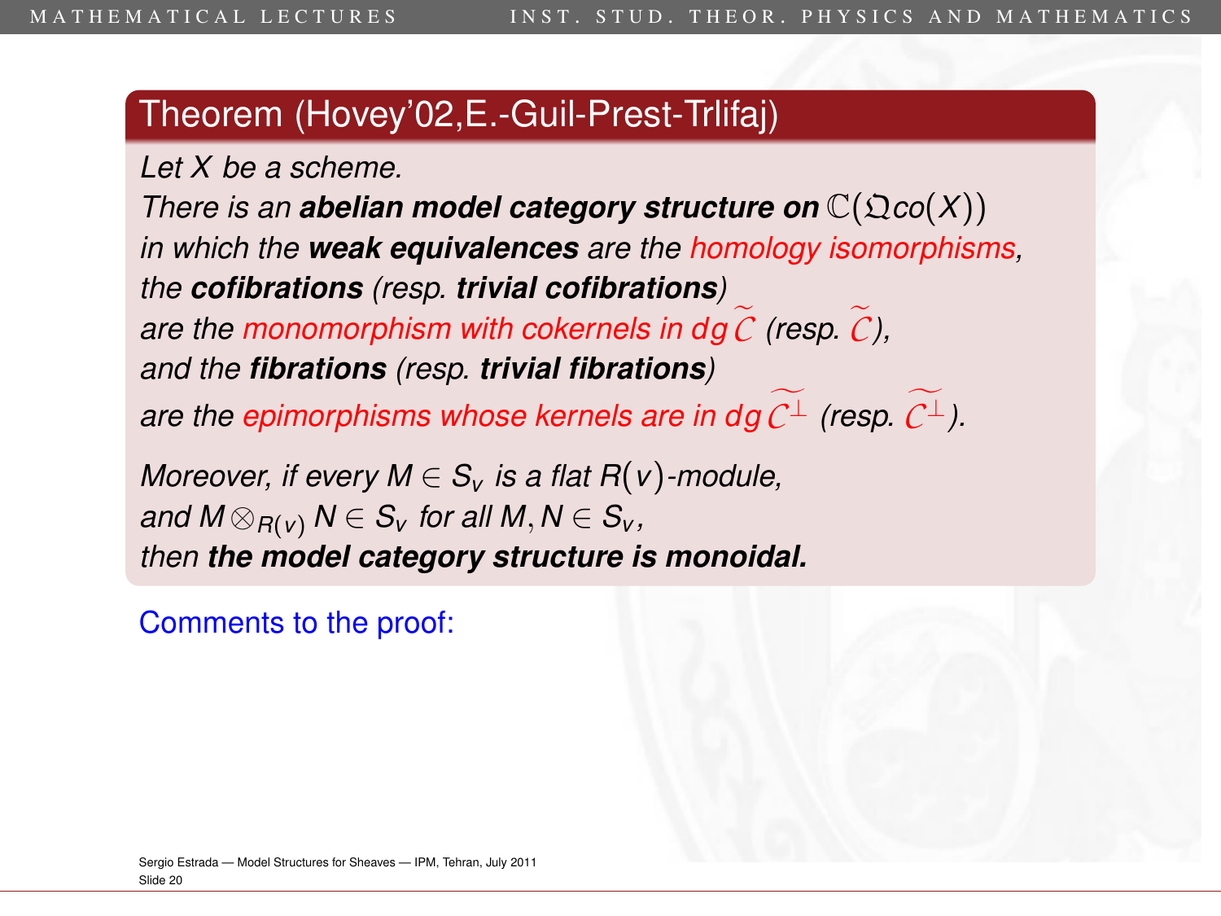## Theorem (Hovey'02,E.-Guil-Prest-Trlifaj)

*Let $X$ be a scheme.*
*There is an **abelian model category structure on** $\mathbb{C}(\mathfrak{Q}co(X))$*
*in which the **weak equivalences** are the homology isomorphisms,*
*the **cofibrations** (resp. **trivial cofibrations**)*
*are the monomorphism with cokernels in $dg\,\widetilde{\mathcal{C}}$ (resp. $\widetilde{\mathcal{C}}$),*
*and the **fibrations** (resp. **trivial fibrations**)*
*are the epimorphisms whose kernels are in $dg\,\widetilde{\mathcal{C}^{\perp}}$ (resp. $\widetilde{\mathcal{C}^{\perp}}$).*

*Moreover, if every $M \in S_v$ is a flat $R(v)$-module,*
*and $M \otimes_{R(v)} N \in S_v$ for all $M, N \in S_v$,*
*then **the model category structure is monoidal.***

Comments to the proof: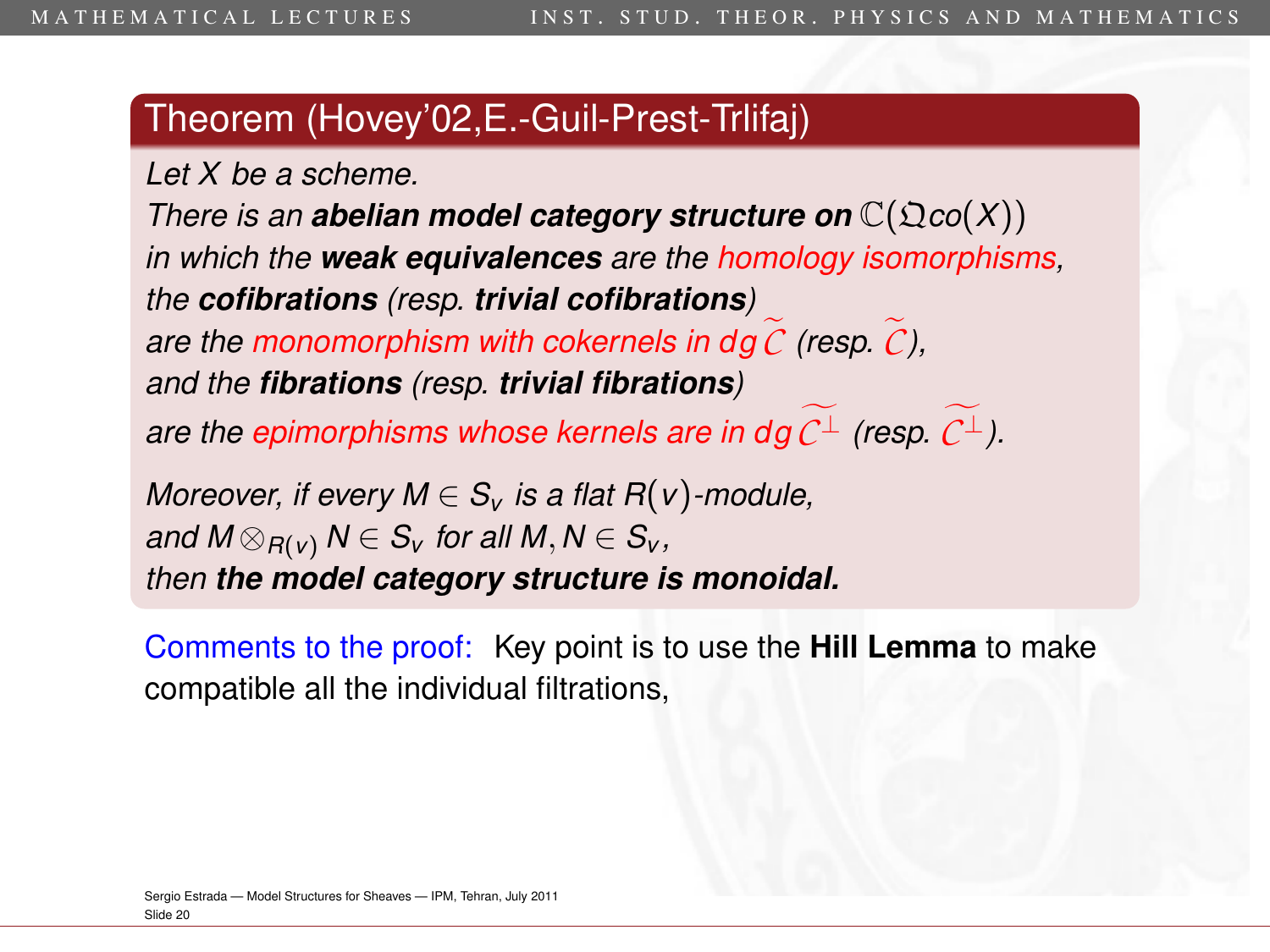## Theorem (Hovey'02,E.-Guil-Prest-Trlifaj)

*Let $X$ be a scheme.*
*There is an **abelian model category structure on** $\mathbb{C}(\mathfrak{Qco}(X))$ in which the **weak equivalences** are the homology isomorphisms, the **cofibrations** (resp. **trivial cofibrations**) are the monomorphism with cokernels in $dg\,\widetilde{\mathcal{C}}$ (resp. $\widetilde{\mathcal{C}}$), and the **fibrations** (resp. **trivial fibrations**) are the epimorphisms whose kernels are in $dg\,\widetilde{\mathcal{C}^{\perp}}$ (resp. $\widetilde{\mathcal{C}^{\perp}}$).*

*Moreover, if every $M \in S_v$ is a flat $R(v)$-module, and $M \otimes_{R(v)} N \in S_v$ for all $M, N \in S_v$, then **the model category structure is monoidal.***

Comments to the proof: Key point is to use the **Hill Lemma** to make compatible all the individual filtrations,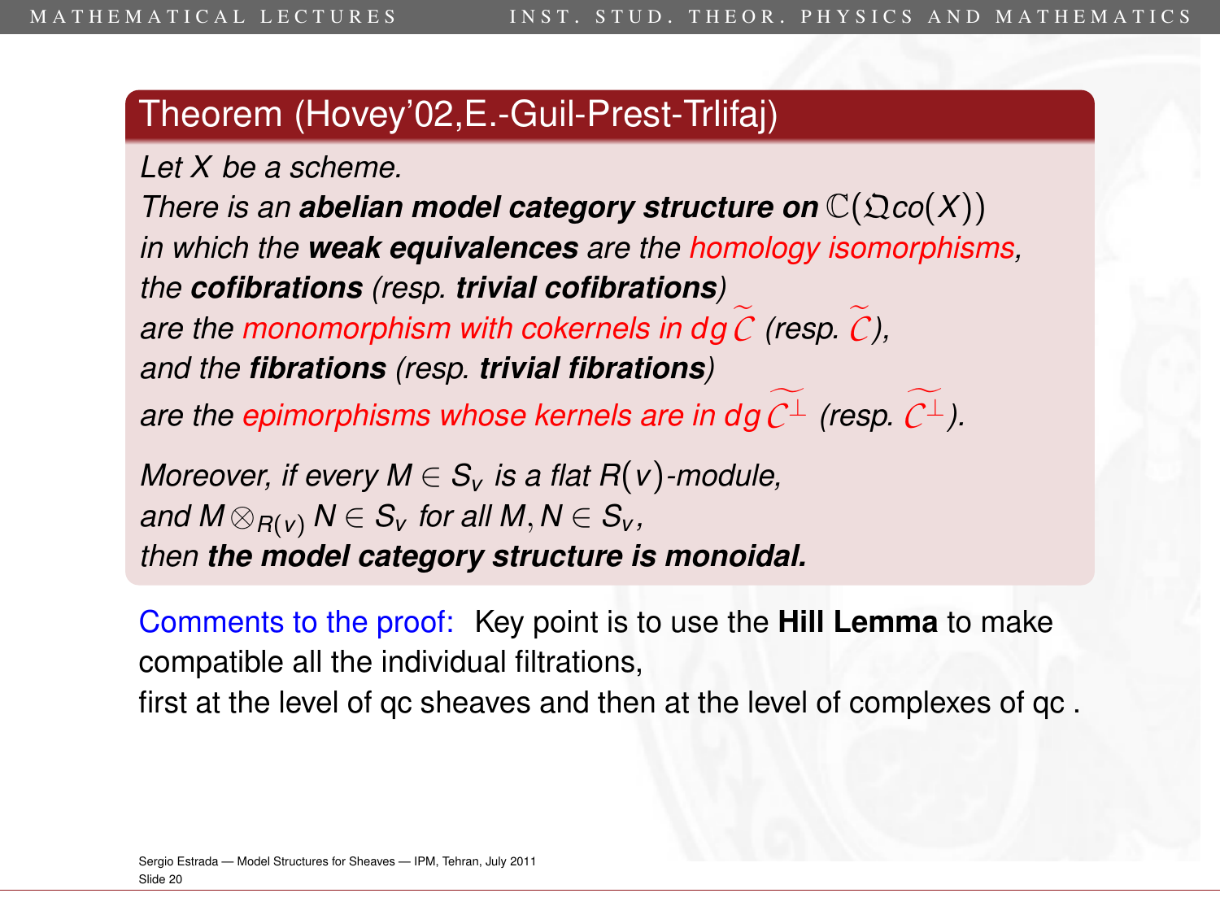### Theorem (Hovey'02,E.-Guil-Prest-Trlifaj)

*Let $X$ be a scheme.*
*There is an* ***abelian model category structure on*** $\mathbb{C}(\mathfrak{Q}co(X))$
*in which the* ***weak equivalences*** *are the homology isomorphisms,*
*the* ***cofibrations*** *(resp.* ***trivial cofibrations****)*
*are the monomorphism with cokernels in $dg\,\widetilde{\mathcal{C}}$ (resp. $\widetilde{\mathcal{C}}$),*
*and the* ***fibrations*** *(resp.* ***trivial fibrations****)*
*are the epimorphisms whose kernels are in $dg\,\widetilde{\mathcal{C}^{\perp}}$ (resp. $\widetilde{\mathcal{C}^{\perp}}$).*

*Moreover, if every $M \in S_v$ is a flat $R(v)$-module,*
*and $M \otimes_{R(v)} N \in S_v$ for all $M, N \in S_v$,*
*then* ***the model category structure is monoidal.***

Comments to the proof: Key point is to use the **Hill Lemma** to make compatible all the individual filtrations,
first at the level of qc sheaves and then at the level of complexes of qc .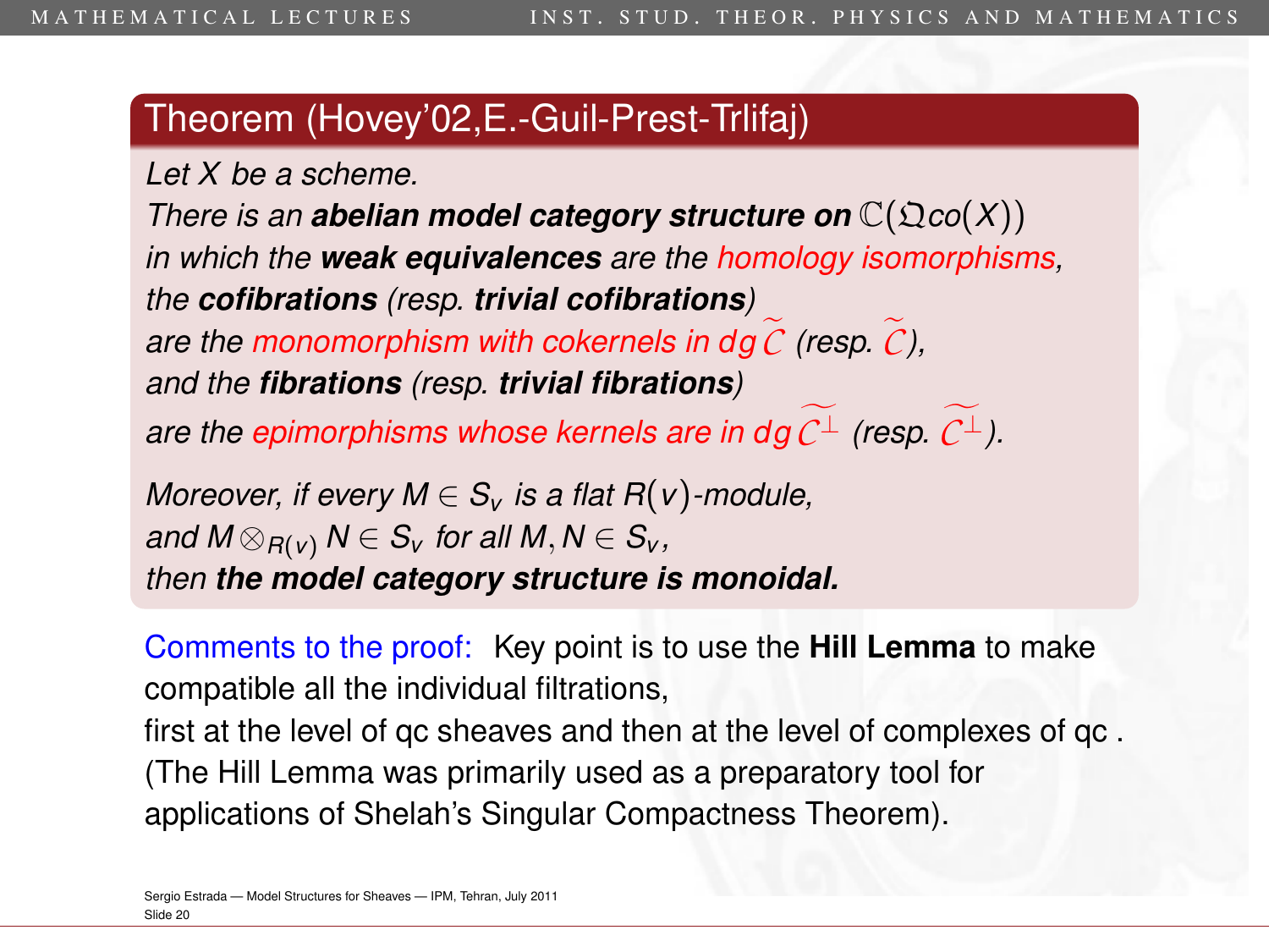## Theorem (Hovey'02,E.-Guil-Prest-Trlifaj)

*Let $X$ be a scheme.*
*There is an **abelian model category structure on** $\mathbb{C}(\mathfrak{Q}co(X))$*
*in which the **weak equivalences** are the homology isomorphisms,*
*the **cofibrations** (resp. **trivial cofibrations**)*
*are the monomorphism with cokernels in $dg\,\widetilde{\mathcal{C}}$ (resp. $\widetilde{\mathcal{C}}$),*
*and the **fibrations** (resp. **trivial fibrations**)*
*are the epimorphisms whose kernels are in $dg\,\widetilde{\mathcal{C}^{\perp}}$ (resp. $\widetilde{\mathcal{C}^{\perp}}$).*

*Moreover, if every $M \in S_v$ is a flat $R(v)$-module,*
*and $M \otimes_{R(v)} N \in S_v$ for all $M, N \in S_v$,*
*then **the model category structure is monoidal.***

Comments to the proof: Key point is to use the **Hill Lemma** to make compatible all the individual filtrations,
first at the level of qc sheaves and then at the level of complexes of qc .
(The Hill Lemma was primarily used as a preparatory tool for applications of Shelah's Singular Compactness Theorem).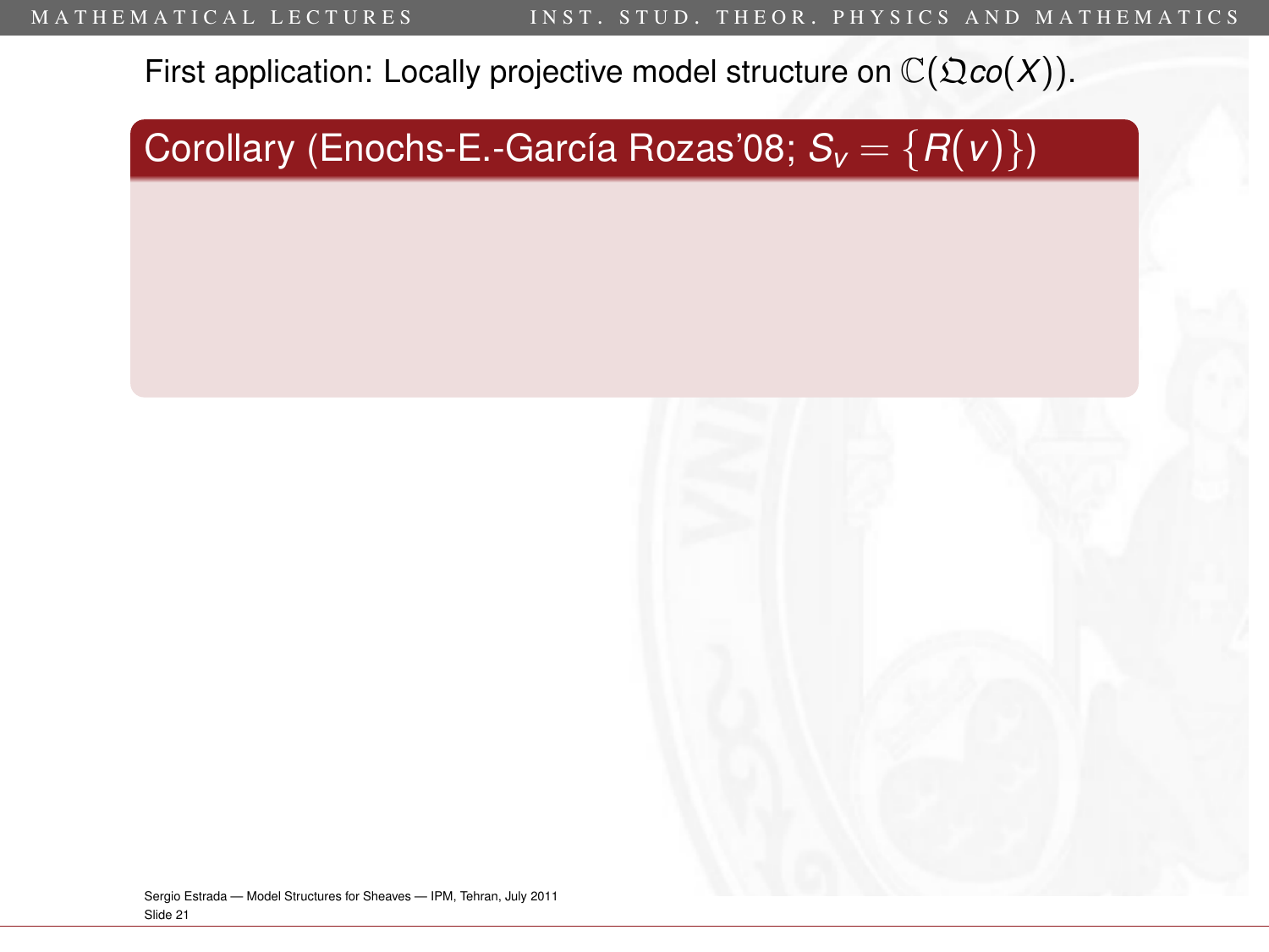First application: Locally projective model structure on $\mathbb{C}(\mathfrak{Q}co(X))$.

**Corollary (Enochs-E.-García Rozas'08; $S_v = \{R(v)\}$)**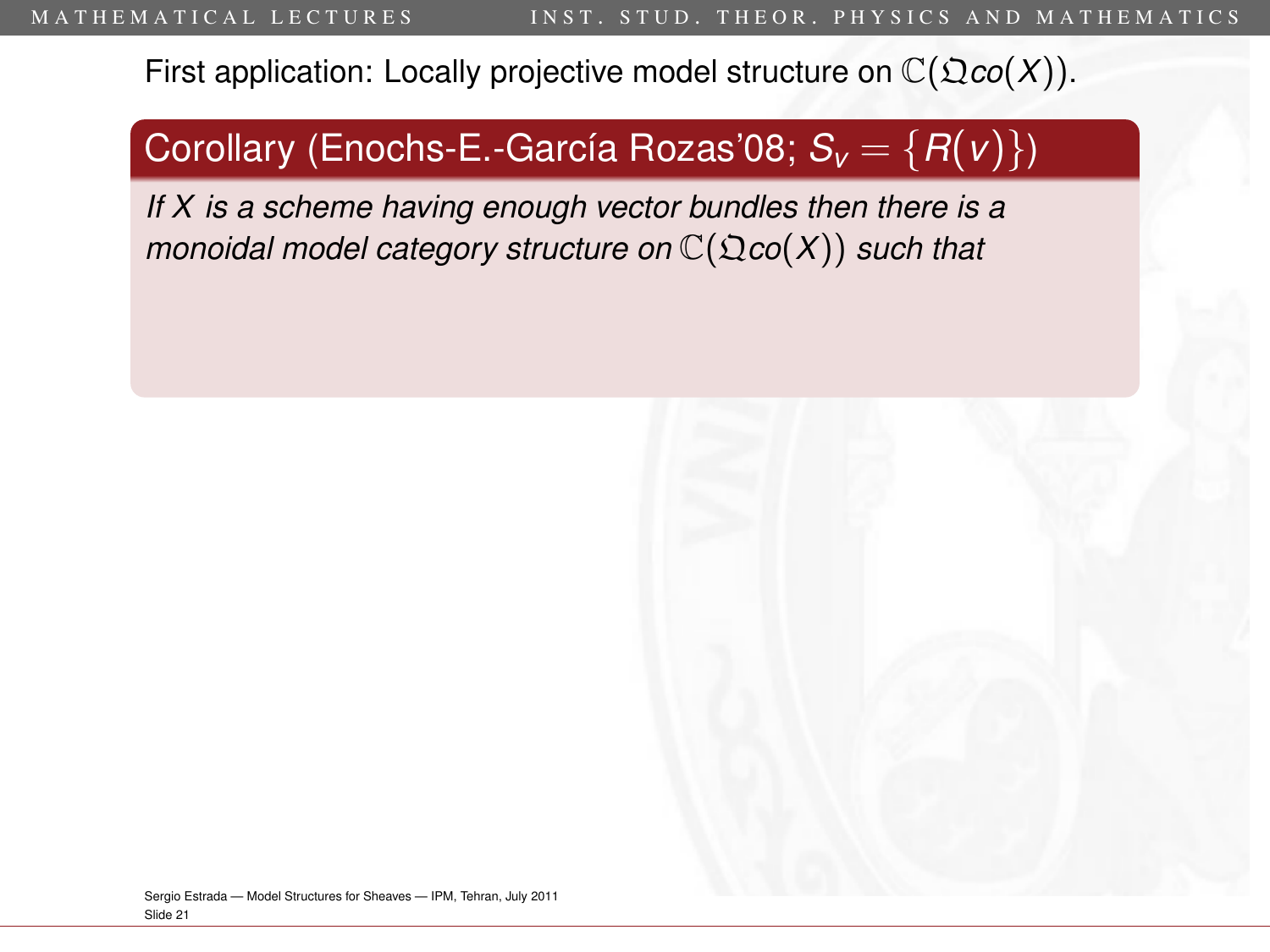First application: Locally projective model structure on $\mathbb{C}(\mathfrak{Q}co(X))$.

## Corollary (Enochs-E.-García Rozas'08; $S_v = \{R(v)\}$)

*If $X$ is a scheme having enough vector bundles then there is a monoidal model category structure on $\mathbb{C}(\mathfrak{Q}co(X))$ such that*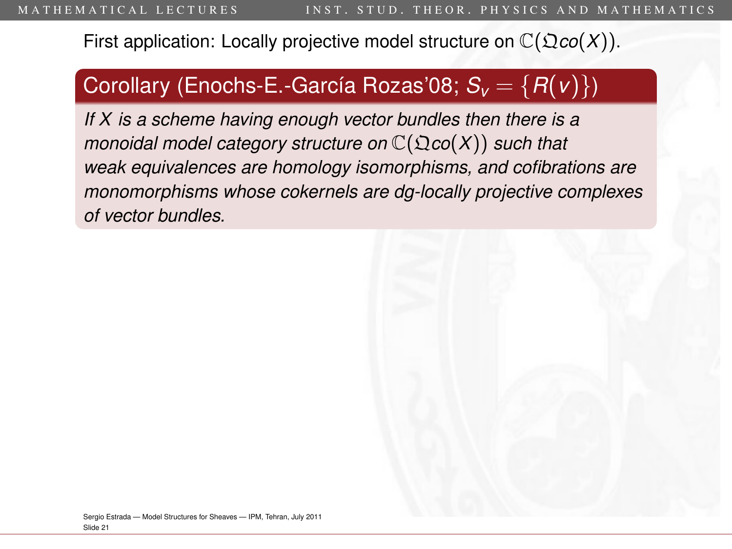First application: Locally projective model structure on $\mathbb{C}(\mathfrak{Q}co(X))$.

**Corollary (Enochs-E.-García Rozas'08; $S_v = \{R(v)\}$)**

*If $X$ is a scheme having enough vector bundles then there is a monoidal model category structure on $\mathbb{C}(\mathfrak{Q}co(X))$ such that weak equivalences are homology isomorphisms, and cofibrations are monomorphisms whose cokernels are dg-locally projective complexes of vector bundles.*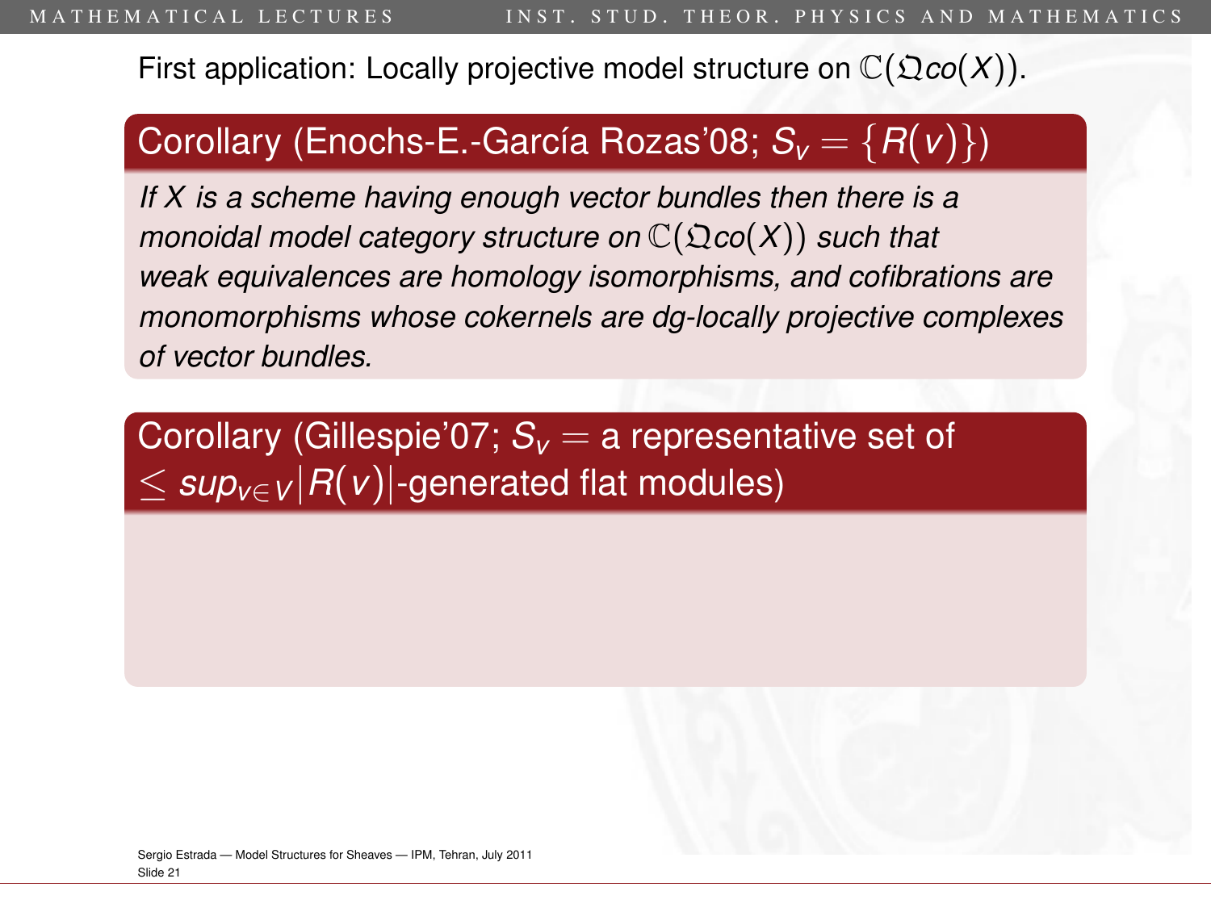First application: Locally projective model structure on $\mathbb{C}(\mathfrak{Q}co(X))$.

**Corollary (Enochs-E.-García Rozas'08; $S_v = \{R(v)\}$)**

*If $X$ is a scheme having enough vector bundles then there is a monoidal model category structure on $\mathbb{C}(\mathfrak{Q}co(X))$ such that weak equivalences are homology isomorphisms, and cofibrations are monomorphisms whose cokernels are dg-locally projective complexes of vector bundles.*

**Corollary (Gillespie'07; $S_v =$ a representative set of $\leq sup_{v \in V}|R(v)|$-generated flat modules)**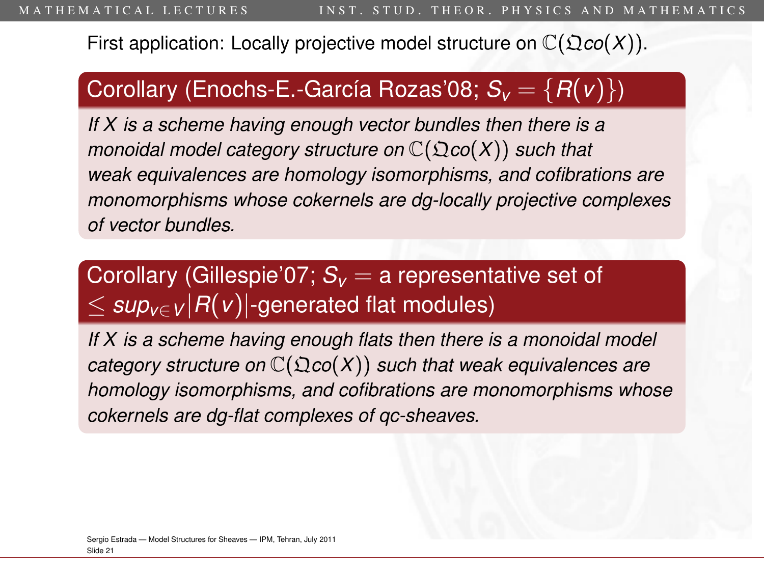First application: Locally projective model structure on $\mathbb{C}(\mathfrak{Q}co(X))$.

### Corollary (Enochs-E.-García Rozas'08; $S_v = \{R(v)\}$)

*If $X$ is a scheme having enough vector bundles then there is a monoidal model category structure on $\mathbb{C}(\mathfrak{Q}co(X))$ such that weak equivalences are homology isomorphisms, and cofibrations are monomorphisms whose cokernels are dg-locally projective complexes of vector bundles.*

### Corollary (Gillespie'07; $S_v =$ a representative set of $\leq sup_{v \in V}|R(v)|$-generated flat modules)

*If $X$ is a scheme having enough flats then there is a monoidal model category structure on $\mathbb{C}(\mathfrak{Q}co(X))$ such that weak equivalences are homology isomorphisms, and cofibrations are monomorphisms whose cokernels are dg-flat complexes of qc-sheaves.*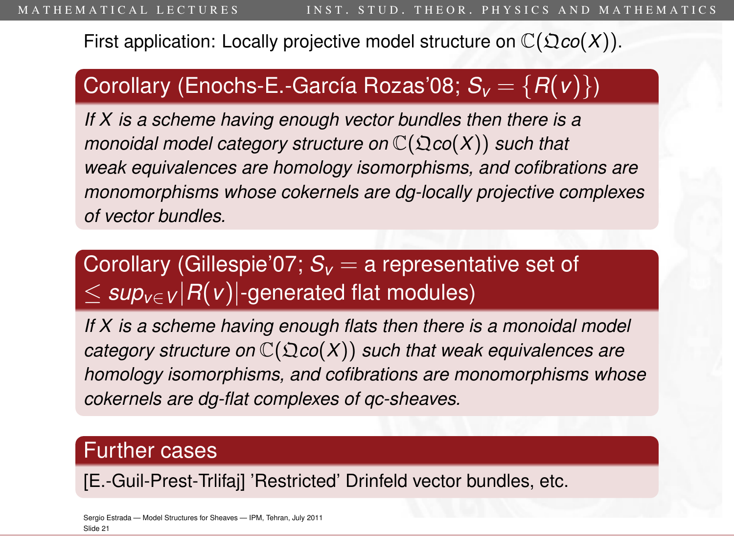First application: Locally projective model structure on $\mathbb{C}(\mathfrak{Q}co(X))$.

### Corollary (Enochs-E.-García Rozas'08; $S_v = \{R(v)\}$)

*If $X$ is a scheme having enough vector bundles then there is a monoidal model category structure on $\mathbb{C}(\mathfrak{Q}co(X))$ such that weak equivalences are homology isomorphisms, and cofibrations are monomorphisms whose cokernels are dg-locally projective complexes of vector bundles.*

### Corollary (Gillespie'07; $S_v =$ a representative set of $\leq sup_{v \in V}|R(v)|$-generated flat modules)

*If $X$ is a scheme having enough flats then there is a monoidal model category structure on $\mathbb{C}(\mathfrak{Q}co(X))$ such that weak equivalences are homology isomorphisms, and cofibrations are monomorphisms whose cokernels are dg-flat complexes of qc-sheaves.*

### Further cases

[E.-Guil-Prest-Trlifaj] 'Restricted' Drinfeld vector bundles, etc.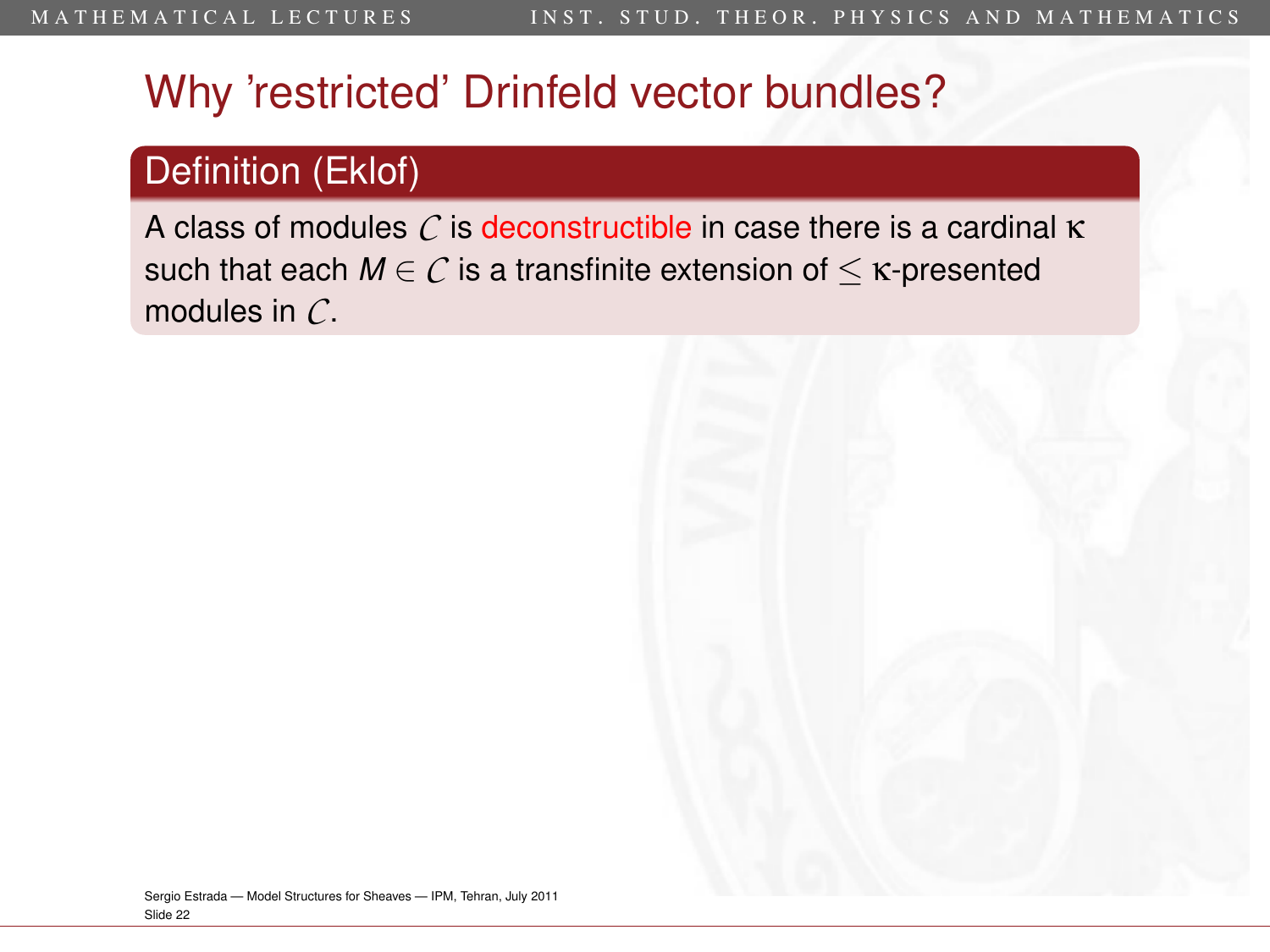# Why 'restricted' Drinfeld vector bundles?

**Definition (Eklof)**

A class of modules $\mathcal{C}$ is deconstructible in case there is a cardinal $\kappa$ such that each $M \in \mathcal{C}$ is a transfinite extension of $\leq \kappa$-presented modules in $\mathcal{C}$.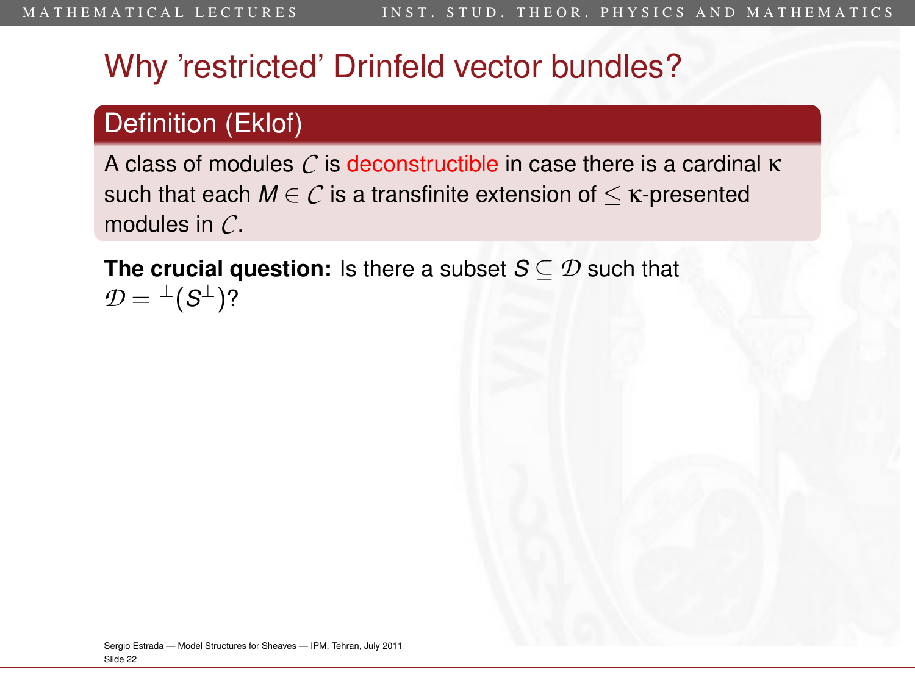# Why 'restricted' Drinfeld vector bundles?

**Definition (Eklof)**

A class of modules $\mathcal{C}$ is deconstructible in case there is a cardinal $\kappa$ such that each $M \in \mathcal{C}$ is a transfinite extension of $\leq \kappa$-presented modules in $\mathcal{C}$.

**The crucial question:** Is there a subset $S \subseteq \mathcal{D}$ such that $\mathcal{D} = {}^{\perp}(S^{\perp})$?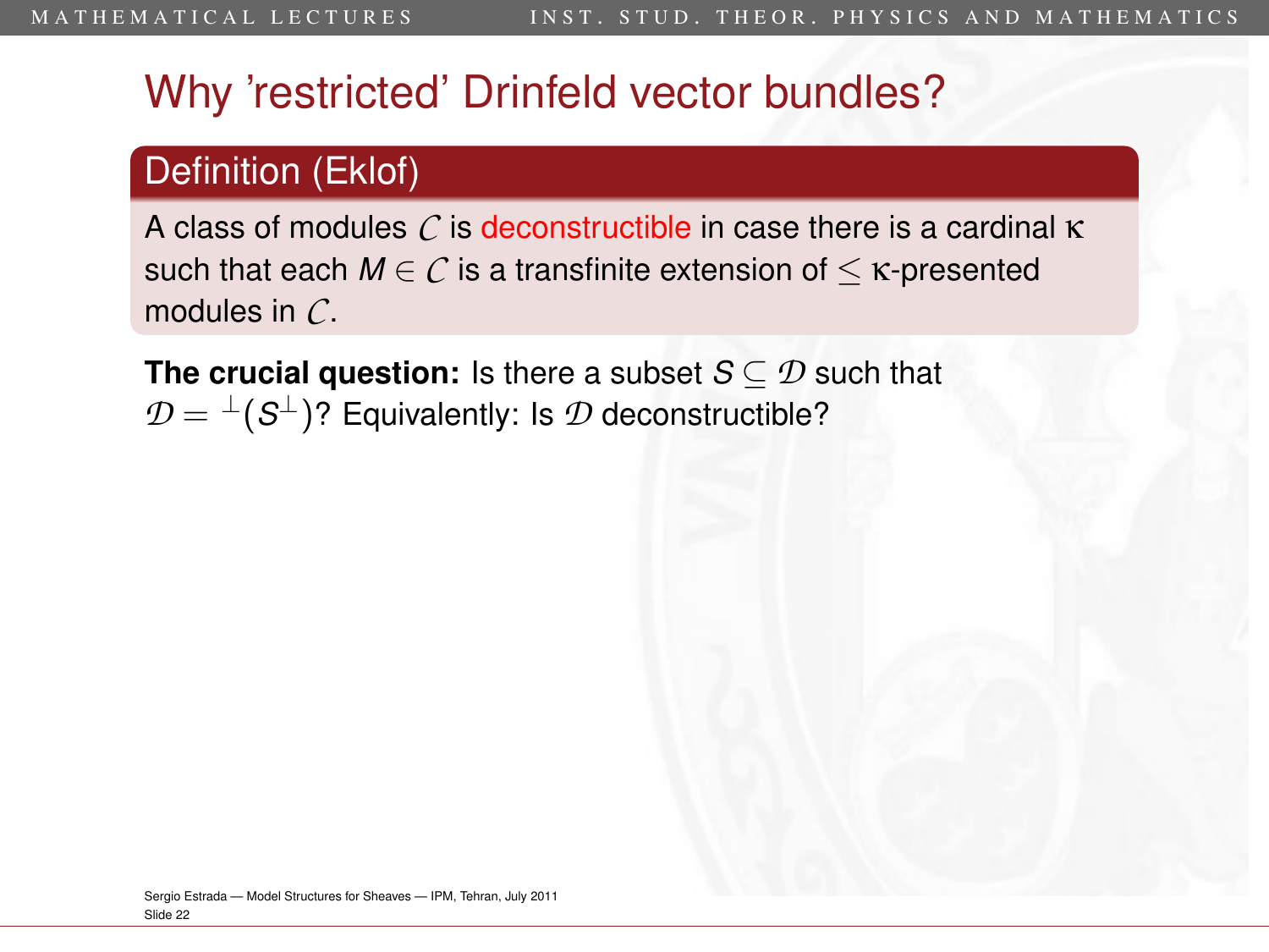# Why 'restricted' Drinfeld vector bundles?

**Definition (Eklof)**

A class of modules $\mathcal{C}$ is deconstructible in case there is a cardinal $\kappa$ such that each $M \in \mathcal{C}$ is a transfinite extension of $\leq \kappa$-presented modules in $\mathcal{C}$.

**The crucial question:** Is there a subset $S \subseteq \mathcal{D}$ such that $\mathcal{D} = {}^{\perp}(S^{\perp})$? Equivalently: Is $\mathcal{D}$ deconstructible?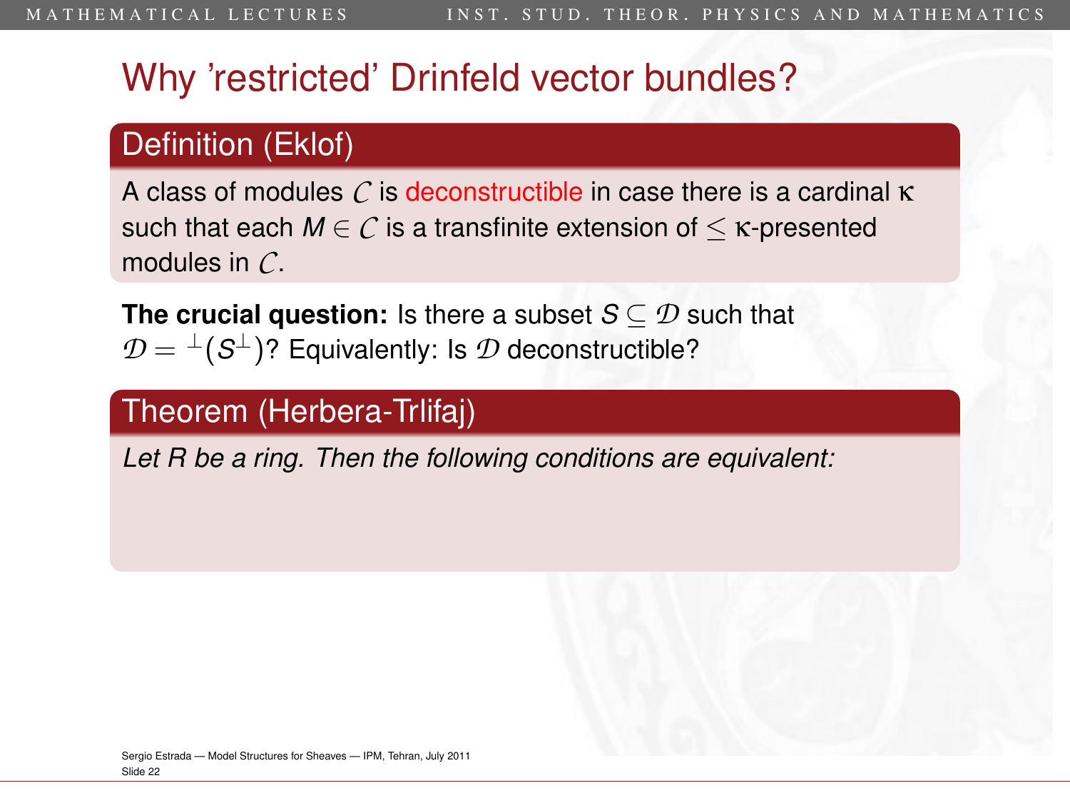# Why 'restricted' Drinfeld vector bundles?

**Definition (Eklof)**

A class of modules $\mathcal{C}$ is deconstructible in case there is a cardinal $\kappa$ such that each $M \in \mathcal{C}$ is a transfinite extension of $\leq \kappa$-presented modules in $\mathcal{C}$.

**The crucial question:** Is there a subset $S \subseteq \mathcal{D}$ such that $\mathcal{D} = {}^{\perp}(S^{\perp})$? Equivalently: Is $\mathcal{D}$ deconstructible?

**Theorem (Herbera-Trlifaj)**

*Let R be a ring. Then the following conditions are equivalent:*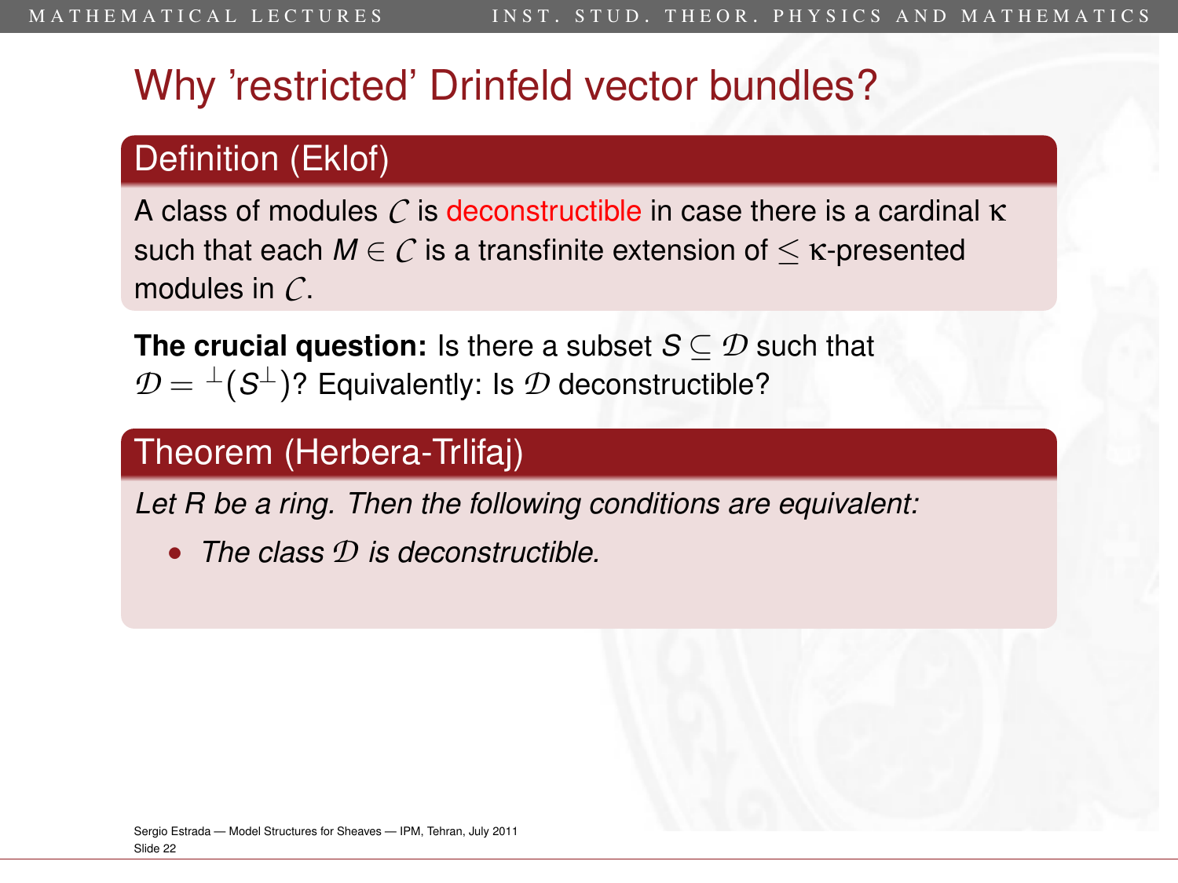# Why 'restricted' Drinfeld vector bundles?

## Definition (Eklof)

A class of modules $\mathcal{C}$ is deconstructible in case there is a cardinal $\kappa$ such that each $M \in \mathcal{C}$ is a transfinite extension of $\leq \kappa$-presented modules in $\mathcal{C}$.

**The crucial question:** Is there a subset $S \subseteq \mathcal{D}$ such that $\mathcal{D} = {}^{\perp}(S^{\perp})$? Equivalently: Is $\mathcal{D}$ deconstructible?

## Theorem (Herbera-Trlifaj)

*Let $R$ be a ring. Then the following conditions are equivalent:*

- *The class $\mathcal{D}$ is deconstructible.*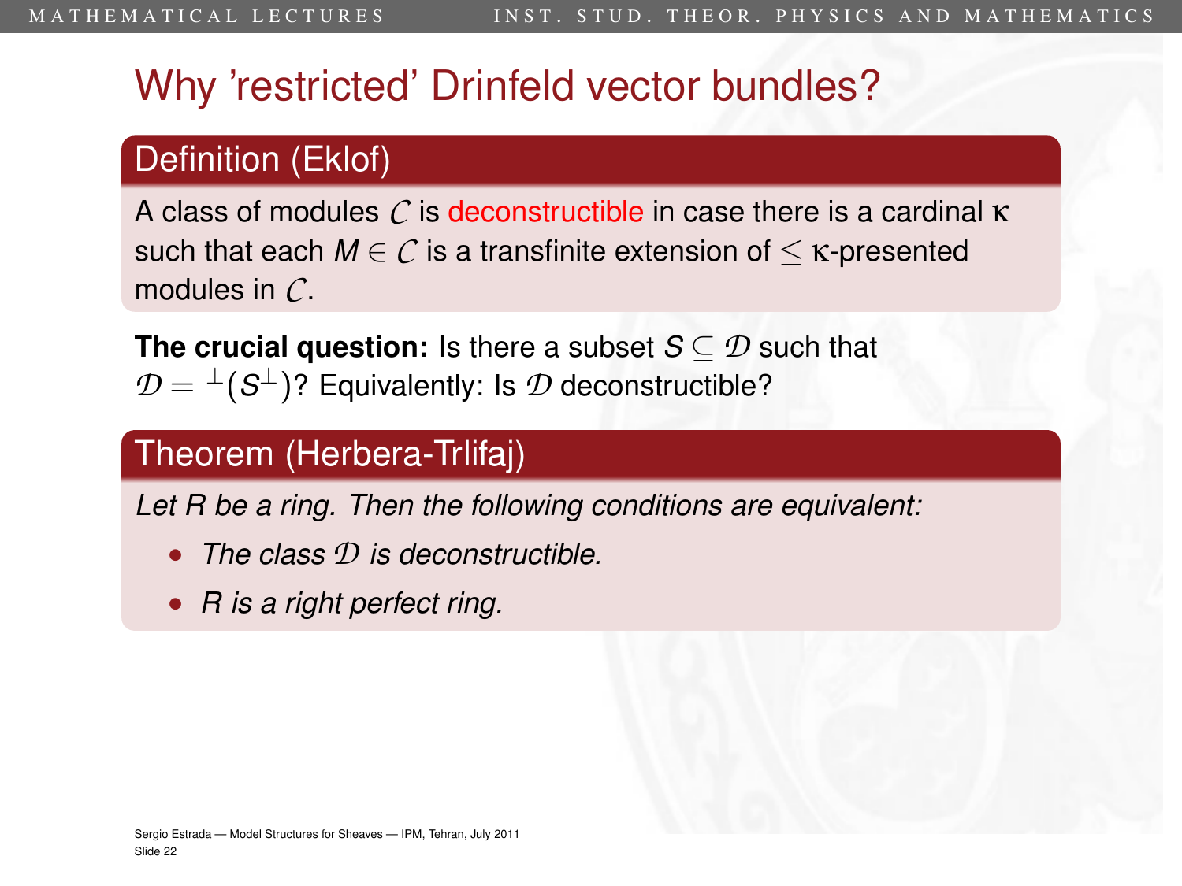# Why 'restricted' Drinfeld vector bundles?

**Definition (Eklof)**

A class of modules $\mathcal{C}$ is deconstructible in case there is a cardinal $\kappa$ such that each $M \in \mathcal{C}$ is a transfinite extension of $\leq \kappa$-presented modules in $\mathcal{C}$.

**The crucial question:** Is there a subset $S \subseteq \mathcal{D}$ such that $\mathcal{D} = {}^{\perp}(S^{\perp})$? Equivalently: Is $\mathcal{D}$ deconstructible?

**Theorem (Herbera-Trlifaj)**

*Let R be a ring. Then the following conditions are equivalent:*

- *The class $\mathcal{D}$ is deconstructible.*
- *R is a right perfect ring.*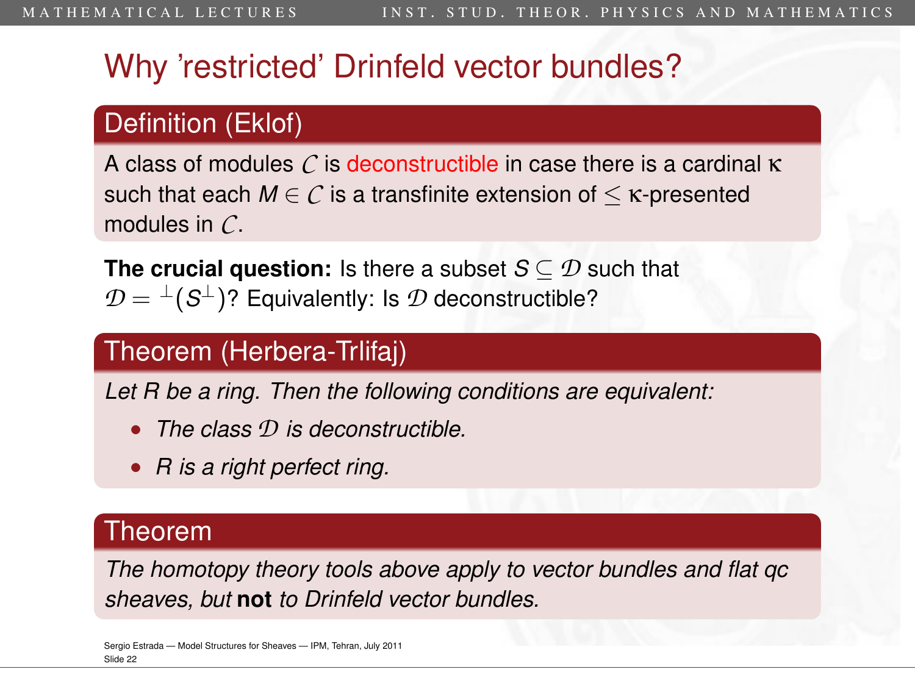# Why 'restricted' Drinfeld vector bundles?

## Definition (Eklof)

A class of modules $\mathcal{C}$ is deconstructible in case there is a cardinal $\kappa$ such that each $M \in \mathcal{C}$ is a transfinite extension of $\leq \kappa$-presented modules in $\mathcal{C}$.

**The crucial question:** Is there a subset $S \subseteq \mathcal{D}$ such that $\mathcal{D} = {}^{\perp}(S^{\perp})$? Equivalently: Is $\mathcal{D}$ deconstructible?

## Theorem (Herbera-Trlifaj)

*Let R be a ring. Then the following conditions are equivalent:*

- *The class $\mathcal{D}$ is deconstructible.*
- *R is a right perfect ring.*

## Theorem

*The homotopy theory tools above apply to vector bundles and flat qc sheaves, but* **not** *to Drinfeld vector bundles.*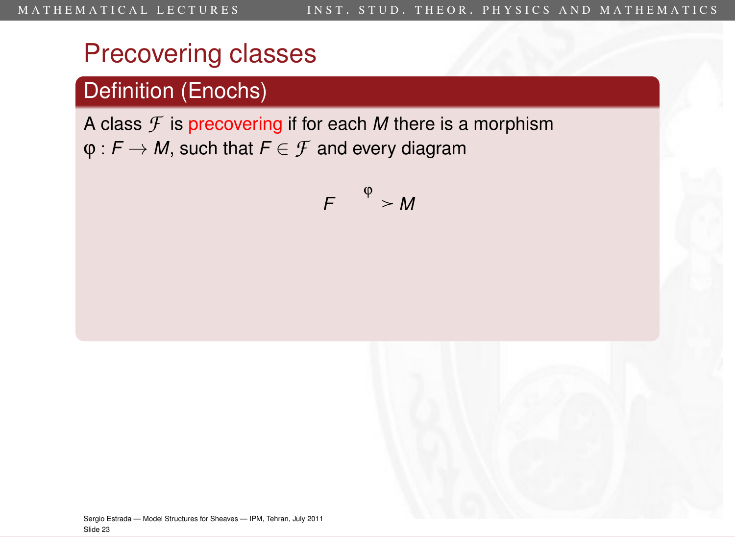# Precovering classes

## Definition (Enochs)

A class $\mathcal{F}$ is precovering if for each $M$ there is a morphism $\varphi : F \to M$, such that $F \in \mathcal{F}$ and every diagram

$$F \xrightarrow{\varphi} M$$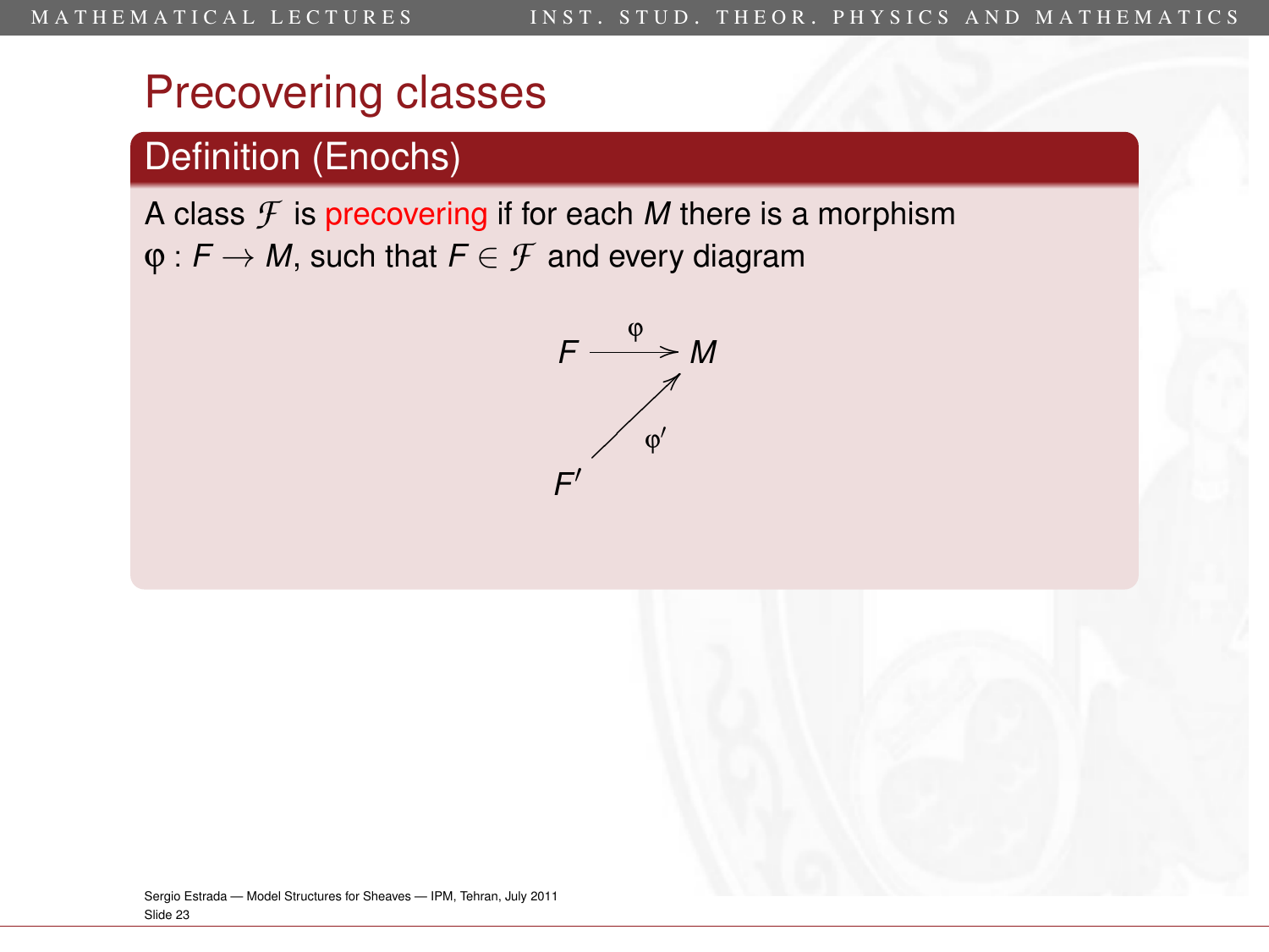# Precovering classes

## Definition (Enochs)

A class $\mathcal{F}$ is precovering if for each $M$ there is a morphism $\varphi : F \to M$, such that $F \in \mathcal{F}$ and every diagram

$$
\begin{array}{ccc}
F & \xrightarrow{\varphi} & M \\
 & \nearrow_{\varphi'} & \\
F' & &
\end{array}
$$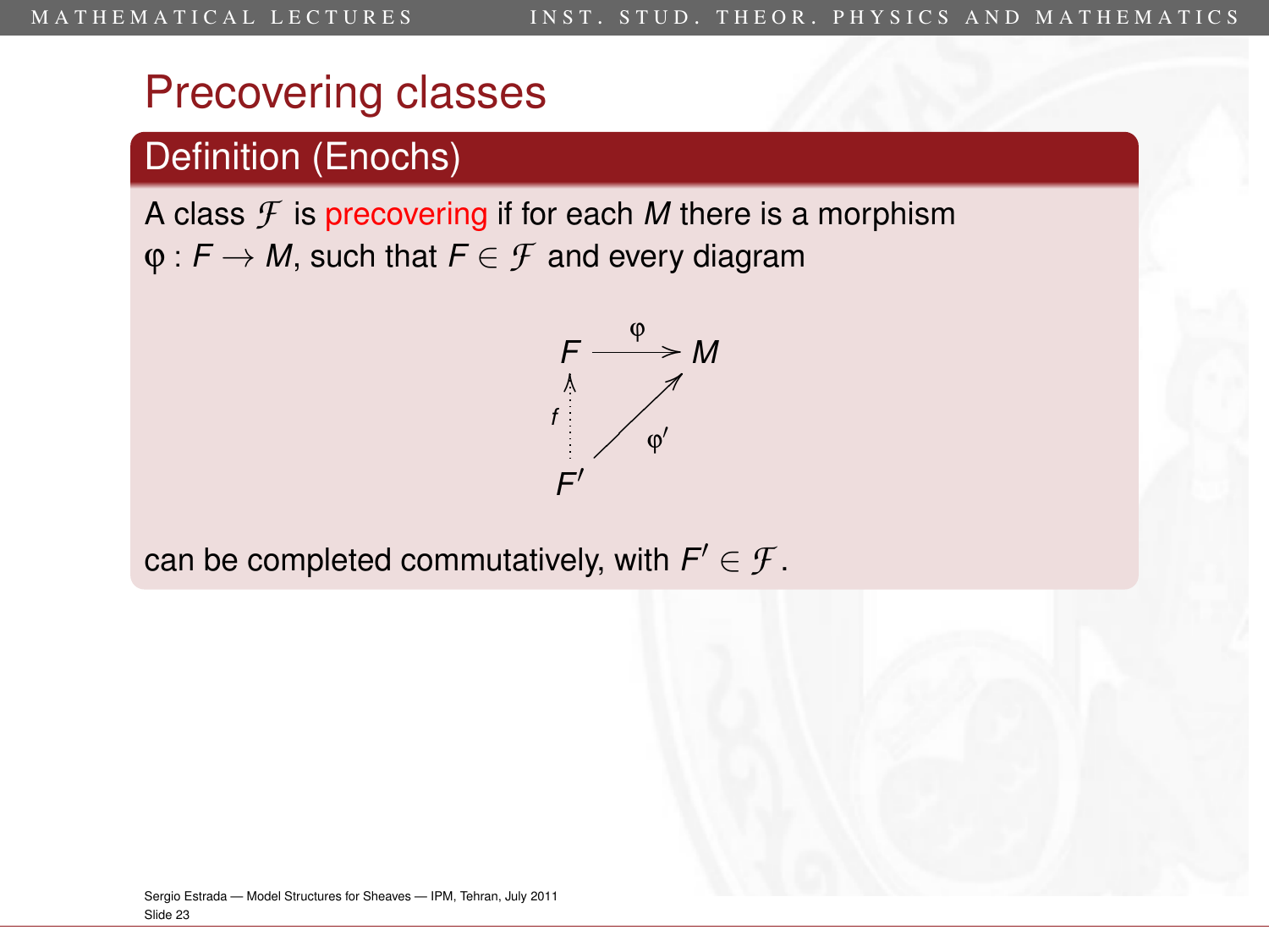# Precovering classes

## Definition (Enochs)

A class $\mathcal{F}$ is precovering if for each $M$ there is a morphism $\varphi : F \to M$, such that $F \in \mathcal{F}$ and every diagram

$$
\begin{array}{ccc}
F & \xrightarrow{\varphi} & M \\
\uparrow{\scriptstyle f} & \nearrow{\scriptstyle \varphi'} & \\
F' & &
\end{array}
$$

can be completed commutatively, with $F' \in \mathcal{F}$.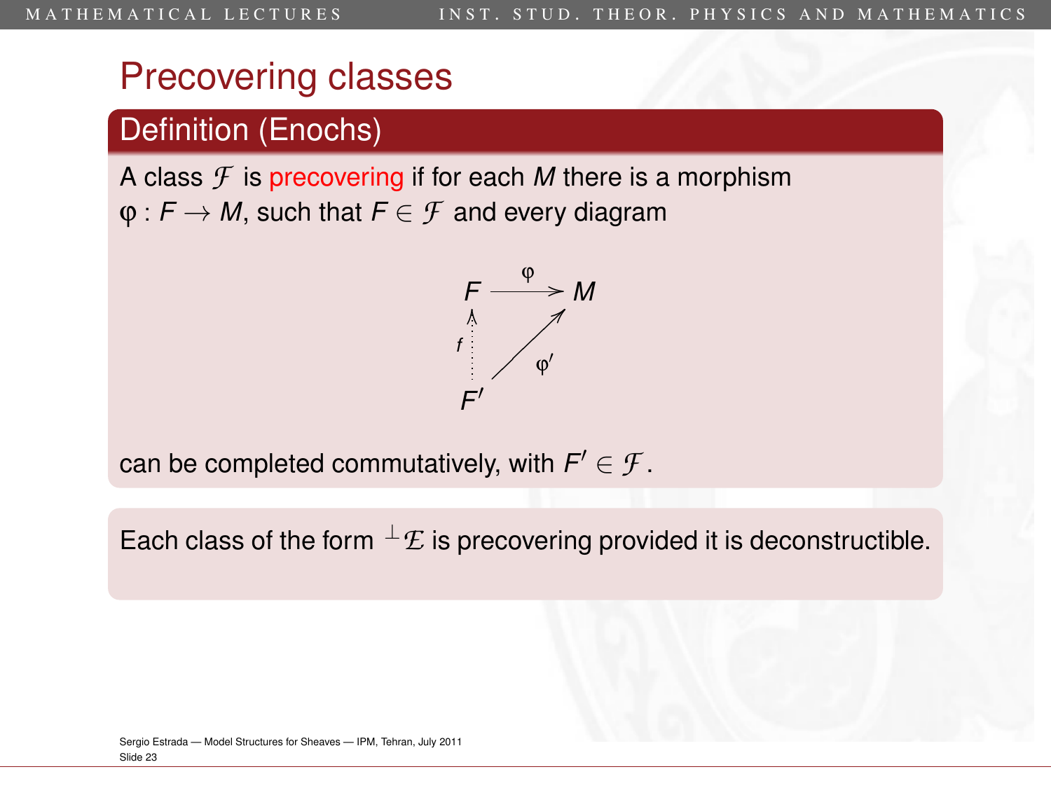# Precovering classes

## Definition (Enochs)

A class $\mathcal{F}$ is precovering if for each $M$ there is a morphism $\varphi : F \to M$, such that $F \in \mathcal{F}$ and every diagram

$$\begin{array}{ccc} F & \xrightarrow{\varphi} & M \\ {\scriptstyle f}\uparrow & \nearrow_{\varphi'} & \\ F' & & \end{array}$$

can be completed commutatively, with $F' \in \mathcal{F}$.

Each class of the form ${}^{\perp}\mathcal{E}$ is precovering provided it is deconstructible.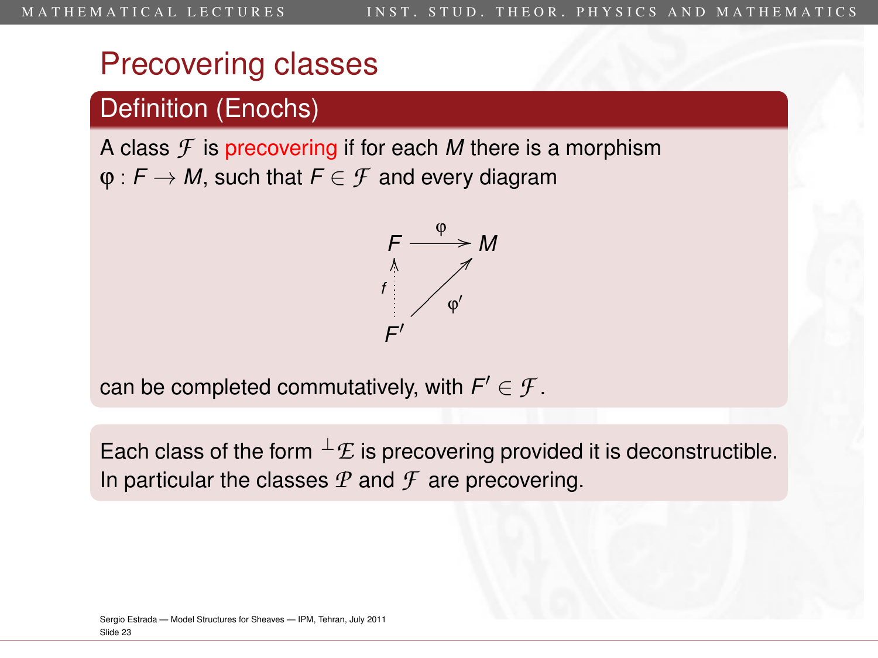# Precovering classes

## Definition (Enochs)

A class $\mathcal{F}$ is precovering if for each $M$ there is a morphism $\varphi : F \to M$, such that $F \in \mathcal{F}$ and every diagram

$$\begin{array}{ccc} F & \xrightarrow{\varphi} & M \\ {\scriptstyle f}\uparrow & \nearrow{\scriptstyle \varphi'} & \\ F' & & \end{array}$$

can be completed commutatively, with $F' \in \mathcal{F}$.

Each class of the form ${}^{\perp}\mathcal{E}$ is precovering provided it is deconstructible. In particular the classes $\mathcal{P}$ and $\mathcal{F}$ are precovering.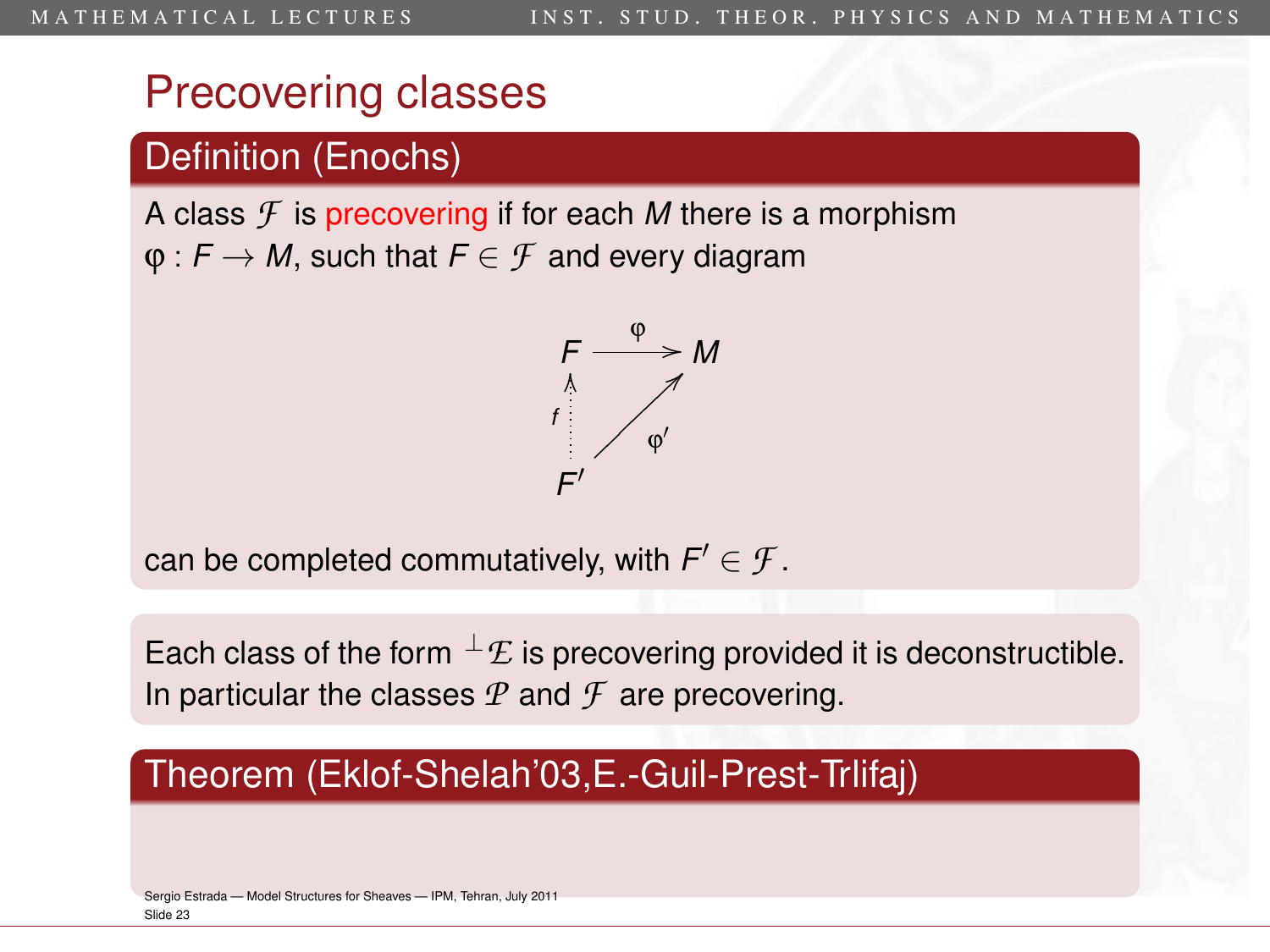# Precovering classes

## Definition (Enochs)

A class $\mathcal{F}$ is precovering if for each $M$ there is a morphism $\varphi : F \to M$, such that $F \in \mathcal{F}$ and every diagram

$$\begin{array}{ccc} F & \xrightarrow{\varphi} & M \\ {\scriptstyle f}\uparrow & \nearrow_{\varphi'} & \\ F' & & \end{array}$$

can be completed commutatively, with $F' \in \mathcal{F}$.

Each class of the form ${}^{\perp}\mathcal{E}$ is precovering provided it is deconstructible. In particular the classes $\mathcal{P}$ and $\mathcal{F}$ are precovering.

## Theorem (Eklof-Shelah'03,E.-Guil-Prest-Trlifaj)

Sergio Estrada — Model Structures for Sheaves — IPM, Tehran, July 2011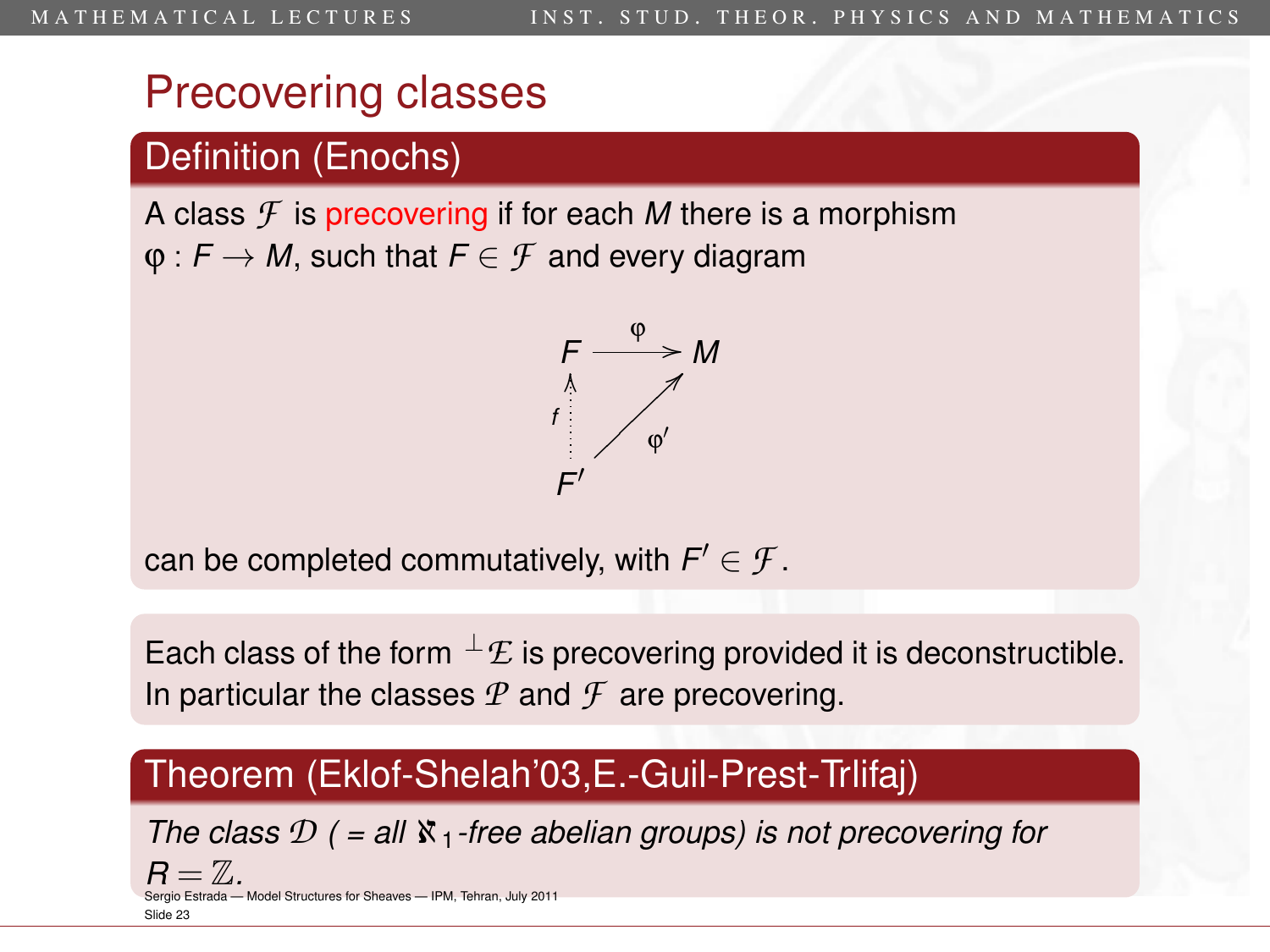# Precovering classes

## Definition (Enochs)

A class $\mathcal{F}$ is precovering if for each $M$ there is a morphism $\varphi : F \to M$, such that $F \in \mathcal{F}$ and every diagram

$$\begin{array}{ccc} F & \xrightarrow{\varphi} & M \\ {\scriptstyle f}\,\uparrow & \nearrow{\scriptstyle \varphi'} & \\ F' & & \end{array}$$

can be completed commutatively, with $F' \in \mathcal{F}$.

Each class of the form ${}^{\perp}\mathcal{E}$ is precovering provided it is deconstructible. In particular the classes $\mathcal{P}$ and $\mathcal{F}$ are precovering.

## Theorem (Eklof-Shelah'03,E.-Guil-Prest-Trlifaj)

*The class $\mathcal{D}$ ( = all $\aleph_1$-free abelian groups) is not precovering for $R = \mathbb{Z}$.*